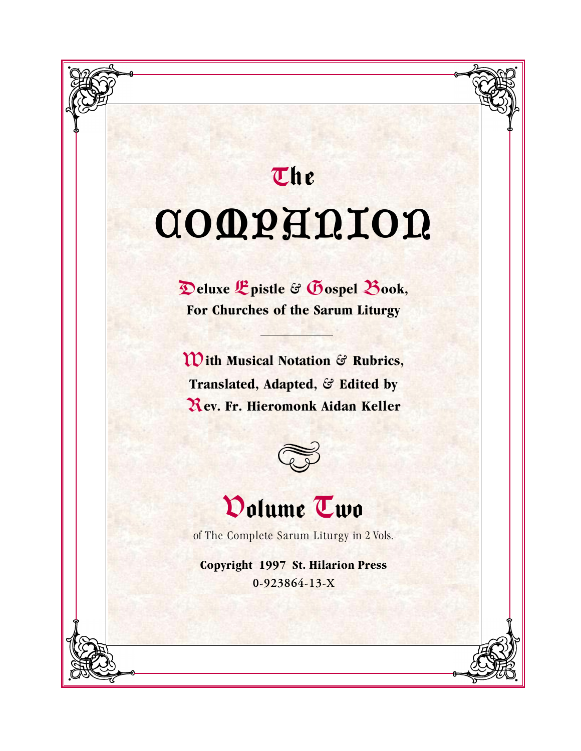# The

# COMPANION

**Deluxe Epistle & Gospel Book,**
**For Churches of the Sarum Liturgy**

---

**With Musical Notation & Rubrics,**
**Translated, Adapted, & Edited by**
**Rev. Fr. Hieromonk Aidan Keller**

## Volume Two

of The Complete Sarum Liturgy in 2 Vols.

**Copyright 1997 St. Hilarion Press**

0-923864-13-X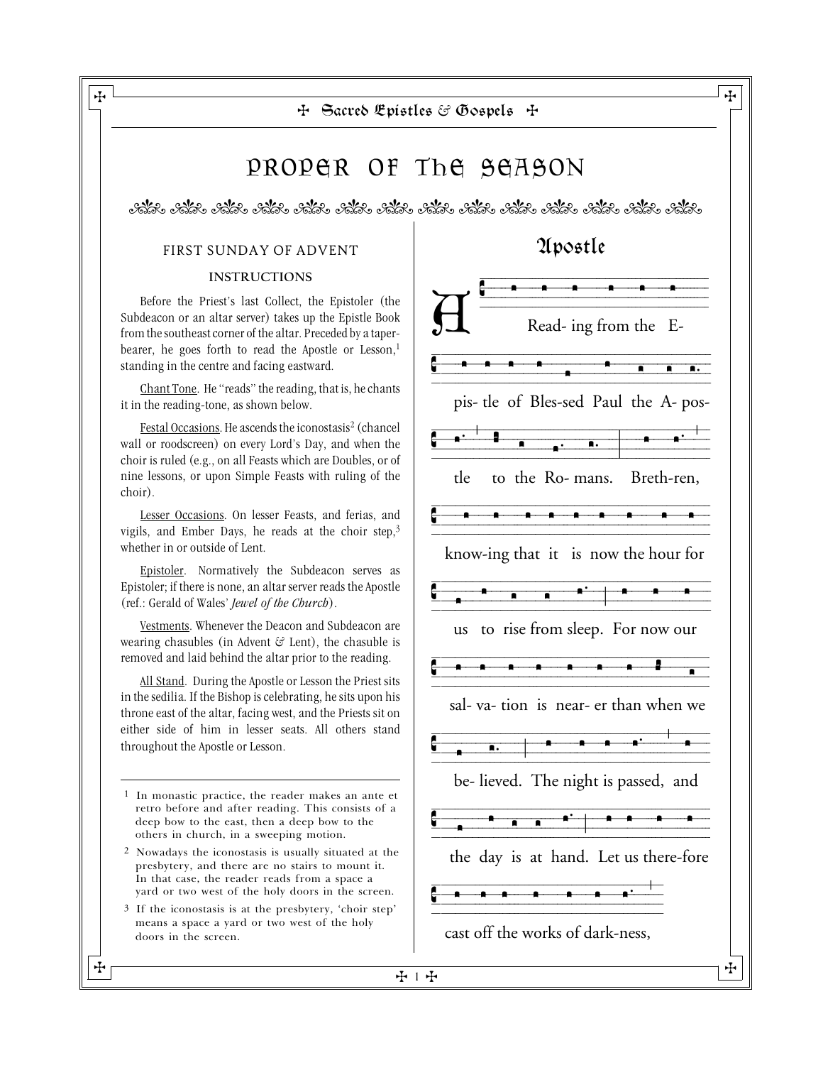# PROPER OF THE SEASON

## FIRST SUNDAY OF ADVENT

### INSTRUCTIONS

Before the Priest's last Collect, the Epistoler (the Subdeacon or an altar server) takes up the Epistle Book from the southeast corner of the altar. Preceded by a taper-bearer, he goes forth to read the Apostle or Lesson,[1] standing in the centre and facing eastward.

Chant Tone. He "reads" the reading, that is, he chants it in the reading-tone, as shown below.

Festal Occasions. He ascends the iconostasis[2] (chancel wall or roodscreen) on every Lord's Day, and when the choir is ruled (e.g., on all Feasts which are Doubles, or of nine lessons, or upon Simple Feasts with ruling of the choir).

Lesser Occasions. On lesser Feasts, and ferias, and vigils, and Ember Days, he reads at the choir step,[3] whether in or outside of Lent.

Epistoler. Normatively the Subdeacon serves as Epistoler; if there is none, an altar server reads the Apostle (ref.: Gerald of Wales' *Jewel of the Church*).

Vestments. Whenever the Deacon and Subdeacon are wearing chasubles (in Advent & Lent), the chasuble is removed and laid behind the altar prior to the reading.

All Stand. During the Apostle or Lesson the Priest sits in the sedilia. If the Bishop is celebrating, he sits upon his throne east of the altar, facing west, and the Priests sit on either side of him in lesser seats. All others stand throughout the Apostle or Lesson.

[1] In monastic practice, the reader makes an ante et retro before and after reading. This consists of a deep bow to the east, then a deep bow to the others in church, in a sweeping motion.

[2] Nowadays the iconostasis is usually situated at the presbytery, and there are no stairs to mount it. In that case, the reader reads from a space a yard or two west of the holy doors in the screen.

[3] If the iconostasis is at the presbytery, 'choir step' means a space a yard or two west of the holy doors in the screen.

## Apostle

A Read- ing from the E- pis- tle of Bles-sed Paul the A- pos- tle to the Ro- mans. Breth-ren, know-ing that it is now the hour for us to rise from sleep. For now our sal- va- tion is near- er than when we be- lieved. The night is passed, and the day is at hand. Let us there-fore cast off the works of dark-ness,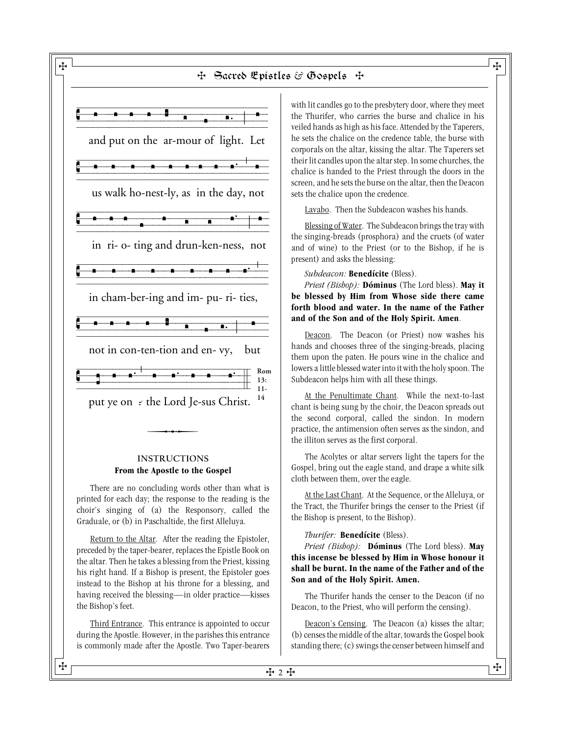and put on the ar-mour of light. Let

us walk ho-nest-ly, as in the day, not

in ri- o- ting and drun-ken-ness, not

in cham-ber-ing and im- pu- ri- ties,

not in con-ten-tion and en- vy, but

put ye on the Lord Je-sus Christ.

Rom 13: 11-14

### INSTRUCTIONS
**From the Apostle to the Gospel**

There are no concluding words other than what is printed for each day; the response to the reading is the choir's singing of (a) the Responsory, called the Graduale, or (b) in Paschaltide, the first Alleluya.

Return to the Altar. After the reading the Epistoler, preceded by the taper-bearer, replaces the Epistle Book on the altar. Then he takes a blessing from the Priest, kissing his right hand. If a Bishop is present, the Epistoler goes instead to the Bishop at his throne for a blessing, and having received the blessing—in older practice—kisses the Bishop's feet.

Third Entrance. This entrance is appointed to occur during the Apostle. However, in the parishes this entrance is commonly made after the Apostle. Two Taper-bearers with lit candles go to the presbytery door, where they meet the Thurifer, who carries the burse and chalice in his veiled hands as high as his face. Attended by the Taperers, he sets the chalice on the credence table, the burse with corporals on the altar, kissing the altar. The Taperers set their lit candles upon the altar step. In some churches, the chalice is handed to the Priest through the doors in the screen, and he sets the burse on the altar, then the Deacon sets the chalice upon the credence.

Lavabo. Then the Subdeacon washes his hands.

Blessing of Water. The Subdeacon brings the tray with the singing-breads (prosphora) and the cruets (of water and of wine) to the Priest (or to the Bishop, if he is present) and asks the blessing:

*Subdeacon:* **Benedícite** (Bless).
*Priest (Bishop):* **Dóminus** (The Lord bless). **May it be blessed by Him from Whose side there came forth blood and water. In the name of the Father and of the Son and of the Holy Spirit. Amen**.

Deacon. The Deacon (or Priest) now washes his hands and chooses three of the singing-breads, placing them upon the paten. He pours wine in the chalice and lowers a little blessed water into it with the holy spoon. The Subdeacon helps him with all these things.

At the Penultimate Chant. While the next-to-last chant is being sung by the choir, the Deacon spreads out the second corporal, called the sindon. In modern practice, the antimension often serves as the sindon, and the illiton serves as the first corporal.

The Acolytes or altar servers light the tapers for the Gospel, bring out the eagle stand, and drape a white silk cloth between them, over the eagle.

At the Last Chant. At the Sequence, or the Alleluya, or the Tract, the Thurifer brings the censer to the Priest (if the Bishop is present, to the Bishop).

*Thurifer:* **Benedícite** (Bless).
*Priest (Bishop):* **Dóminus** (The Lord bless). **May this incense be blessed by Him in Whose honour it shall be burnt. In the name of the Father and of the Son and of the Holy Spirit. Amen.**

The Thurifer hands the censer to the Deacon (if no Deacon, to the Priest, who will perform the censing).

Deacon's Censing. The Deacon (a) kisses the altar; (b) censes the middle of the altar, towards the Gospel book standing there; (c) swings the censer between himself and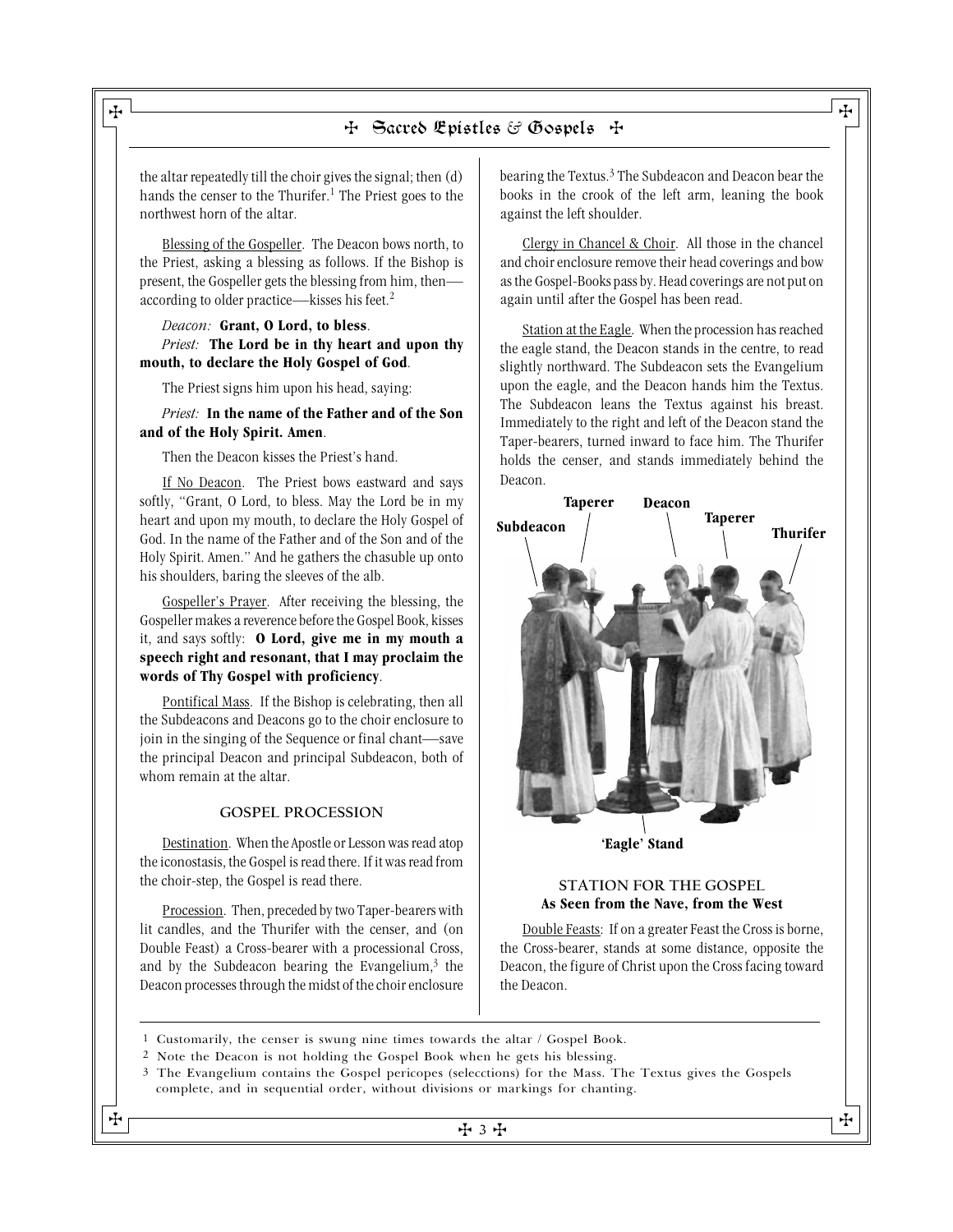the altar repeatedly till the choir gives the signal; then (d) hands the censer to the Thurifer.[1] The Priest goes to the northwest horn of the altar.

Blessing of the Gospeller. The Deacon bows north, to the Priest, asking a blessing as follows. If the Bishop is present, the Gospeller gets the blessing from him, then—according to older practice—kisses his feet.[2]

*Deacon:* **Grant, O Lord, to bless**.

*Priest:* **The Lord be in thy heart and upon thy mouth, to declare the Holy Gospel of God**.

The Priest signs him upon his head, saying:

*Priest:* **In the name of the Father and of the Son and of the Holy Spirit. Amen**.

Then the Deacon kisses the Priest's hand.

If No Deacon. The Priest bows eastward and says softly, "Grant, O Lord, to bless. May the Lord be in my heart and upon my mouth, to declare the Holy Gospel of God. In the name of the Father and of the Son and of the Holy Spirit. Amen." And he gathers the chasuble up onto his shoulders, baring the sleeves of the alb.

Gospeller's Prayer. After receiving the blessing, the Gospeller makes a reverence before the Gospel Book, kisses it, and says softly: **O Lord, give me in my mouth a speech right and resonant, that I may proclaim the words of Thy Gospel with proficiency**.

Pontifical Mass. If the Bishop is celebrating, then all the Subdeacons and Deacons go to the choir enclosure to join in the singing of the Sequence or final chant—save the principal Deacon and principal Subdeacon, both of whom remain at the altar.

## GOSPEL PROCESSION

Destination. When the Apostle or Lesson was read atop the iconostasis, the Gospel is read there. If it was read from the choir-step, the Gospel is read there.

Procession. Then, preceded by two Taper-bearers with lit candles, and the Thurifer with the censer, and (on Double Feast) a Cross-bearer with a processional Cross, and by the Subdeacon bearing the Evangelium,[3] the Deacon processes through the midst of the choir enclosure bearing the Textus.[3] The Subdeacon and Deacon bear the books in the crook of the left arm, leaning the book against the left shoulder.

Clergy in Chancel & Choir. All those in the chancel and choir enclosure remove their head coverings and bow as the Gospel-Books pass by. Head coverings are not put on again until after the Gospel has been read.

Station at the Eagle. When the procession has reached the eagle stand, the Deacon stands in the centre, to read slightly northward. The Subdeacon sets the Evangelium upon the eagle, and the Deacon hands him the Textus. The Subdeacon leans the Textus against his breast. Immediately to the right and left of the Deacon stand the Taper-bearers, turned inward to face him. The Thurifer holds the censer, and stands immediately behind the Deacon.

Subdeacon — Taperer — Deacon — Taperer — Thurifer

'Eagle' Stand

STATION FOR THE GOSPEL
**As Seen from the Nave, from the West**

Double Feasts: If on a greater Feast the Cross is borne, the Cross-bearer, stands at some distance, opposite the Deacon, the figure of Christ upon the Cross facing toward the Deacon.

---

1 Customarily, the censer is swung nine times towards the altar / Gospel Book.

2 Note the Deacon is not holding the Gospel Book when he gets his blessing.

3 The Evangelium contains the Gospel pericopes (selecctions) for the Mass. The Textus gives the Gospels complete, and in sequential order, without divisions or markings for chanting.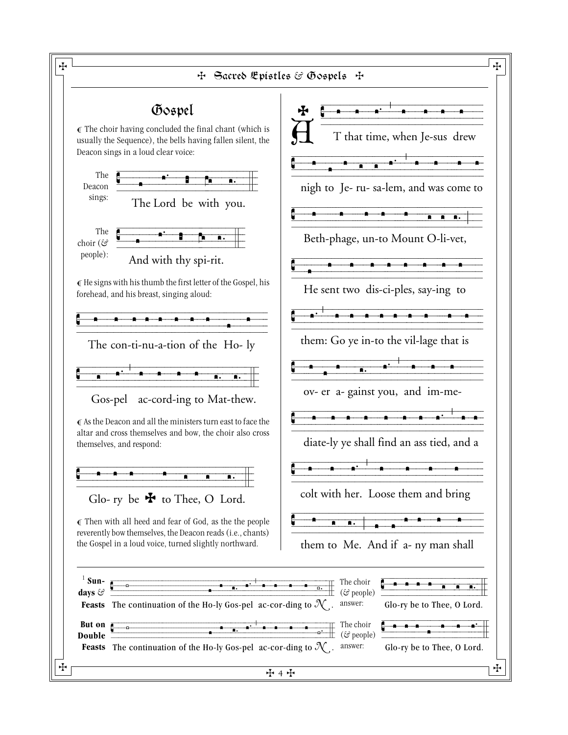## Gospel

℄ The choir having concluded the final chant (which is usually the Sequence), the bells having fallen silent, the Deacon sings in a loud clear voice:

The Deacon sings: The Lord be with you.

The choir (& people): And with thy spi-rit.

℄ He signs with his thumb the first letter of the Gospel, his forehead, and his breast, singing aloud:

The con-ti-nu-a-tion of the Ho- ly Gos-pel ac-cord-ing to Mat-thew.

℄ As the Deacon and all the ministers turn east to face the altar and cross themselves and bow, the choir also cross themselves, and respond:

Glo- ry be ✠ to Thee, O Lord.

℄ Then with all heed and fear of God, as the the people reverently bow themselves, the Deacon reads (i.e., chants) the Gospel in a loud voice, turned slightly northward.

✠ AT that time, when Je-sus drew nigh to Je- ru- sa-lem, and was come to Beth-phage, un-to Mount O-li-vet, He sent two dis-ci-ples, say-ing to them: Go ye in-to the vil-lage that is ov- er a- gainst you, and im-me-diate-ly ye shall find an ass tied, and a colt with her. Loose them and bring them to Me. And if a- ny man shall

---

[1] **Sundays & Feasts** The continuation of the Ho-ly Gos-pel ac-cor-ding to N. The choir (& people) answer: Glo-ry be to Thee, O Lord.

**But on Double Feasts** The continuation of the Ho-ly Gos-pel ac-cor-ding to N. The choir (& people) answer: Glo-ry be to Thee, O Lord.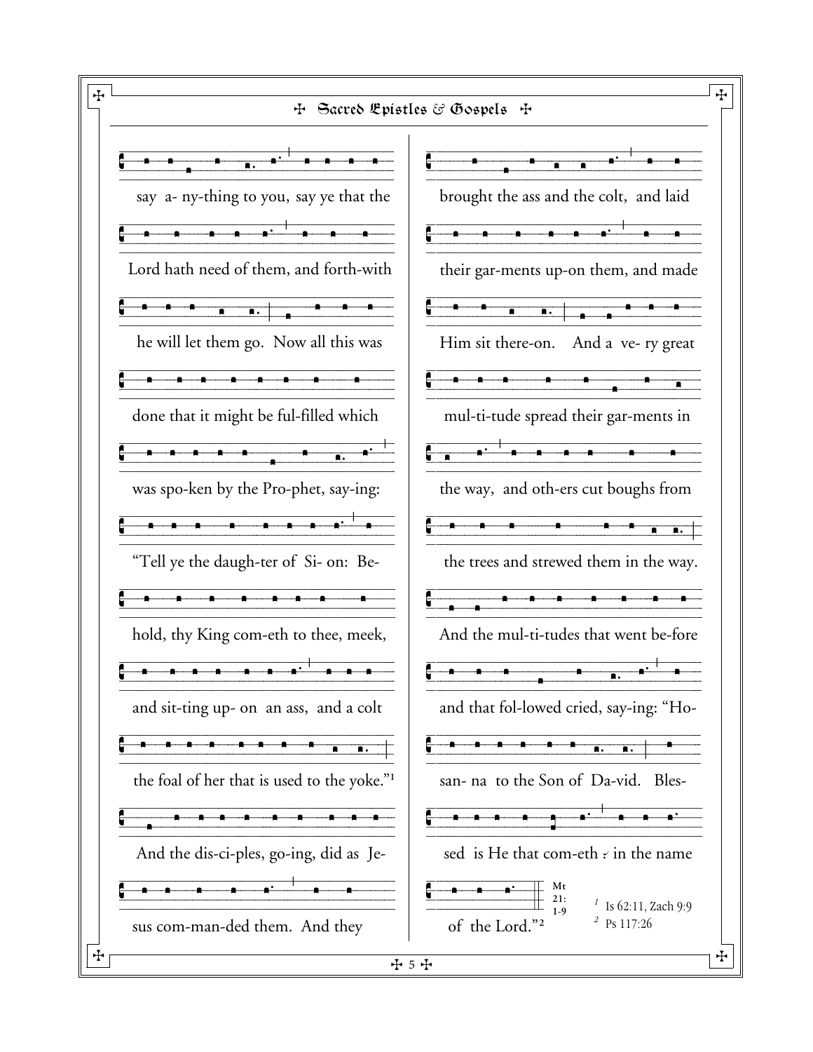say a- ny-thing to you, say ye that the

Lord hath need of them, and forth-with

he will let them go. Now all this was

done that it might be ful-filled which

was spo-ken by the Pro-phet, say-ing:

"Tell ye the daugh-ter of Si- on: Be-

hold, thy King com-eth to thee, meek,

and sit-ting up- on an ass, and a colt

the foal of her that is used to the yoke."[1]

And the dis-ci-ples, go-ing, did as Je-

sus com-man-ded them. And they

brought the ass and the colt, and laid

their gar-ments up-on them, and made

Him sit there-on. And a ve- ry great

mul-ti-tude spread their gar-ments in

the way, and oth-ers cut boughs from

the trees and strewed them in the way.

And the mul-ti-tudes that went be-fore

and that fol-lowed cried, say-ing: "Ho-

san- na to the Son of Da-vid. Bles-

sed is He that com-eth in the name

of the Lord."[2]

Mt 21: 1-9

[1] Is 62:11, Zach 9:9
[2] Ps 117:26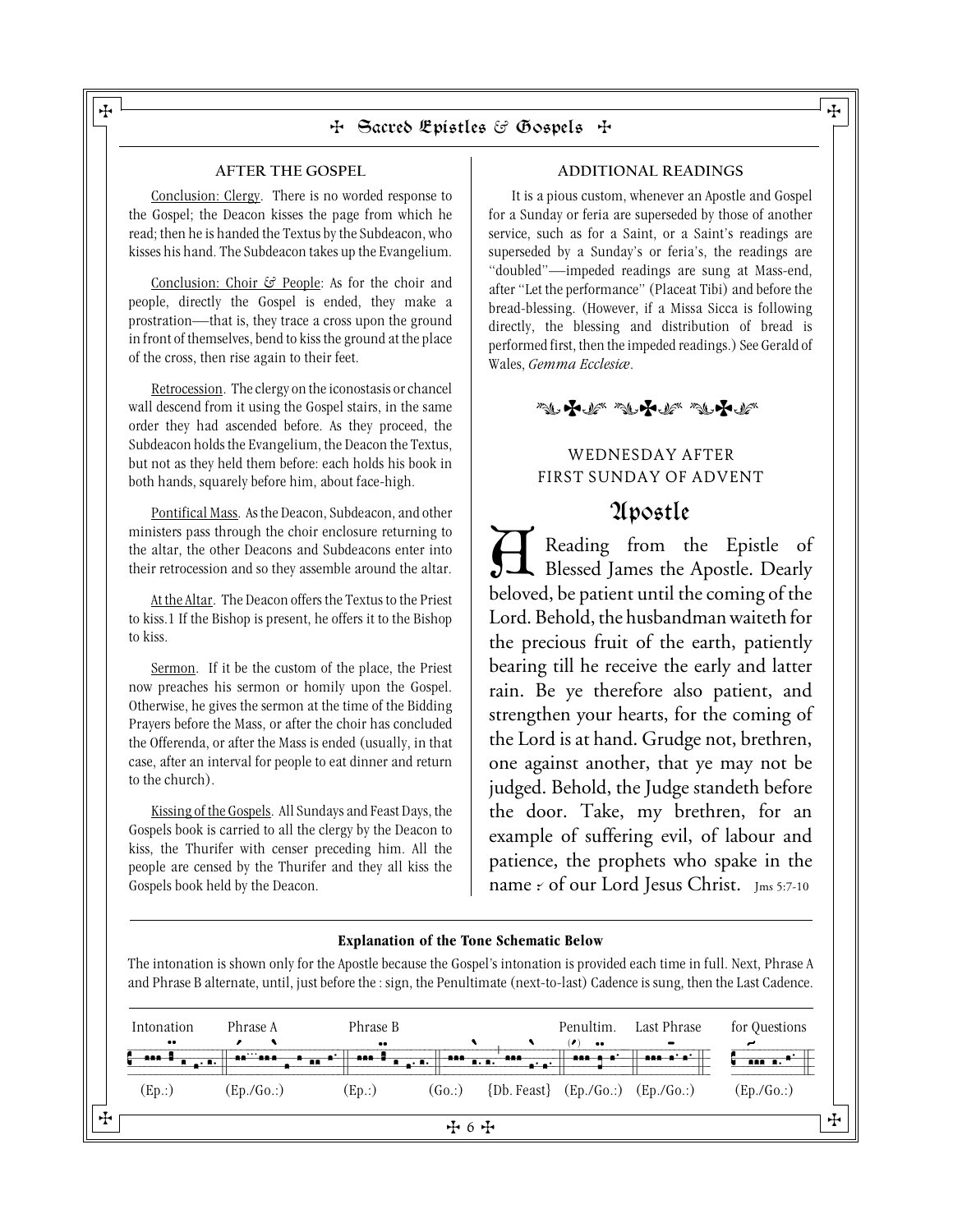### AFTER THE GOSPEL

Conclusion: Clergy. There is no worded response to the Gospel; the Deacon kisses the page from which he read; then he is handed the Textus by the Subdeacon, who kisses his hand. The Subdeacon takes up the Evangelium.

Conclusion: Choir & People: As for the choir and people, directly the Gospel is ended, they make a prostration—that is, they trace a cross upon the ground in front of themselves, bend to kiss the ground at the place of the cross, then rise again to their feet.

Retrocession. The clergy on the iconostasis or chancel wall descend from it using the Gospel stairs, in the same order they had ascended before. As they proceed, the Subdeacon holds the Evangelium, the Deacon the Textus, but not as they held them before: each holds his book in both hands, squarely before him, about face-high.

Pontifical Mass. As the Deacon, Subdeacon, and other ministers pass through the choir enclosure returning to the altar, the other Deacons and Subdeacons enter into their retrocession and so they assemble around the altar.

At the Altar. The Deacon offers the Textus to the Priest to kiss.1 If the Bishop is present, he offers it to the Bishop to kiss.

Sermon. If it be the custom of the place, the Priest now preaches his sermon or homily upon the Gospel. Otherwise, he gives the sermon at the time of the Bidding Prayers before the Mass, or after the choir has concluded the Offerenda, or after the Mass is ended (usually, in that case, after an interval for people to eat dinner and return to the church).

Kissing of the Gospels. All Sundays and Feast Days, the Gospels book is carried to all the clergy by the Deacon to kiss, the Thurifer with censer preceding him. All the people are censed by the Thurifer and they all kiss the Gospels book held by the Deacon.

### ADDITIONAL READINGS

It is a pious custom, whenever an Apostle and Gospel for a Sunday or feria are superseded by those of another service, such as for a Saint, or a Saint's readings are superseded by a Sunday's or feria's, the readings are "doubled"—impeded readings are sung at Mass-end, after "Let the performance" (Placeat Tibi) and before the bread-blessing. (However, if a Missa Sicca is following directly, the blessing and distribution of bread is performed first, then the impeded readings.) See Gerald of Wales, *Gemma Ecclesiæ*.

## WEDNESDAY AFTER FIRST SUNDAY OF ADVENT

## Apostle

A Reading from the Epistle of Blessed James the Apostle. Dearly beloved, be patient until the coming of the Lord. Behold, the husbandman waiteth for the precious fruit of the earth, patiently bearing till he receive the early and latter rain. Be ye therefore also patient, and strengthen your hearts, for the coming of the Lord is at hand. Grudge not, brethren, one against another, that ye may not be judged. Behold, the Judge standeth before the door. Take, my brethren, for an example of suffering evil, of labour and patience, the prophets who spake in the name ꞉ of our Lord Jesus Christ. Jms 5:7-10

**Explanation of the Tone Schematic Below**

The intonation is shown only for the Apostle because the Gospel's intonation is provided each time in full. Next, Phrase A and Phrase B alternate, until, just before the : sign, the Penultimate (next-to-last) Cadence is sung, then the Last Cadence.

| Intonation | Phrase A | Phrase B | | | Penultim. | Last Phrase | for Questions |
|---|---|---|---|---|---|---|---|
| (Ep.:) | (Ep./Go.:) | (Ep.:) | (Go.:) | {Db. Feast} | (Ep./Go.:) | (Ep./Go.:) | (Ep./Go.:) |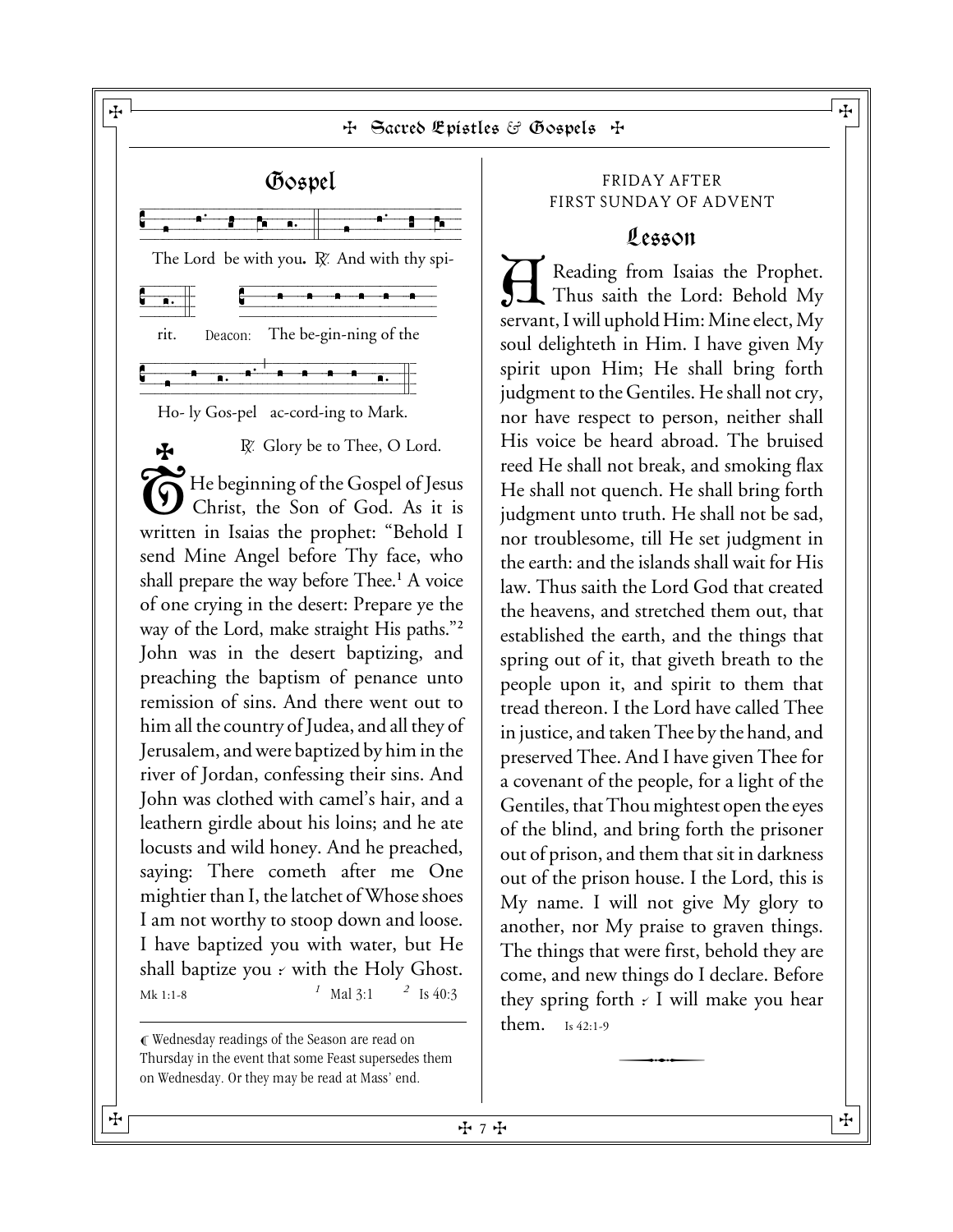## Gospel

The Lord be with you. ℟. And with thy spi-rit.

Deacon: The be-gin-ning of the Ho- ly Gos-pel ac-cord-ing to Mark.

℟. Glory be to Thee, O Lord.

✠ THe beginning of the Gospel of Jesus Christ, the Son of God. As it is written in Isaias the prophet: "Behold I send Mine Angel before Thy face, who shall prepare the way before Thee.[1] A voice of one crying in the desert: Prepare ye the way of the Lord, make straight His paths."[2] John was in the desert baptizing, and preaching the baptism of penance unto remission of sins. And there went out to him all the country of Judea, and all they of Jerusalem, and were baptized by him in the river of Jordan, confessing their sins. And John was clothed with camel's hair, and a leathern girdle about his loins; and he ate locusts and wild honey. And he preached, saying: There cometh after me One mightier than I, the latchet of Whose shoes I am not worthy to stoop down and loose. I have baptized you with water, but He shall baptize you ⸓ with the Holy Ghost. Mk 1:1-8

[1] Mal 3:1 [2] Is 40:3

℄ Wednesday readings of the Season are read on Thursday in the event that some Feast supersedes them on Wednesday. Or they may be read at Mass' end.

FRIDAY AFTER FIRST SUNDAY OF ADVENT

## Lesson

A Reading from Isaias the Prophet. Thus saith the Lord: Behold My servant, I will uphold Him: Mine elect, My soul delighteth in Him. I have given My spirit upon Him; He shall bring forth judgment to the Gentiles. He shall not cry, nor have respect to person, neither shall His voice be heard abroad. The bruised reed He shall not break, and smoking flax He shall not quench. He shall bring forth judgment unto truth. He shall not be sad, nor troublesome, till He set judgment in the earth: and the islands shall wait for His law. Thus saith the Lord God that created the heavens, and stretched them out, that established the earth, and the things that spring out of it, that giveth breath to the people upon it, and spirit to them that tread thereon. I the Lord have called Thee in justice, and taken Thee by the hand, and preserved Thee. And I have given Thee for a covenant of the people, for a light of the Gentiles, that Thou mightest open the eyes of the blind, and bring forth the prisoner out of prison, and them that sit in darkness out of the prison house. I the Lord, this is My name. I will not give My glory to another, nor My praise to graven things. The things that were first, behold they are come, and new things do I declare. Before they spring forth ⸓ I will make you hear them. Is 42:1-9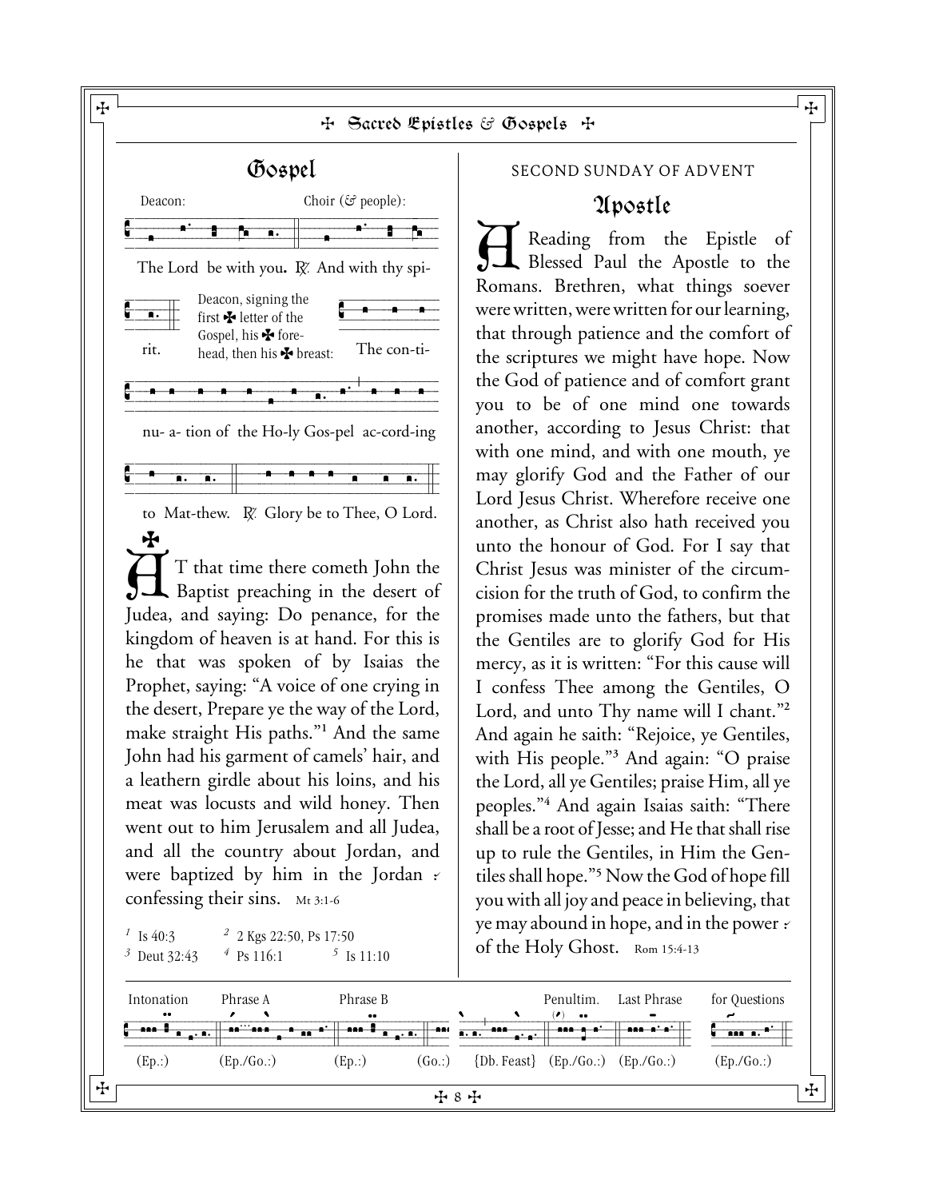## Gospel

Deacon: The Lord be with you. ℟. And with thy spirit. — Choir (& people)

Deacon, signing the first ✠ letter of the Gospel, his ✠ forehead, then his ✠ breast: The continuation of the Holy Gospel according to Matthew. ℟. Glory be to Thee, O Lord.

✠ AT that time there cometh John the Baptist preaching in the desert of Judea, and saying: Do penance, for the kingdom of heaven is at hand. For this is he that was spoken of by Isaias the Prophet, saying: "A voice of one crying in the desert, Prepare ye the way of the Lord, make straight His paths."[1] And the same John had his garment of camels' hair, and a leathern girdle about his loins, and his meat was locusts and wild honey. Then went out to him Jerusalem and all Judea, and all the country about Jordan, and were baptized by him in the Jordan confessing their sins. Mt 3:1-6

[1] Is 40:3 [2] 2 Kgs 22:50, Ps 17:50 [3] Deut 32:43 [4] Ps 116:1 [5] Is 11:10

SECOND SUNDAY OF ADVENT

## Apostle

A Reading from the Epistle of Blessed Paul the Apostle to the Romans. Brethren, what things soever were written, were written for our learning, that through patience and the comfort of the scriptures we might have hope. Now the God of patience and of comfort grant you to be of one mind one towards another, according to Jesus Christ: that with one mind, and with one mouth, ye may glorify God and the Father of our Lord Jesus Christ. Wherefore receive one another, as Christ also hath received you unto the honour of God. For I say that Christ Jesus was minister of the circumcision for the truth of God, to confirm the promises made unto the fathers, but that the Gentiles are to glorify God for His mercy, as it is written: "For this cause will I confess Thee among the Gentiles, O Lord, and unto Thy name will I chant."[2] And again he saith: "Rejoice, ye Gentiles, with His people."[3] And again: "O praise the Lord, all ye Gentiles; praise Him, all ye peoples."[4] And again Isaias saith: "There shall be a root of Jesse; and He that shall rise up to rule the Gentiles, in Him the Gentiles shall hope."[5] Now the God of hope fill you with all joy and peace in believing, that ye may abound in hope, and in the power of the Holy Ghost. Rom 15:4-13

| Intonation | Phrase A | Phrase B | | | Penultim. | Last Phrase | for Questions |
|---|---|---|---|---|---|---|---|
| (Ep.:) | (Ep./Go.:) | (Ep.:) | (Go.:) | {Db. Feast} | (Ep./Go.:) | (Ep./Go.:) | (Ep./Go.:) |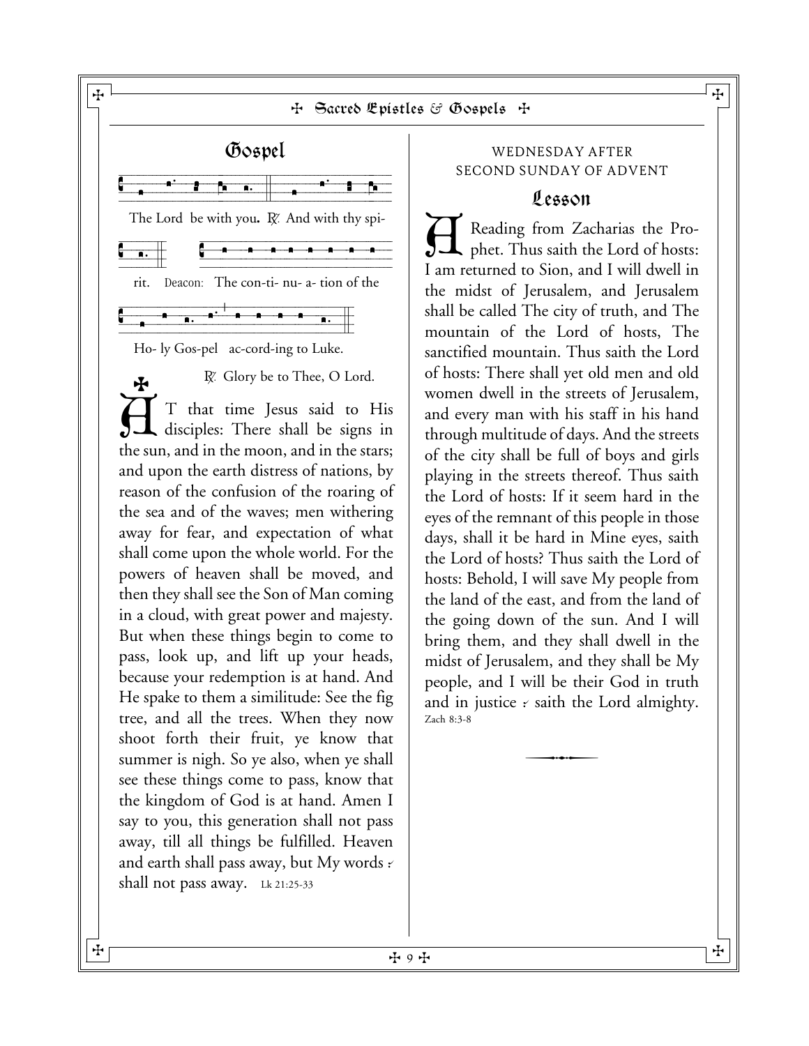## Gospel

The Lord be with you. ℟. And with thy spirit. Deacon: The con-ti- nu- a- tion of the Ho- ly Gos-pel ac-cord-ing to Luke.

℟. Glory be to Thee, O Lord.

✠ AT that time Jesus said to His disciples: There shall be signs in the sun, and in the moon, and in the stars; and upon the earth distress of nations, by reason of the confusion of the roaring of the sea and of the waves; men withering away for fear, and expectation of what shall come upon the whole world. For the powers of heaven shall be moved, and then they shall see the Son of Man coming in a cloud, with great power and majesty. But when these things begin to come to pass, look up, and lift up your heads, because your redemption is at hand. And He spake to them a similitude: See the fig tree, and all the trees. When they now shoot forth their fruit, ye know that summer is nigh. So ye also, when ye shall see these things come to pass, know that the kingdom of God is at hand. Amen I say to you, this generation shall not pass away, till all things be fulfilled. Heaven and earth shall pass away, but My words ⁒ shall not pass away. Lk 21:25-33

WEDNESDAY AFTER SECOND SUNDAY OF ADVENT

## Lesson

A Reading from Zacharias the Prophet. Thus saith the Lord of hosts: I am returned to Sion, and I will dwell in the midst of Jerusalem, and Jerusalem shall be called The city of truth, and The mountain of the Lord of hosts, The sanctified mountain. Thus saith the Lord of hosts: There shall yet old men and old women dwell in the streets of Jerusalem, and every man with his staff in his hand through multitude of days. And the streets of the city shall be full of boys and girls playing in the streets thereof. Thus saith the Lord of hosts: If it seem hard in the eyes of the remnant of this people in those days, shall it be hard in Mine eyes, saith the Lord of hosts? Thus saith the Lord of hosts: Behold, I will save My people from the land of the east, and from the land of the going down of the sun. And I will bring them, and they shall dwell in the midst of Jerusalem, and they shall be My people, and I will be their God in truth and in justice ⁒ saith the Lord almighty. Zach 8:3-8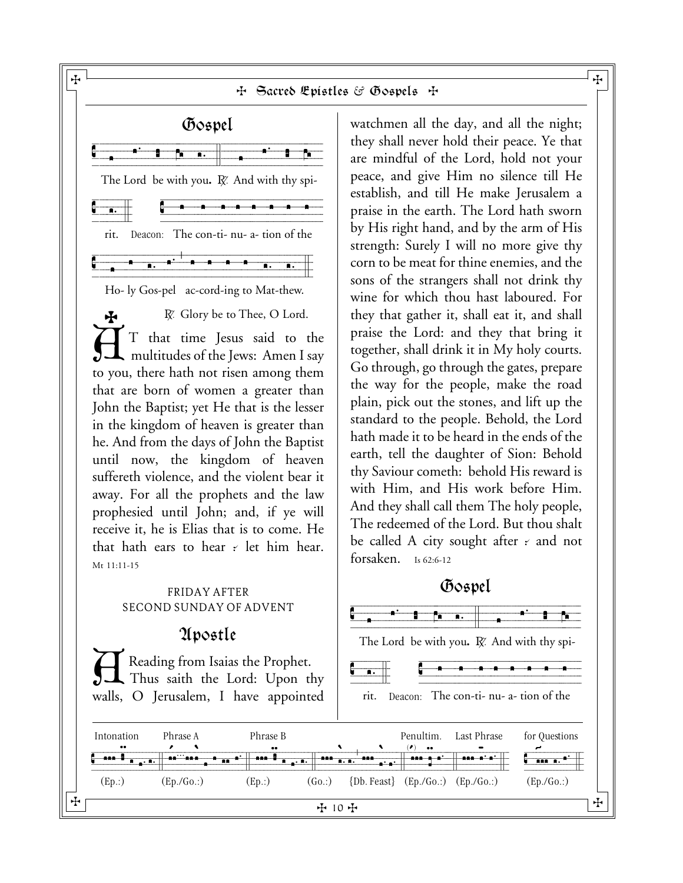## Gospel

The Lord be with you. ℟. And with thy spirit.

Deacon: The con-ti- nu- a- tion of the Ho- ly Gos-pel ac-cord-ing to Mat-thew.

℟. Glory be to Thee, O Lord.

✠ AT that time Jesus said to the multitudes of the Jews: Amen I say to you, there hath not risen among them that are born of women a greater than John the Baptist; yet He that is the lesser in the kingdom of heaven is greater than he. And from the days of John the Baptist until now, the kingdom of heaven suffereth violence, and the violent bear it away. For all the prophets and the law prophesied until John; and, if ye will receive it, he is Elias that is to come. He that hath ears to hear ⸓ let him hear. Mt 11:11-15

FRIDAY AFTER SECOND SUNDAY OF ADVENT

## Apostle

A Reading from Isaias the Prophet. Thus saith the Lord: Upon thy walls, O Jerusalem, I have appointed watchmen all the day, and all the night; they shall never hold their peace. Ye that are mindful of the Lord, hold not your peace, and give Him no silence till He establish, and till He make Jerusalem a praise in the earth. The Lord hath sworn by His right hand, and by the arm of His strength: Surely I will no more give thy corn to be meat for thine enemies, and the sons of the strangers shall not drink thy wine for which thou hast laboured. For they that gather it, shall eat it, and shall praise the Lord: and they that bring it together, shall drink it in My holy courts. Go through, go through the gates, prepare the way for the people, make the road plain, pick out the stones, and lift up the standard to the people. Behold, the Lord hath made it to be heard in the ends of the earth, tell the daughter of Sion: Behold thy Saviour cometh: behold His reward is with Him, and His work before Him. And they shall call them The holy people, The redeemed of the Lord. But thou shalt be called A city sought after ⸓ and not forsaken. Is 62:6-12

## Gospel

The Lord be with you. ℟. And with thy spirit.

Deacon: The con-ti- nu- a- tion of the

Intonation (Ep.:) | Phrase A (Ep./Go.:) | Phrase B (Ep.:) | (Go.:) | {Db. Feast} | Penultim. (Ep./Go.:) | Last Phrase (Ep./Go.:) | for Questions (Ep./Go.:)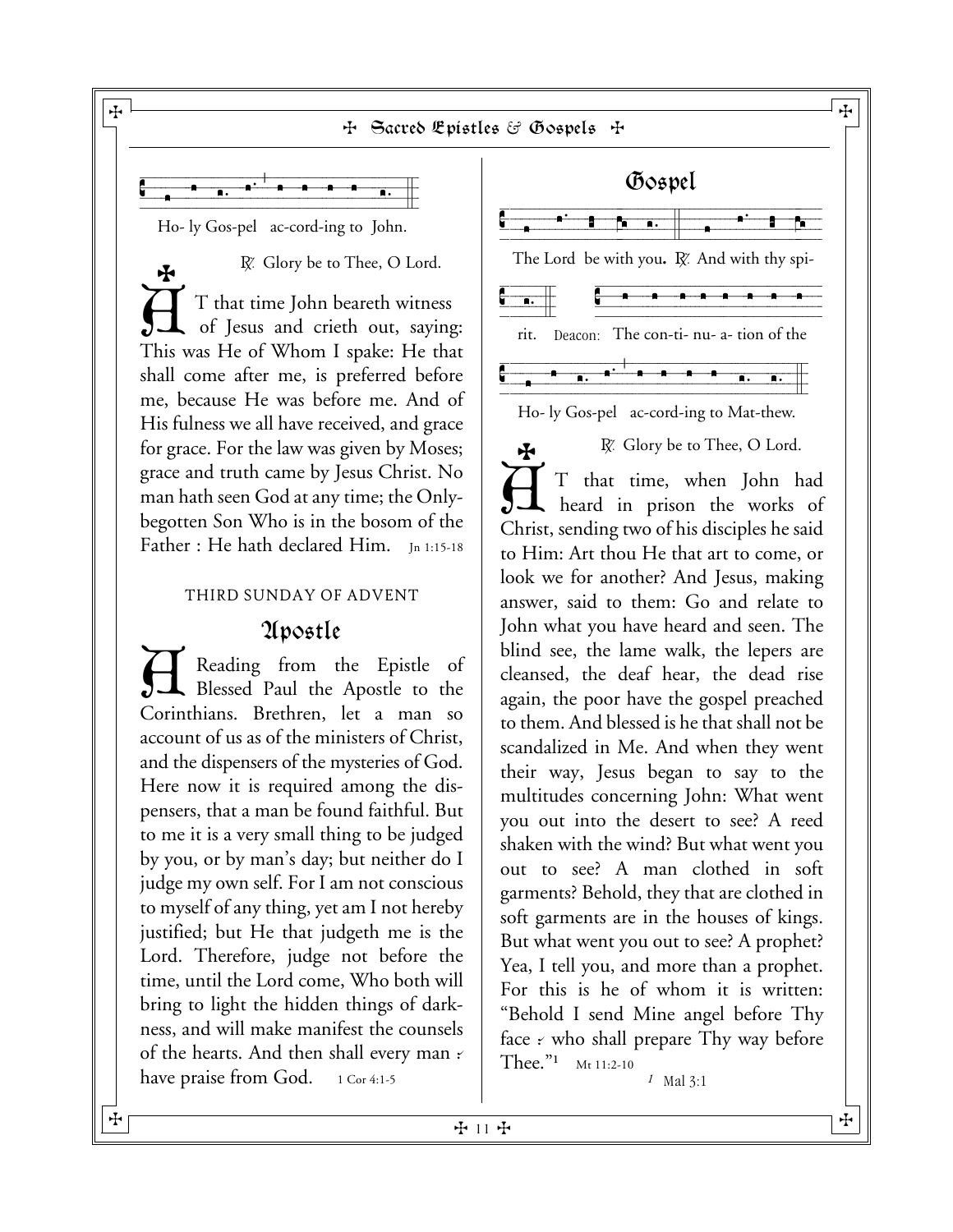Ho- ly Gos-pel ac-cord-ing to John.

℟. Glory be to Thee, O Lord.

AT that time John beareth witness of Jesus and crieth out, saying: This was He of Whom I spake: He that shall come after me, is preferred before me, because He was before me. And of His fulness we all have received, and grace for grace. For the law was given by Moses; grace and truth came by Jesus Christ. No man hath seen God at any time; the Only-begotten Son Who is in the bosom of the Father : He hath declared Him. Jn 1:15-18

THIRD SUNDAY OF ADVENT

## Apostle

A Reading from the Epistle of Blessed Paul the Apostle to the Corinthians. Brethren, let a man so account of us as of the ministers of Christ, and the dispensers of the mysteries of God. Here now it is required among the dispensers, that a man be found faithful. But to me it is a very small thing to be judged by you, or by man's day; but neither do I judge my own self. For I am not conscious to myself of any thing, yet am I not hereby justified; but He that judgeth me is the Lord. Therefore, judge not before the time, until the Lord come, Who both will bring to light the hidden things of darkness, and will make manifest the counsels of the hearts. And then shall every man ⸗ have praise from God. 1 Cor 4:1-5

## Gospel

The Lord be with you. ℟. And with thy spi-rit. Deacon: The con-ti- nu- a- tion of the Ho- ly Gos-pel ac-cord-ing to Mat-thew.

℟. Glory be to Thee, O Lord.

AT that time, when John had heard in prison the works of Christ, sending two of his disciples he said to Him: Art thou He that art to come, or look we for another? And Jesus, making answer, said to them: Go and relate to John what you have heard and seen. The blind see, the lame walk, the lepers are cleansed, the deaf hear, the dead rise again, the poor have the gospel preached to them. And blessed is he that shall not be scandalized in Me. And when they went their way, Jesus began to say to the multitudes concerning John: What went you out into the desert to see? A reed shaken with the wind? But what went you out to see? A man clothed in soft garments? Behold, they that are clothed in soft garments are in the houses of kings. But what went you out to see? A prophet? Yea, I tell you, and more than a prophet. For this is he of whom it is written: "Behold I send Mine angel before Thy face ⸗ who shall prepare Thy way before Thee."[1] Mt 11:2-10

[1] Mal 3:1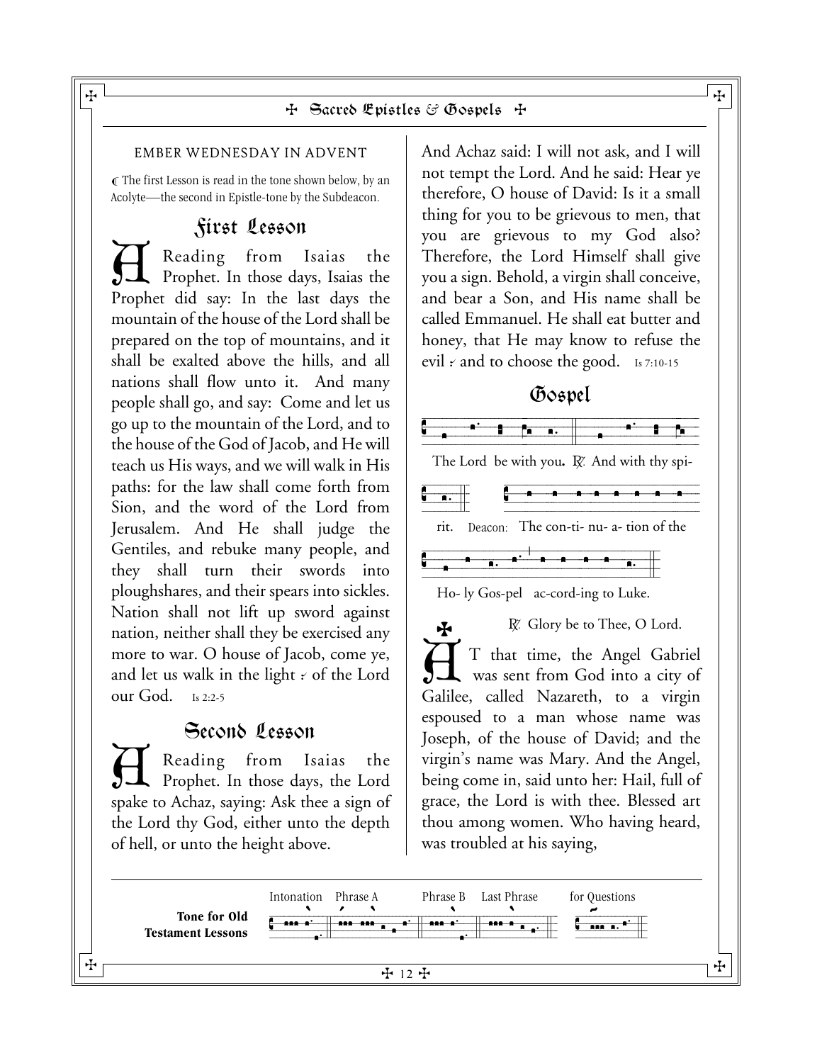EMBER WEDNESDAY IN ADVENT

℄ The first Lesson is read in the tone shown below, by an Acolyte—the second in Epistle-tone by the Subdeacon.

## First Lesson

A Reading from Isaias the Prophet. In those days, Isaias the Prophet did say: In the last days the mountain of the house of the Lord shall be prepared on the top of mountains, and it shall be exalted above the hills, and all nations shall flow unto it. And many people shall go, and say: Come and let us go up to the mountain of the Lord, and to the house of the God of Jacob, and He will teach us His ways, and we will walk in His paths: for the law shall come forth from Sion, and the word of the Lord from Jerusalem. And He shall judge the Gentiles, and rebuke many people, and they shall turn their swords into ploughshares, and their spears into sickles. Nation shall not lift up sword against nation, neither shall they be exercised any more to war. O house of Jacob, come ye, and let us walk in the light ⸫ of the Lord our God. Is 2:2-5

## Second Lesson

A Reading from Isaias the Prophet. In those days, the Lord spake to Achaz, saying: Ask thee a sign of the Lord thy God, either unto the depth of hell, or unto the height above. And Achaz said: I will not ask, and I will not tempt the Lord. And he said: Hear ye therefore, O house of David: Is it a small thing for you to be grievous to men, that you are grievous to my God also? Therefore, the Lord Himself shall give you a sign. Behold, a virgin shall conceive, and bear a Son, and His name shall be called Emmanuel. He shall eat butter and honey, that He may know to refuse the evil ⸫ and to choose the good. Is 7:10-15

## Gospel

The Lord be with you. ℟. And with thy spirit. Deacon: The continuation of the Holy Gospel according to Luke.

℟. Glory be to Thee, O Lord.

✠ AT that time, the Angel Gabriel was sent from God into a city of Galilee, called Nazareth, to a virgin espoused to a man whose name was Joseph, of the house of David; and the virgin's name was Mary. And the Angel, being come in, said unto her: Hail, full of grace, the Lord is with thee. Blessed art thou among women. Who having heard, was troubled at his saying,

**Tone for Old Testament Lessons** — Intonation, Phrase A, Phrase B, Last Phrase, for Questions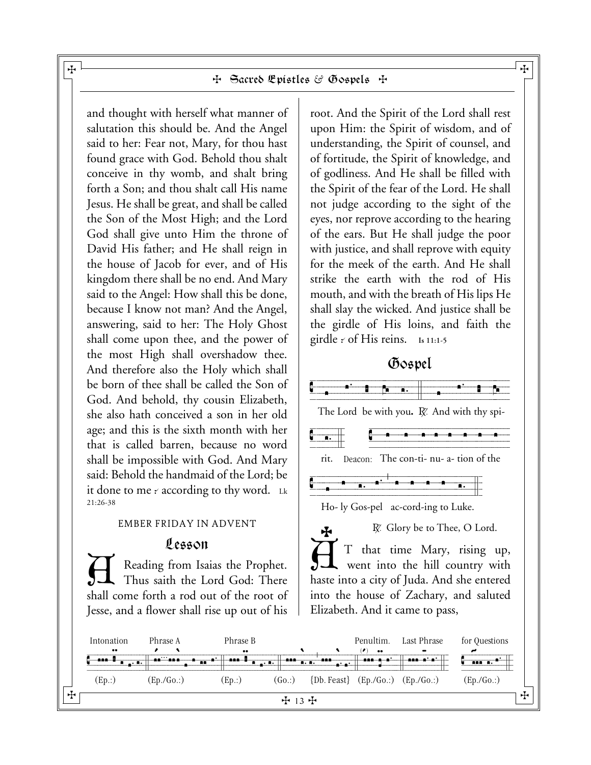and thought with herself what manner of salutation this should be. And the Angel said to her: Fear not, Mary, for thou hast found grace with God. Behold thou shalt conceive in thy womb, and shalt bring forth a Son; and thou shalt call His name Jesus. He shall be great, and shall be called the Son of the Most High; and the Lord God shall give unto Him the throne of David His father; and He shall reign in the house of Jacob for ever, and of His kingdom there shall be no end. And Mary said to the Angel: How shall this be done, because I know not man? And the Angel, answering, said to her: The Holy Ghost shall come upon thee, and the power of the most High shall overshadow thee. And therefore also the Holy which shall be born of thee shall be called the Son of God. And behold, thy cousin Elizabeth, she also hath conceived a son in her old age; and this is the sixth month with her that is called barren, because no word shall be impossible with God. And Mary said: Behold the handmaid of the Lord; be it done to me ✓ according to thy word. Lk 21:26-38

EMBER FRIDAY IN ADVENT

## Lesson

A Reading from Isaias the Prophet. Thus saith the Lord God: There shall come forth a rod out of the root of Jesse, and a flower shall rise up out of his root. And the Spirit of the Lord shall rest upon Him: the Spirit of wisdom, and of understanding, the Spirit of counsel, and of fortitude, the Spirit of knowledge, and of godliness. And He shall be filled with the Spirit of the fear of the Lord. He shall not judge according to the sight of the eyes, nor reprove according to the hearing of the ears. But He shall judge the poor with justice, and shall reprove with equity for the meek of the earth. And He shall strike the earth with the rod of His mouth, and with the breath of His lips He shall slay the wicked. And justice shall be the girdle of His loins, and faith the girdle ✓ of His reins. **Is 11:1-5**

## Gospel

The Lord be with you. ℟. And with thy spirit. Deacon: The con-ti- nu- a- tion of the Ho- ly Gos-pel ac-cord-ing to Luke.

℟. Glory be to Thee, O Lord.

✠ AT that time Mary, rising up, went into the hill country with haste into a city of Juda. And she entered into the house of Zachary, and saluted Elizabeth. And it came to pass,

Intonation (Ep.:) Phrase A (Ep./Go.:) Phrase B (Ep.:) (Go.:) {Db. Feast} Penultim. (Ep./Go.:) Last Phrase (Ep./Go.:) for Questions (Ep./Go.:)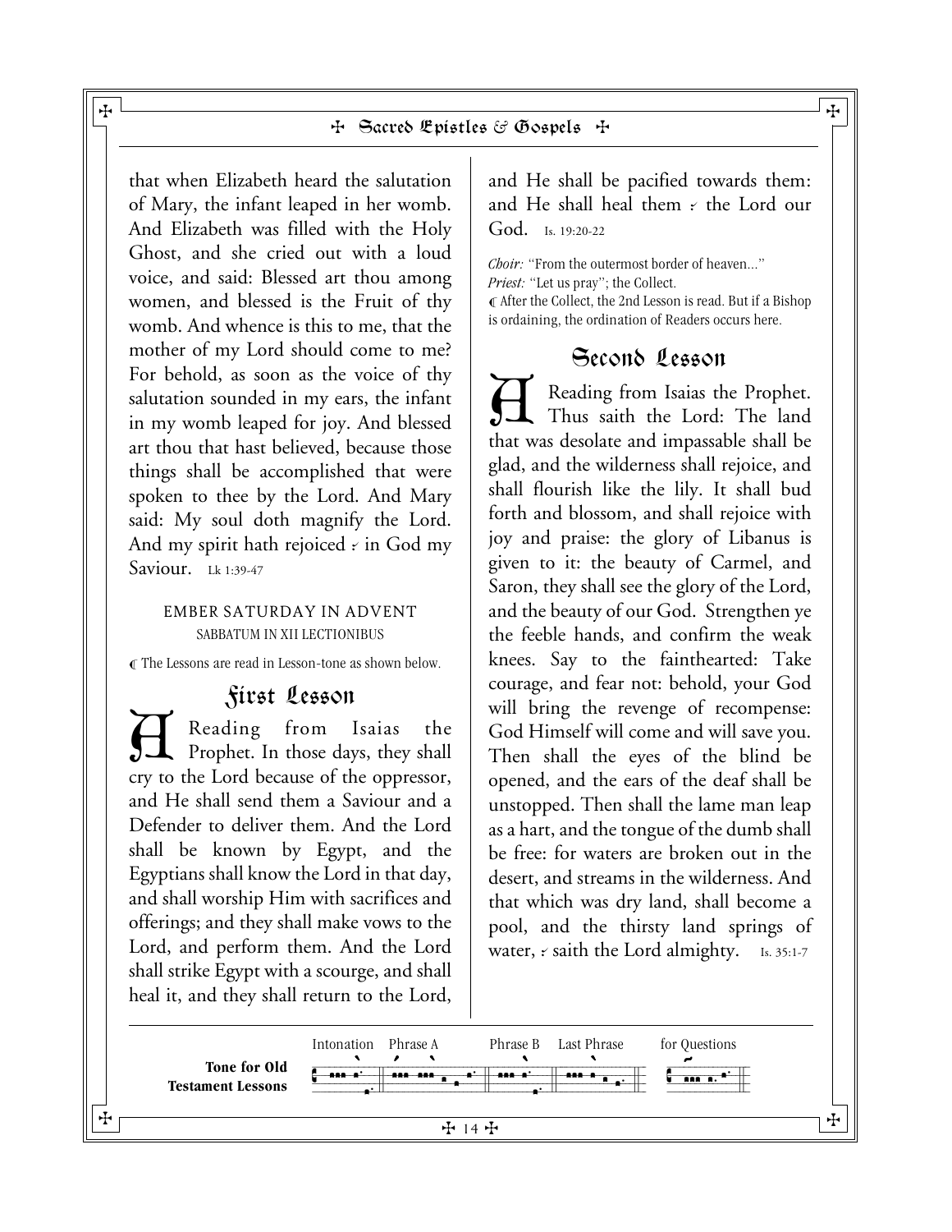that when Elizabeth heard the salutation of Mary, the infant leaped in her womb. And Elizabeth was filled with the Holy Ghost, and she cried out with a loud voice, and said: Blessed art thou among women, and blessed is the Fruit of thy womb. And whence is this to me, that the mother of my Lord should come to me? For behold, as soon as the voice of thy salutation sounded in my ears, the infant in my womb leaped for joy. And blessed art thou that hast believed, because those things shall be accomplished that were spoken to thee by the Lord. And Mary said: My soul doth magnify the Lord. And my spirit hath rejoiced ⁖ in God my Saviour. Lk 1:39-47

## EMBER SATURDAY IN ADVENT

SABBATUM IN XII LECTIONIBUS

℄ The Lessons are read in Lesson-tone as shown below.

### First Lesson

A Reading from Isaias the Prophet. In those days, they shall cry to the Lord because of the oppressor, and He shall send them a Saviour and a Defender to deliver them. And the Lord shall be known by Egypt, and the Egyptians shall know the Lord in that day, and shall worship Him with sacrifices and offerings; and they shall make vows to the Lord, and perform them. And the Lord shall strike Egypt with a scourge, and shall heal it, and they shall return to the Lord, and He shall be pacified towards them: and He shall heal them ⁖ the Lord our God. Is. 19:20-22

*Choir:* "From the outermost border of heaven..."
*Priest:* "Let us pray"; the Collect.
℄ After the Collect, the 2nd Lesson is read. But if a Bishop is ordaining, the ordination of Readers occurs here.

### Second Lesson

A Reading from Isaias the Prophet. Thus saith the Lord: The land that was desolate and impassable shall be glad, and the wilderness shall rejoice, and shall flourish like the lily. It shall bud forth and blossom, and shall rejoice with joy and praise: the glory of Libanus is given to it: the beauty of Carmel, and Saron, they shall see the glory of the Lord, and the beauty of our God. Strengthen ye the feeble hands, and confirm the weak knees. Say to the fainthearted: Take courage, and fear not: behold, your God will bring the revenge of recompense: God Himself will come and will save you. Then shall the eyes of the blind be opened, and the ears of the deaf shall be unstopped. Then shall the lame man leap as a hart, and the tongue of the dumb shall be free: for waters are broken out in the desert, and streams in the wilderness. And that which was dry land, shall become a pool, and the thirsty land springs of water, ⁖ saith the Lord almighty. Is. 35:1-7

**Tone for Old Testament Lessons** — Intonation | Phrase A | Phrase B | Last Phrase | for Questions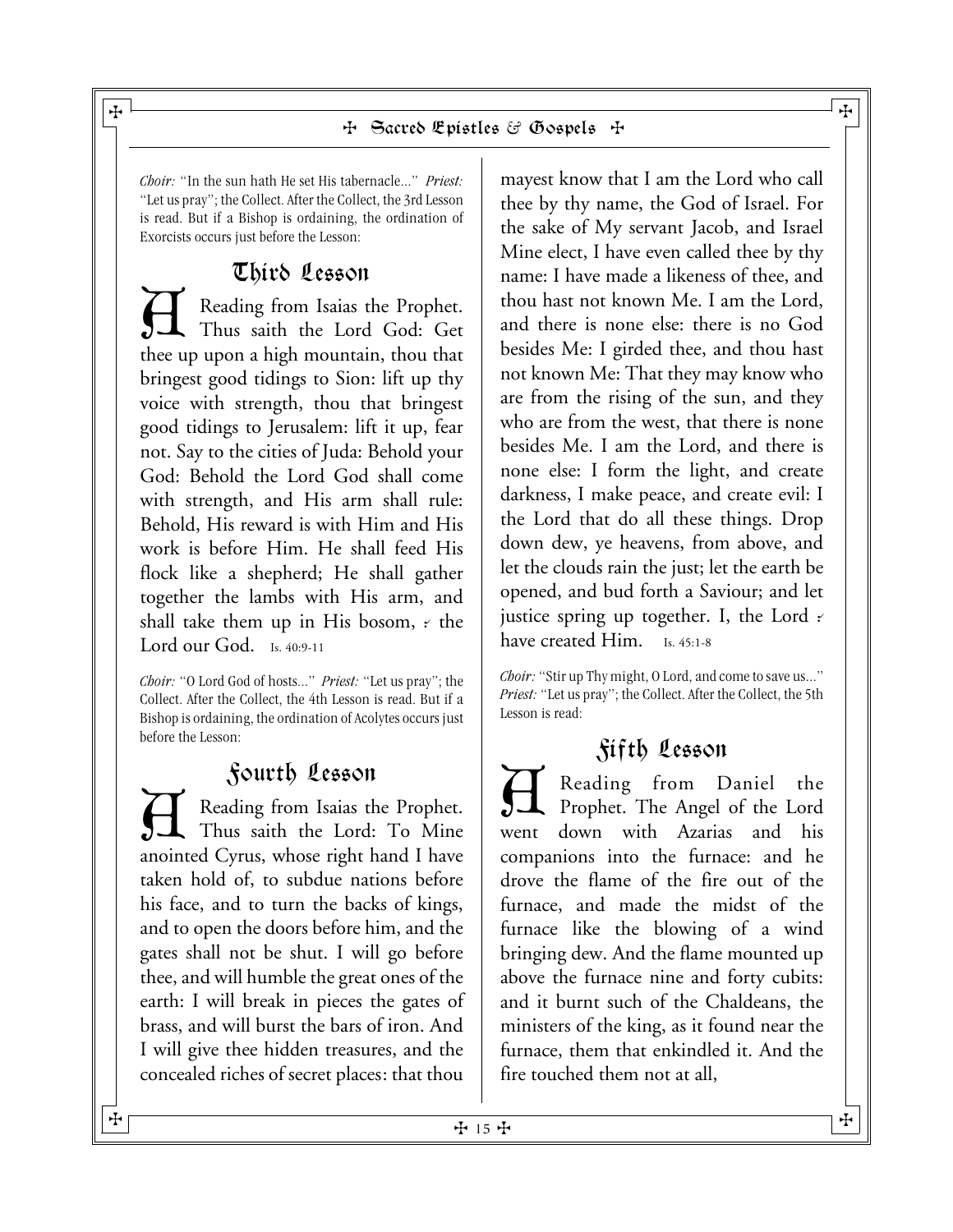*Choir:* "In the sun hath He set His tabernacle..." *Priest:* "Let us pray"; the Collect. After the Collect, the 3rd Lesson is read. But if a Bishop is ordaining, the ordination of Exorcists occurs just before the Lesson:

## Third Lesson

A Reading from Isaias the Prophet. Thus saith the Lord God: Get thee up upon a high mountain, thou that bringest good tidings to Sion: lift up thy voice with strength, thou that bringest good tidings to Jerusalem: lift it up, fear not. Say to the cities of Juda: Behold your God: Behold the Lord God shall come with strength, and His arm shall rule: Behold, His reward is with Him and His work is before Him. He shall feed His flock like a shepherd; He shall gather together the lambs with His arm, and shall take them up in His bosom, ✓ the Lord our God. Is. 40:9-11

*Choir:* "O Lord God of hosts..." *Priest:* "Let us pray"; the Collect. After the Collect, the 4th Lesson is read. But if a Bishop is ordaining, the ordination of Acolytes occurs just before the Lesson:

## Fourth Lesson

A Reading from Isaias the Prophet. Thus saith the Lord: To Mine anointed Cyrus, whose right hand I have taken hold of, to subdue nations before his face, and to turn the backs of kings, and to open the doors before him, and the gates shall not be shut. I will go before thee, and will humble the great ones of the earth: I will break in pieces the gates of brass, and will burst the bars of iron. And I will give thee hidden treasures, and the concealed riches of secret places: that thou mayest know that I am the Lord who call thee by thy name, the God of Israel. For the sake of My servant Jacob, and Israel Mine elect, I have even called thee by thy name: I have made a likeness of thee, and thou hast not known Me. I am the Lord, and there is none else: there is no God besides Me: I girded thee, and thou hast not known Me: That they may know who are from the rising of the sun, and they who are from the west, that there is none besides Me. I am the Lord, and there is none else: I form the light, and create darkness, I make peace, and create evil: I the Lord that do all these things. Drop down dew, ye heavens, from above, and let the clouds rain the just; let the earth be opened, and bud forth a Saviour; and let justice spring up together. I, the Lord ✓ have created Him. Is. 45:1-8

*Choir:* "Stir up Thy might, O Lord, and come to save us..." *Priest:* "Let us pray"; the Collect. After the Collect, the 5th Lesson is read:

## Fifth Lesson

A Reading from Daniel the Prophet. The Angel of the Lord went down with Azarias and his companions into the furnace: and he drove the flame of the fire out of the furnace, and made the midst of the furnace like the blowing of a wind bringing dew. And the flame mounted up above the furnace nine and forty cubits: and it burnt such of the Chaldeans, the ministers of the king, as it found near the furnace, them that enkindled it. And the fire touched them not at all,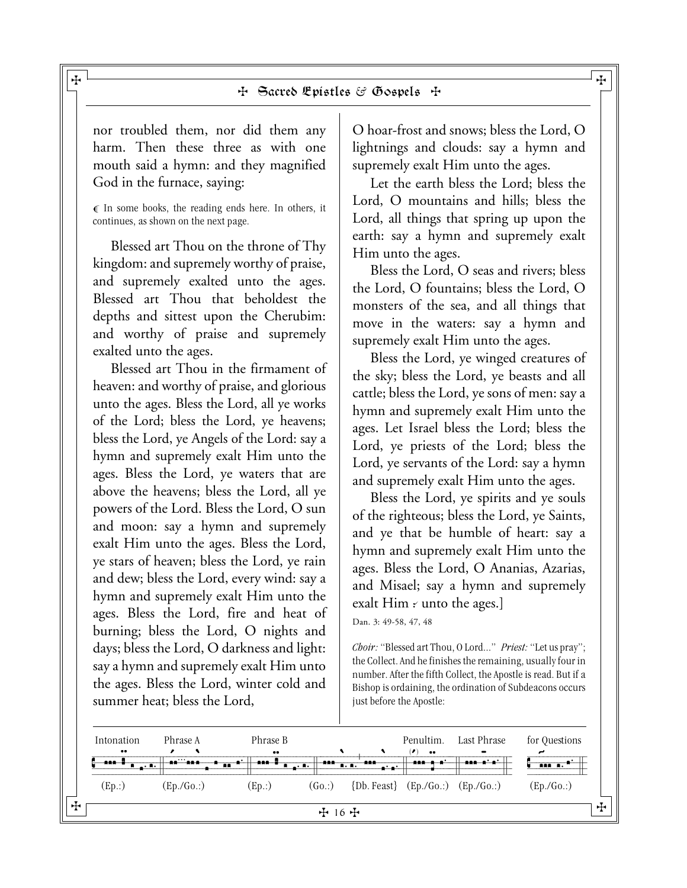nor troubled them, nor did them any harm. Then these three as with one mouth said a hymn: and they magnified God in the furnace, saying:

℄ In some books, the reading ends here. In others, it continues, as shown on the next page.

Blessed art Thou on the throne of Thy kingdom: and supremely worthy of praise, and supremely exalted unto the ages. Blessed art Thou that beholdest the depths and sittest upon the Cherubim: and worthy of praise and supremely exalted unto the ages.

Blessed art Thou in the firmament of heaven: and worthy of praise, and glorious unto the ages. Bless the Lord, all ye works of the Lord; bless the Lord, ye heavens; bless the Lord, ye Angels of the Lord: say a hymn and supremely exalt Him unto the ages. Bless the Lord, ye waters that are above the heavens; bless the Lord, all ye powers of the Lord. Bless the Lord, O sun and moon: say a hymn and supremely exalt Him unto the ages. Bless the Lord, ye stars of heaven; bless the Lord, ye rain and dew; bless the Lord, every wind: say a hymn and supremely exalt Him unto the ages. Bless the Lord, fire and heat of burning; bless the Lord, O nights and days; bless the Lord, O darkness and light: say a hymn and supremely exalt Him unto the ages. Bless the Lord, winter cold and summer heat; bless the Lord, O hoar-frost and snows; bless the Lord, O lightnings and clouds: say a hymn and supremely exalt Him unto the ages.

Let the earth bless the Lord; bless the Lord, O mountains and hills; bless the Lord, all things that spring up upon the earth: say a hymn and supremely exalt Him unto the ages.

Bless the Lord, O seas and rivers; bless the Lord, O fountains; bless the Lord, O monsters of the sea, and all things that move in the waters: say a hymn and supremely exalt Him unto the ages.

Bless the Lord, ye winged creatures of the sky; bless the Lord, ye beasts and all cattle; bless the Lord, ye sons of men: say a hymn and supremely exalt Him unto the ages. Let Israel bless the Lord; bless the Lord, ye priests of the Lord; bless the Lord, ye servants of the Lord: say a hymn and supremely exalt Him unto the ages.

Bless the Lord, ye spirits and ye souls of the righteous; bless the Lord, ye Saints, and ye that be humble of heart: say a hymn and supremely exalt Him unto the ages. Bless the Lord, O Ananias, Azarias, and Misael; say a hymn and supremely exalt Him ⁖ unto the ages.]

Dan. 3: 49-58, 47, 48

*Choir:* "Blessed art Thou, O Lord..." *Priest:* "Let us pray"; the Collect. And he finishes the remaining, usually four in number. After the fifth Collect, the Apostle is read. But if a Bishop is ordaining, the ordination of Subdeacons occurs just before the Apostle:

| Intonation | Phrase A | Phrase B | | | Penultim. | Last Phrase | for Questions |
|---|---|---|---|---|---|---|---|
| (Ep.:) | (Ep./Go.:) | (Ep.:) | (Go.:) | {Db. Feast} | (Ep./Go.:) | (Ep./Go.:) | (Ep./Go.:) |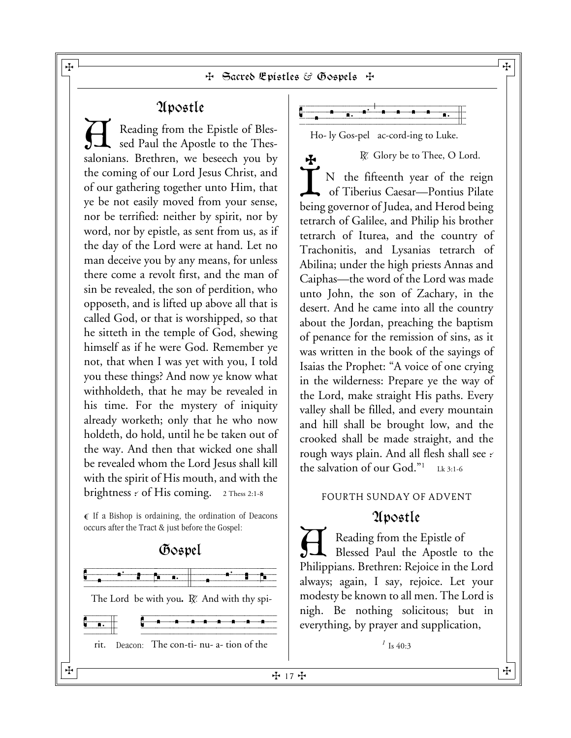## Apostle

A Reading from the Epistle of Blessed Paul the Apostle to the Thessalonians. Brethren, we beseech you by the coming of our Lord Jesus Christ, and of our gathering together unto Him, that ye be not easily moved from your sense, nor be terrified: neither by spirit, nor by word, nor by epistle, as sent from us, as if the day of the Lord were at hand. Let no man deceive you by any means, for unless there come a revolt first, and the man of sin be revealed, the son of perdition, who opposeth, and is lifted up above all that is called God, or that is worshipped, so that he sitteth in the temple of God, shewing himself as if he were God. Remember ye not, that when I was yet with you, I told you these things? And now ye know what withholdeth, that he may be revealed in his time. For the mystery of iniquity already worketh; only that he who now holdeth, do hold, until he be taken out of the way. And then that wicked one shall be revealed whom the Lord Jesus shall kill with the spirit of His mouth, and with the brightness ⸪ of His coming. 2 Thess 2:1-8

¶ If a Bishop is ordaining, the ordination of Deacons occurs after the Tract & just before the Gospel:

## Gospel

The Lord be with you. ℟. And with thy spirit. Deacon: The con-ti- nu- a- tion of the Ho- ly Gos-pel ac-cord-ing to Luke.

℟. Glory be to Thee, O Lord.

✠ IN the fifteenth year of the reign of Tiberius Caesar—Pontius Pilate being governor of Judea, and Herod being tetrarch of Galilee, and Philip his brother tetrarch of Iturea, and the country of Trachonitis, and Lysanias tetrarch of Abilina; under the high priests Annas and Caiphas—the word of the Lord was made unto John, the son of Zachary, in the desert. And he came into all the country about the Jordan, preaching the baptism of penance for the remission of sins, as it was written in the book of the sayings of Isaias the Prophet: "A voice of one crying in the wilderness: Prepare ye the way of the Lord, make straight His paths. Every valley shall be filled, and every mountain and hill shall be brought low, and the crooked shall be made straight, and the rough ways plain. And all flesh shall see ⸪ the salvation of our God."[1] Lk 3:1-6

FOURTH SUNDAY OF ADVENT

## Apostle

A Reading from the Epistle of Blessed Paul the Apostle to the Philippians. Brethren: Rejoice in the Lord always; again, I say, rejoice. Let your modesty be known to all men. The Lord is nigh. Be nothing solicitous; but in everything, by prayer and supplication,

[1] Is 40:3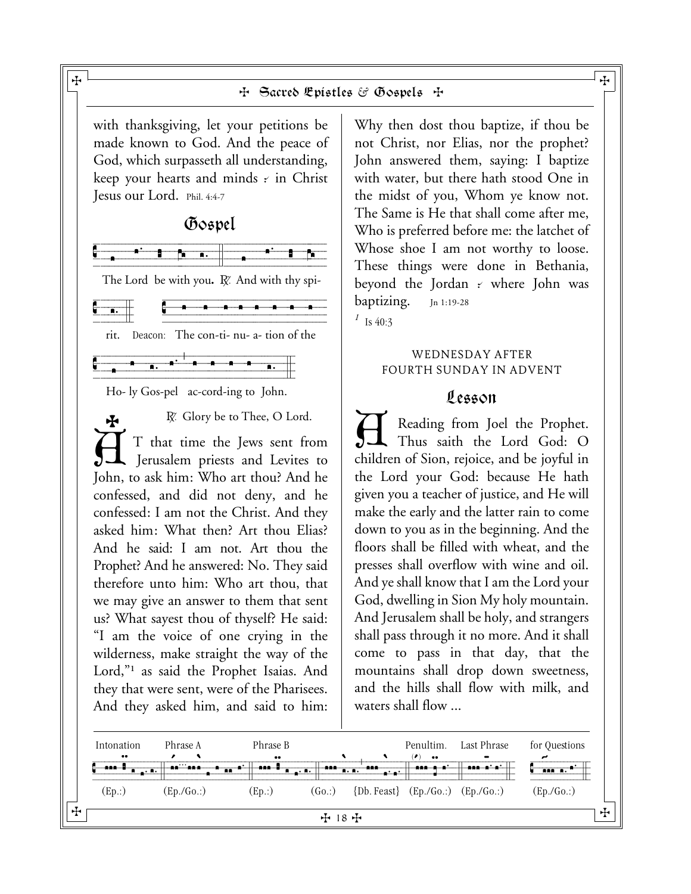with thanksgiving, let your petitions be made known to God. And the peace of God, which surpasseth all understanding, keep your hearts and minds ⸫ in Christ Jesus our Lord. Phil. 4:4-7

## Gospel

The Lord be with you. ℟. And with thy spirit. Deacon: The con-ti- nu- a- tion of the Ho- ly Gos-pel ac-cord-ing to John.

℟. Glory be to Thee, O Lord.

✠ AT that time the Jews sent from Jerusalem priests and Levites to John, to ask him: Who art thou? And he confessed, and did not deny, and he confessed: I am not the Christ. And they asked him: What then? Art thou Elias? And he said: I am not. Art thou the Prophet? And he answered: No. They said therefore unto him: Who art thou, that we may give an answer to them that sent us? What sayest thou of thyself? He said: "I am the voice of one crying in the wilderness, make straight the way of the Lord,"[1] as said the Prophet Isaias. And they that were sent, were of the Pharisees. And they asked him, and said to him: Why then dost thou baptize, if thou be not Christ, nor Elias, nor the prophet? John answered them, saying: I baptize with water, but there hath stood One in the midst of you, Whom ye know not. The Same is He that shall come after me, Who is preferred before me: the latchet of Whose shoe I am not worthy to loose. These things were done in Bethania, beyond the Jordan ⸫ where John was baptizing. Jn 1:19-28

[1] Is 40:3

### WEDNESDAY AFTER FOURTH SUNDAY IN ADVENT

## Lesson

A Reading from Joel the Prophet. Thus saith the Lord God: O children of Sion, rejoice, and be joyful in the Lord your God: because He hath given you a teacher of justice, and He will make the early and the latter rain to come down to you as in the beginning. And the floors shall be filled with wheat, and the presses shall overflow with wine and oil. And ye shall know that I am the Lord your God, dwelling in Sion My holy mountain. And Jerusalem shall be holy, and strangers shall pass through it no more. And it shall come to pass in that day, that the mountains shall drop down sweetness, and the hills shall flow with milk, and waters shall flow ...

Intonation (Ep.:) | Phrase A (Ep./Go.:) | Phrase B (Ep.:) (Go.:) {Db. Feast} | Penultim. (Ep./Go.:) | Last Phrase (Ep./Go.:) | for Questions (Ep./Go.:)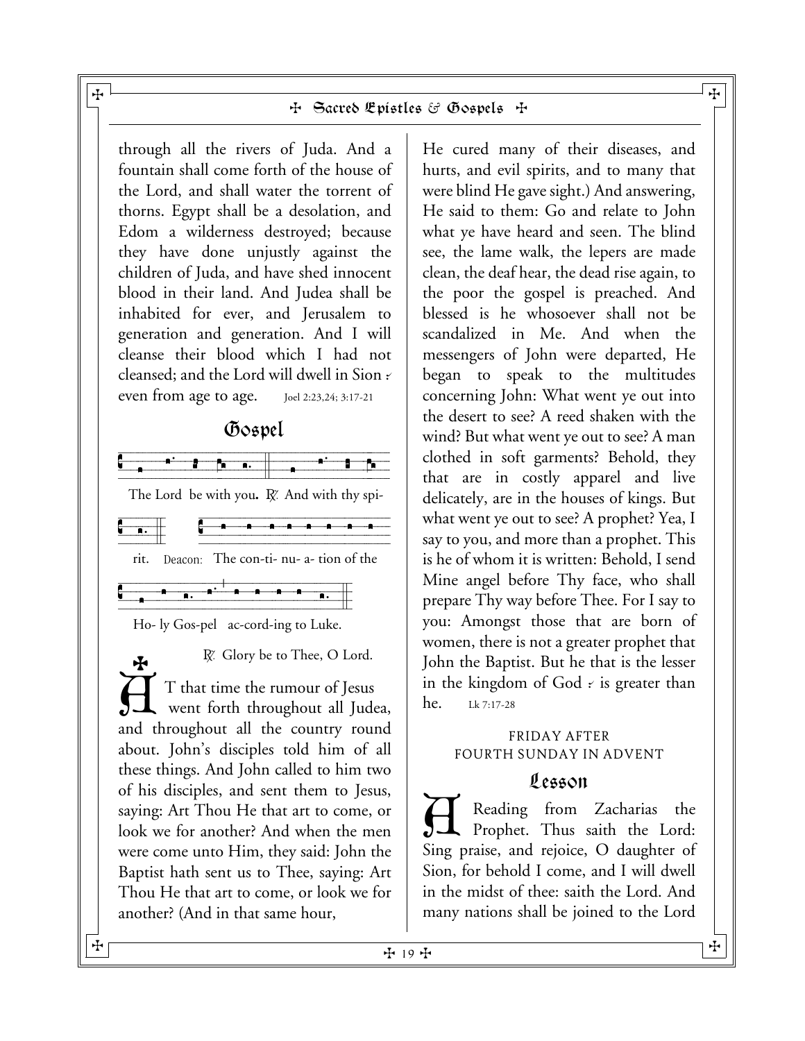through all the rivers of Juda. And a fountain shall come forth of the house of the Lord, and shall water the torrent of thorns. Egypt shall be a desolation, and Edom a wilderness destroyed; because they have done unjustly against the children of Juda, and have shed innocent blood in their land. And Judea shall be inhabited for ever, and Jerusalem to generation and generation. And I will cleanse their blood which I had not cleansed; and the Lord will dwell in Sion ⁖ even from age to age. Joel 2:23,24; 3:17-21

## Gospel

The Lord be with you. ℟. And with thy spirit. Deacon: The con-ti- nu- a- tion of the Ho- ly Gos-pel ac-cord-ing to Luke.

℟. Glory be to Thee, O Lord.

✠ AT that time the rumour of Jesus went forth throughout all Judea, and throughout all the country round about. John's disciples told him of all these things. And John called to him two of his disciples, and sent them to Jesus, saying: Art Thou He that art to come, or look we for another? And when the men were come unto Him, they said: John the Baptist hath sent us to Thee, saying: Art Thou He that art to come, or look we for another? (And in that same hour, He cured many of their diseases, and hurts, and evil spirits, and to many that were blind He gave sight.) And answering, He said to them: Go and relate to John what ye have heard and seen. The blind see, the lame walk, the lepers are made clean, the deaf hear, the dead rise again, to the poor the gospel is preached. And blessed is he whosoever shall not be scandalized in Me. And when the messengers of John were departed, He began to speak to the multitudes concerning John: What went ye out into the desert to see? A reed shaken with the wind? But what went ye out to see? A man clothed in soft garments? Behold, they that are in costly apparel and live delicately, are in the houses of kings. But what went ye out to see? A prophet? Yea, I say to you, and more than a prophet. This is he of whom it is written: Behold, I send Mine angel before Thy face, who shall prepare Thy way before Thee. For I say to you: Amongst those that are born of women, there is not a greater prophet that John the Baptist. But he that is the lesser in the kingdom of God ⁖ is greater than he. Lk 7:17-28

FRIDAY AFTER
FOURTH SUNDAY IN ADVENT

## Lesson

A Reading from Zacharias the Prophet. Thus saith the Lord: Sing praise, and rejoice, O daughter of Sion, for behold I come, and I will dwell in the midst of thee: saith the Lord. And many nations shall be joined to the Lord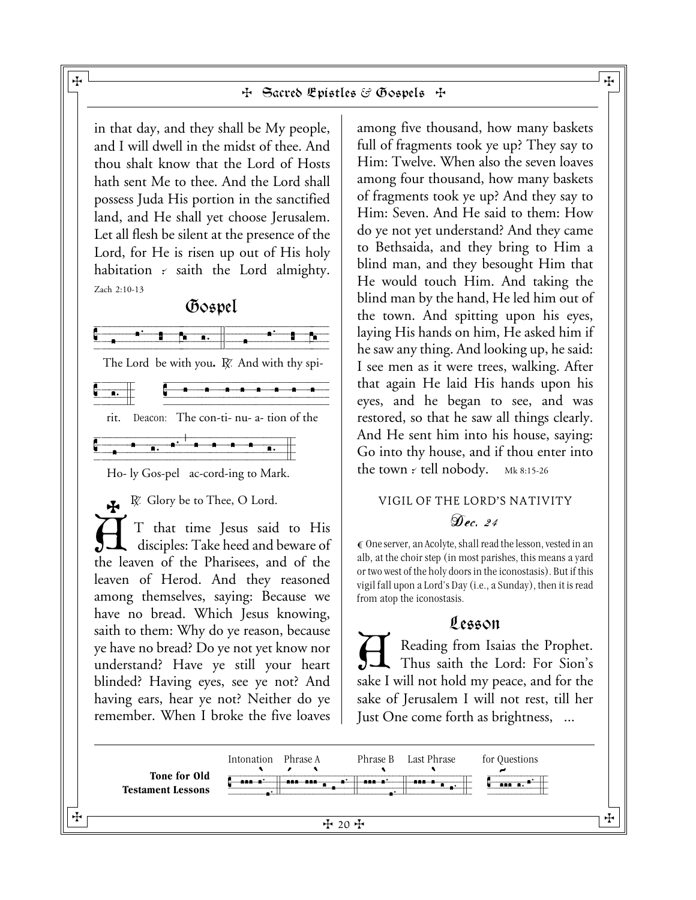in that day, and they shall be My people, and I will dwell in the midst of thee. And thou shalt know that the Lord of Hosts hath sent Me to thee. And the Lord shall possess Juda His portion in the sanctified land, and He shall yet choose Jerusalem. Let all flesh be silent at the presence of the Lord, for He is risen up out of His holy habitation ⸪ saith the Lord almighty. Zach 2:10-13

## Gospel

The Lord be with you. ℟. And with thy spirit. Deacon: The con-ti- nu- a- tion of the Ho- ly Gos-pel ac-cord-ing to Mark.

℟. Glory be to Thee, O Lord.

✠ AT that time Jesus said to His disciples: Take heed and beware of the leaven of the Pharisees, and of the leaven of Herod. And they reasoned among themselves, saying: Because we have no bread. Which Jesus knowing, saith to them: Why do ye reason, because ye have no bread? Do ye not yet know nor understand? Have ye still your heart blinded? Having eyes, see ye not? And having ears, hear ye not? Neither do ye remember. When I broke the five loaves among five thousand, how many baskets full of fragments took ye up? They say to Him: Twelve. When also the seven loaves among four thousand, how many baskets of fragments took ye up? And they say to Him: Seven. And He said to them: How do ye not yet understand? And they came to Bethsaida, and they bring to Him a blind man, and they besought Him that He would touch Him. And taking the blind man by the hand, He led him out of the town. And spitting upon his eyes, laying His hands on him, He asked him if he saw any thing. And looking up, he said: I see men as it were trees, walking. After that again He laid His hands upon his eyes, and he began to see, and was restored, so that he saw all things clearly. And He sent him into his house, saying: Go into thy house, and if thou enter into the town ⸪ tell nobody. Mk 8:15-26

VIGIL OF THE LORD'S NATIVITY

*Dec. 24*

¶ One server, an Acolyte, shall read the lesson, vested in an alb, at the choir step (in most parishes, this means a yard or two west of the holy doors in the iconostasis). But if this vigil fall upon a Lord's Day (i.e., a Sunday), then it is read from atop the iconostasis.

## Lesson

A Reading from Isaias the Prophet. Thus saith the Lord: For Sion's sake I will not hold my peace, and for the sake of Jerusalem I will not rest, till her Just One come forth as brightness, ...

**Tone for Old Testament Lessons** — Intonation, Phrase A, Phrase B, Last Phrase, for Questions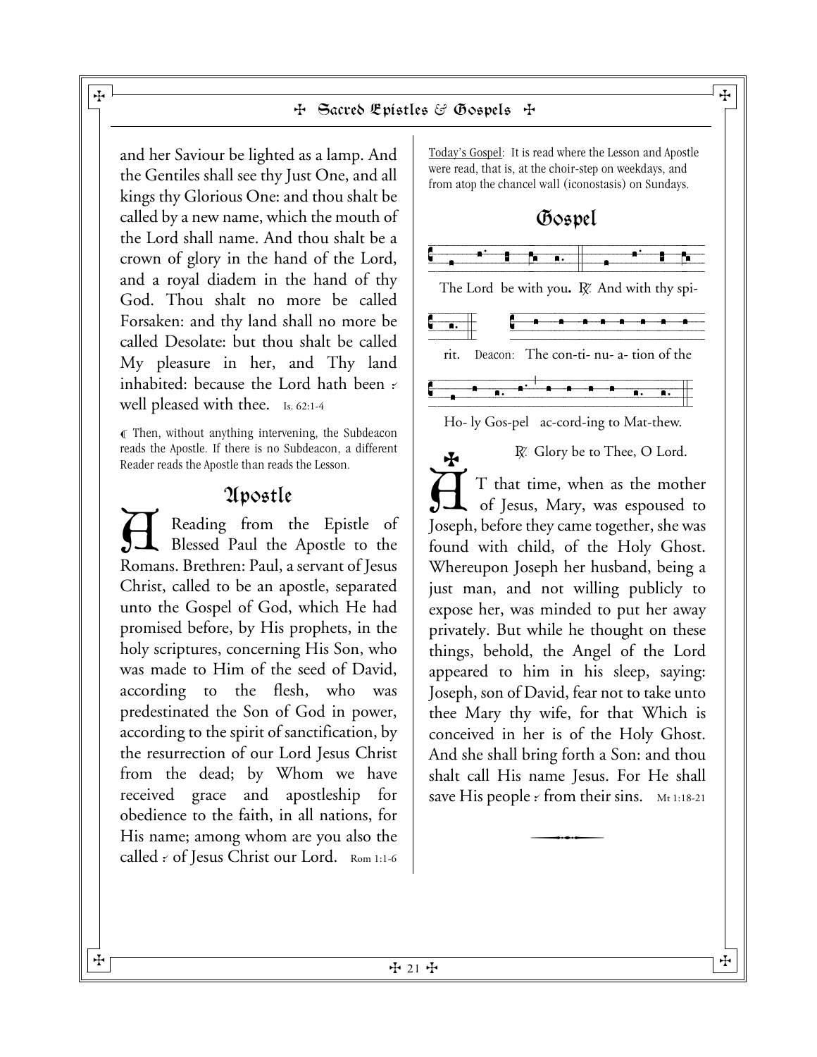and her Saviour be lighted as a lamp. And the Gentiles shall see thy Just One, and all kings thy Glorious One: and thou shalt be called by a new name, which the mouth of the Lord shall name. And thou shalt be a crown of glory in the hand of the Lord, and a royal diadem in the hand of thy God. Thou shalt no more be called Forsaken: and thy land shall no more be called Desolate: but thou shalt be called My pleasure in her, and Thy land inhabited: because the Lord hath been ⸓ well pleased with thee. Is. 62:1-4

¶ Then, without anything intervening, the Subdeacon reads the Apostle. If there is no Subdeacon, a different Reader reads the Apostle than reads the Lesson.

## Apostle

A Reading from the Epistle of Blessed Paul the Apostle to the Romans. Brethren: Paul, a servant of Jesus Christ, called to be an apostle, separated unto the Gospel of God, which He had promised before, by His prophets, in the holy scriptures, concerning His Son, who was made to Him of the seed of David, according to the flesh, who was predestinated the Son of God in power, according to the spirit of sanctification, by the resurrection of our Lord Jesus Christ from the dead; by Whom we have received grace and apostleship for obedience to the faith, in all nations, for His name; among whom are you also the called ⸓ of Jesus Christ our Lord. Rom 1:1-6

Today's Gospel: It is read where the Lesson and Apostle were read, that is, at the choir-step on weekdays, and from atop the chancel wall (iconostasis) on Sundays.

## Gospel

The Lord be with you. ℟. And with thy spi- rit. Deacon: The con-ti- nu- a- tion of the Ho- ly Gos-pel ac-cord-ing to Mat-thew.

℟. Glory be to Thee, O Lord.

✠ AT that time, when as the mother of Jesus, Mary, was espoused to Joseph, before they came together, she was found with child, of the Holy Ghost. Whereupon Joseph her husband, being a just man, and not willing publicly to expose her, was minded to put her away privately. But while he thought on these things, behold, the Angel of the Lord appeared to him in his sleep, saying: Joseph, son of David, fear not to take unto thee Mary thy wife, for that Which is conceived in her is of the Holy Ghost. And she shall bring forth a Son: and thou shalt call His name Jesus. For He shall save His people ⸓ from their sins. Mt 1:18-21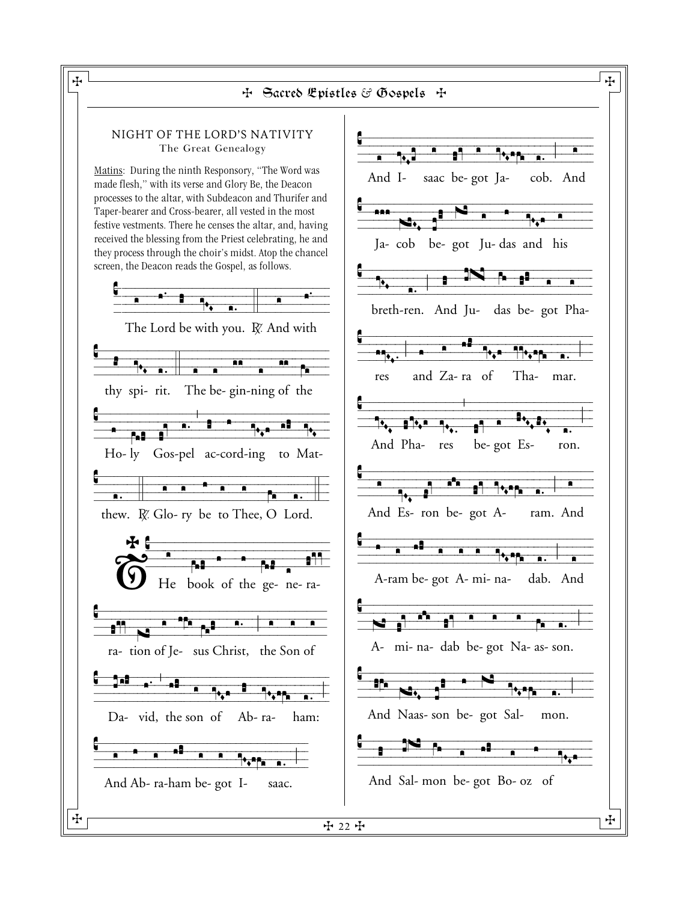## NIGHT OF THE LORD'S NATIVITY

The Great Genealogy

Matins: During the ninth Responsory, "The Word was made flesh," with its verse and Glory Be, the Deacon processes to the altar, with Subdeacon and Thurifer and Taper-bearer and Cross-bearer, all vested in the most festive vestments. There he censes the altar, and, having received the blessing from the Priest celebrating, he and they process through the choir's midst. Atop the chancel screen, the Deacon reads the Gospel, as follows.

The Lord be with you. ℟. And with thy spi- rit. The be- gin-ning of the Ho- ly Gos-pel ac-cord-ing to Mat- thew. ℟. Glo- ry be to Thee, O Lord.

✠ THe book of the ge- ne- ra- ra- tion of Je- sus Christ, the Son of Da- vid, the son of Ab- ra- ham:

And Ab- ra-ham be- got I- saac.

And I- saac be- got Ja- cob. And Ja- cob be- got Ju- das and his breth-ren. And Ju- das be- got Pha- res and Za- ra of Tha- mar.

And Pha- res be- got Es- ron.

And Es- ron be- got A- ram. And A-ram be- got A- mi- na- dab. And A- mi- na- dab be- got Na- as- son.

And Naas- son be- got Sal- mon.

And Sal- mon be- got Bo- oz of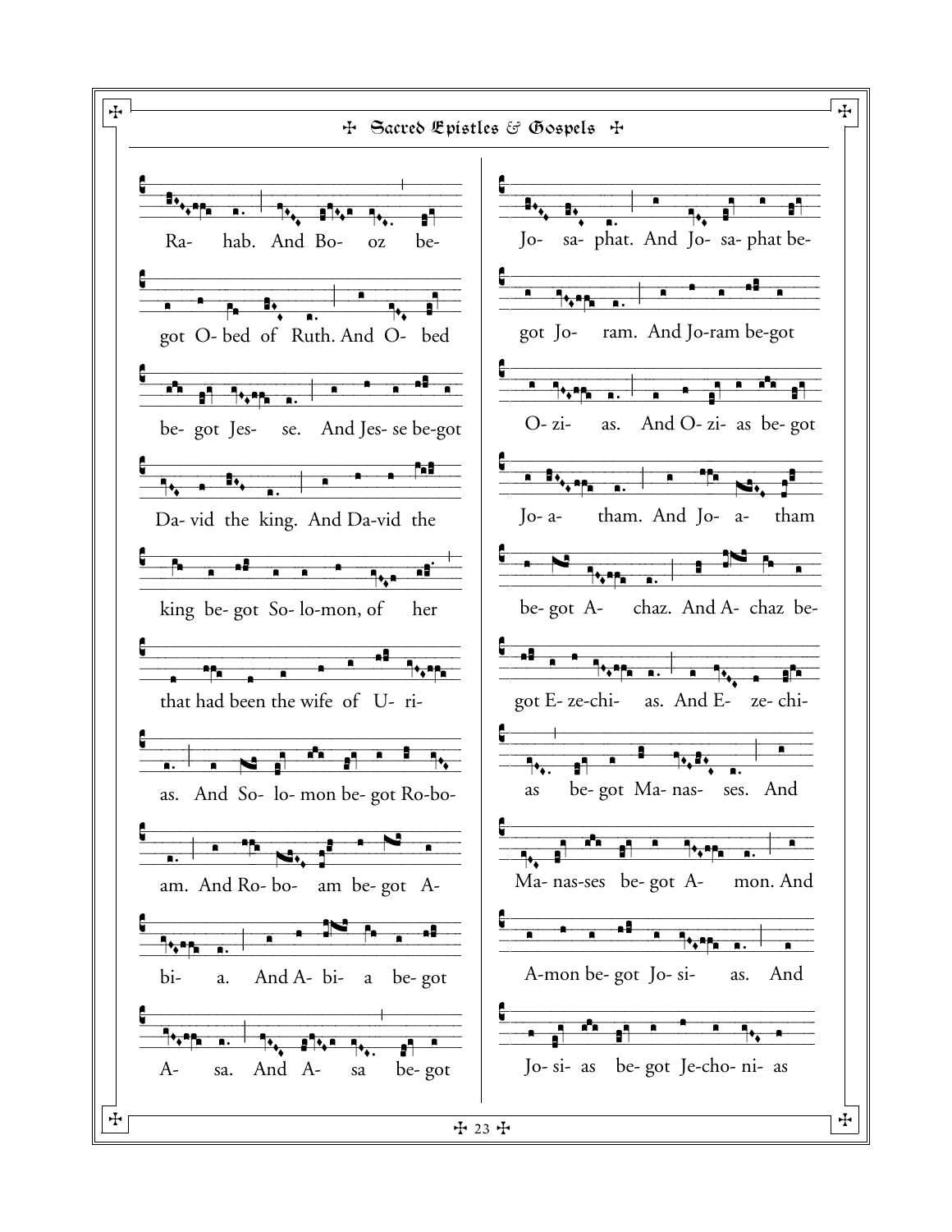Ra- hab. And Bo- oz be-

got O- bed of Ruth. And O- bed

be- got Jes- se. And Jes- se be-got

Da- vid the king. And Da-vid the

king be- got So- lo-mon, of her

that had been the wife of U- ri-

as. And So- lo- mon be- got Ro-bo-

am. And Ro- bo- am be- got A-

bi- a. And A- bi- a be- got

A- sa. And A- sa be- got

Jo- sa- phat. And Jo- sa- phat be-

got Jo- ram. And Jo-ram be-got

O- zi- as. And O- zi- as be- got

Jo- a- tham. And Jo- a- tham

be- got A- chaz. And A- chaz be-

got E- ze-chi- as. And E- ze- chi-

as be- got Ma- nas- ses. And

Ma- nas-ses be- got A- mon. And

A-mon be- got Jo- si- as. And

Jo- si- as be- got Je-cho- ni- as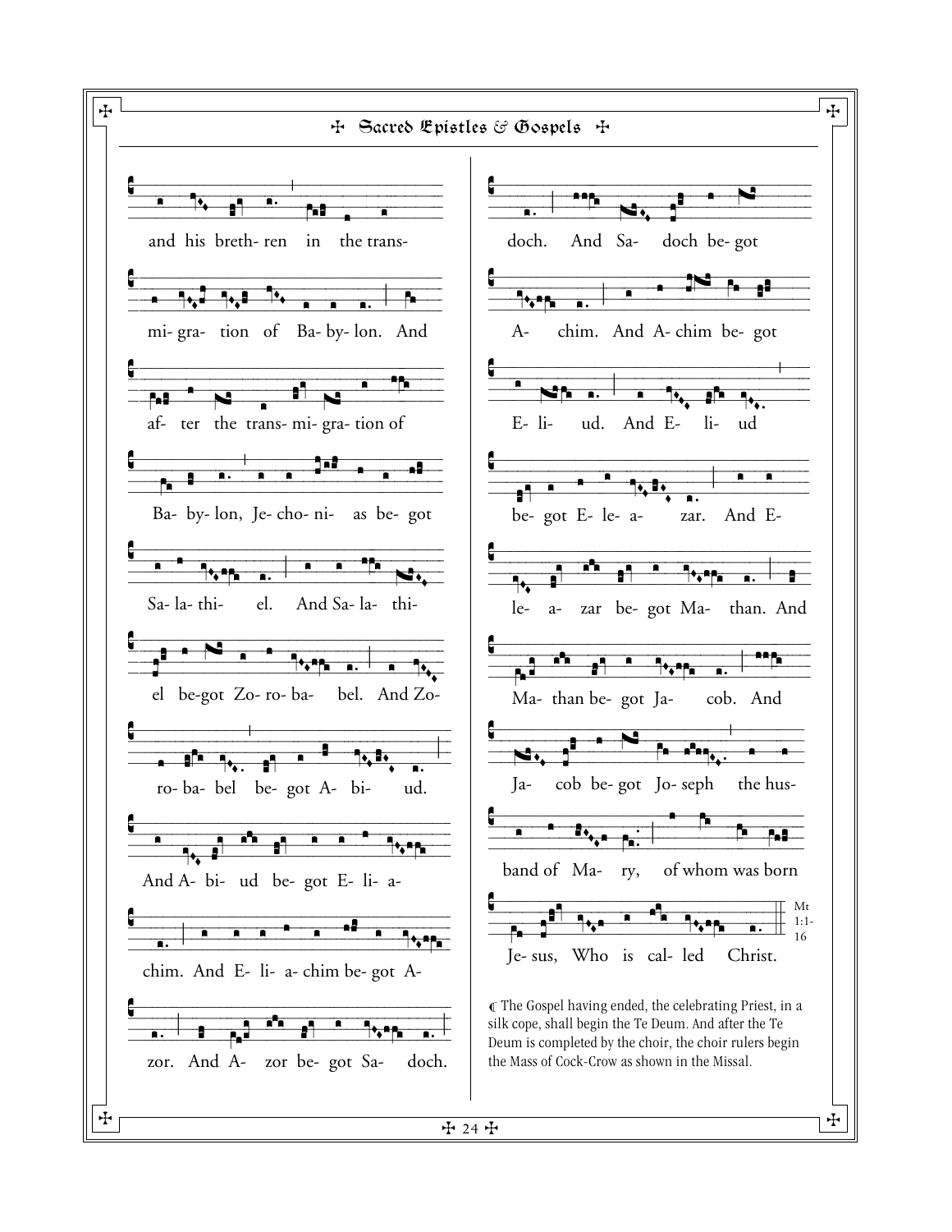and his breth- ren in the trans-

mi- gra- tion of Ba- by- lon. And

af- ter the trans- mi- gra- tion of

Ba- by- lon, Je- cho- ni- as be- got

Sa- la- thi- el. And Sa- la- thi-

el be-got Zo- ro- ba- bel. And Zo-

ro- ba- bel be- got A- bi- ud.

And A- bi- ud be- got E- li- a-

chim. And E- li- a- chim be- got A-

zor. And A- zor be- got Sa- doch.

doch. And Sa- doch be- got

A- chim. And A- chim be- got

E- li- ud. And E- li- ud

be- got E- le- a- zar. And E-

le- a- zar be- got Ma- than. And

Ma- than be- got Ja- cob. And

Ja- cob be- got Jo- seph the hus-

band of Ma- ry, of whom was born

Je- sus, Who is cal- led Christ.

Mt 1:1-16

℄ The Gospel having ended, the celebrating Priest, in a silk cope, shall begin the Te Deum. And after the Te Deum is completed by the choir, the choir rulers begin the Mass of Cock-Crow as shown in the Missal.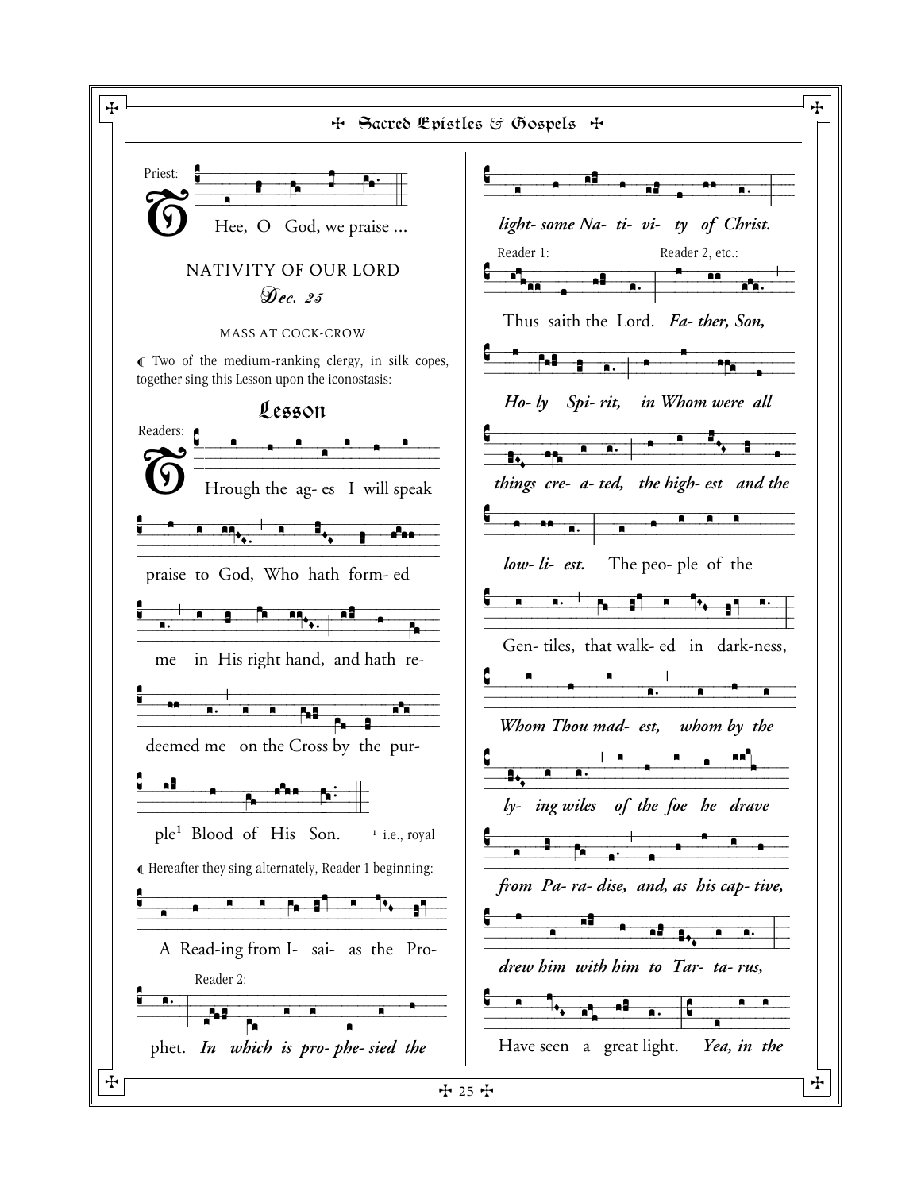Priest: THee, O God, we praise ...

## NATIVITY OF OUR LORD

*Dec. 25*

MASS AT COCK-CROW

¶ Two of the medium-ranking clergy, in silk copes, together sing this Lesson upon the iconostasis:

### Lesson

Readers: THrough the ag- es I will speak praise to God, Who hath form- ed me in His right hand, and hath re- deemed me on the Cross by the pur- ple[1] Blood of His Son.

[1] i.e., royal

¶ Hereafter they sing alternately, Reader 1 beginning:

A Read-ing from I- sai- as the Pro- phet.

Reader 2: ***In which is pro- phe- sied the light- some Na- ti- vi- ty of Christ.***

Reader 1: Thus saith the Lord.

Reader 2, etc.: ***Fa- ther, Son, Ho- ly Spi- rit, in Whom were all things cre- a- ted, the high- est and the low- li- est.***

The peo- ple of the Gen- tiles, that walk- ed in dark-ness,

***Whom Thou mad- est, whom by the ly- ing wiles of the foe he drave from Pa- ra- dise, and, as his cap- tive, drew him with him to Tar- ta- rus,***

Have seen a great light.

***Yea, in the***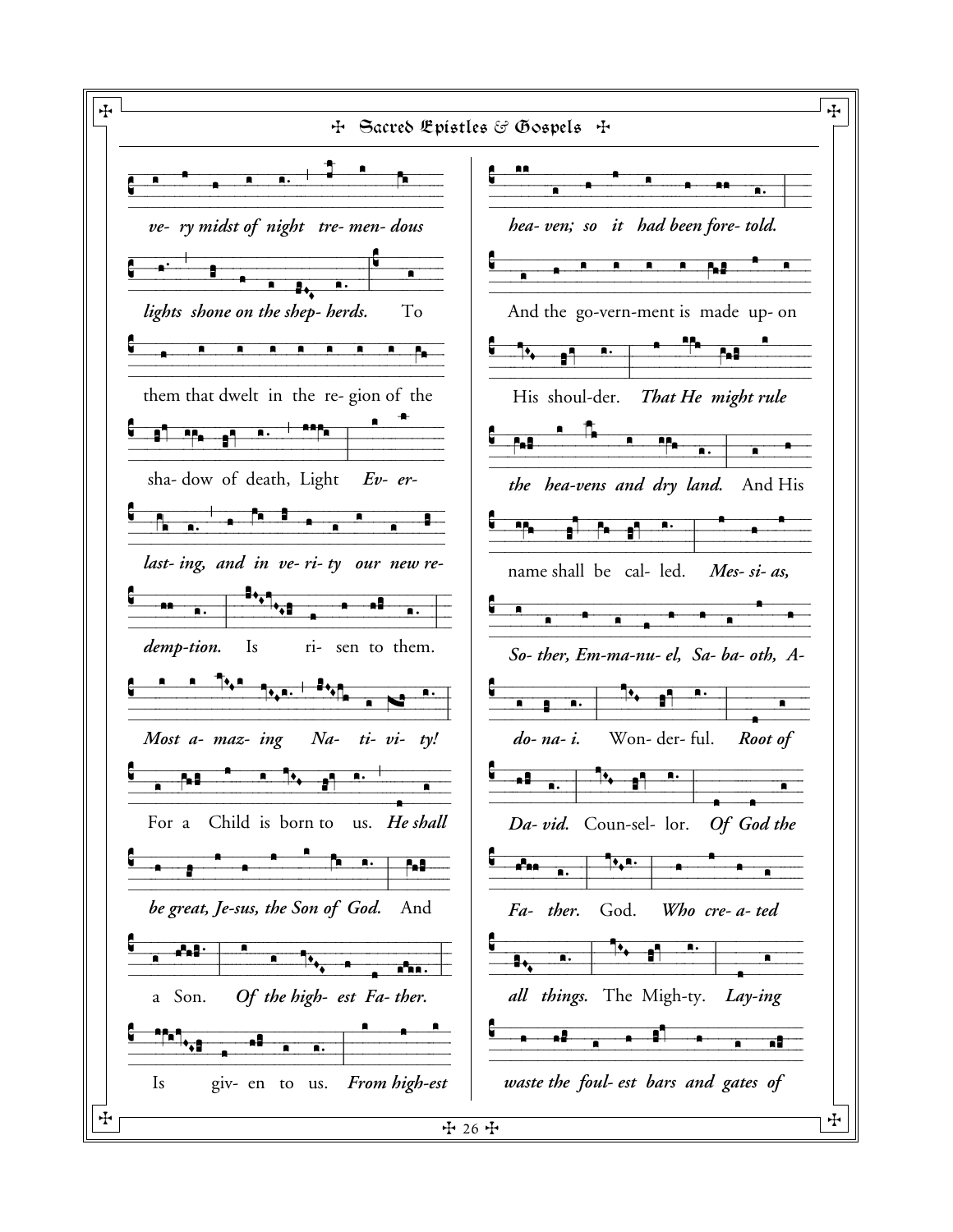*ve- ry midst of night tre- men- dous*

*lights shone on the shep- herds.* To

them that dwelt in the re- gion of the

sha- dow of death, Light *Ev- er-*

*last- ing, and in ve- ri- ty our new re-*

*demp-tion.* Is ri- sen to them.

*Most a- maz- ing Na- ti- vi- ty!*

For a Child is born to us. *He shall*

*be great, Je-sus, the Son of God.* And

a Son. *Of the high- est Fa- ther.*

Is giv- en to us. *From high-est*

*hea- ven; so it had been fore- told.*

And the go-vern-ment is made up- on

His shoul-der. *That He might rule*

*the hea-vens and dry land.* And His

name shall be cal- led. *Mes- si- as,*

*So- ther, Em-ma-nu- el, Sa- ba- oth, A-*

*do- na- i.* Won- der- ful. *Root of*

*Da- vid.* Coun-sel- lor. *Of God the*

*Fa- ther.* God. *Who cre- a- ted*

*all things.* The Migh-ty. *Lay-ing*

*waste the foul- est bars and gates of*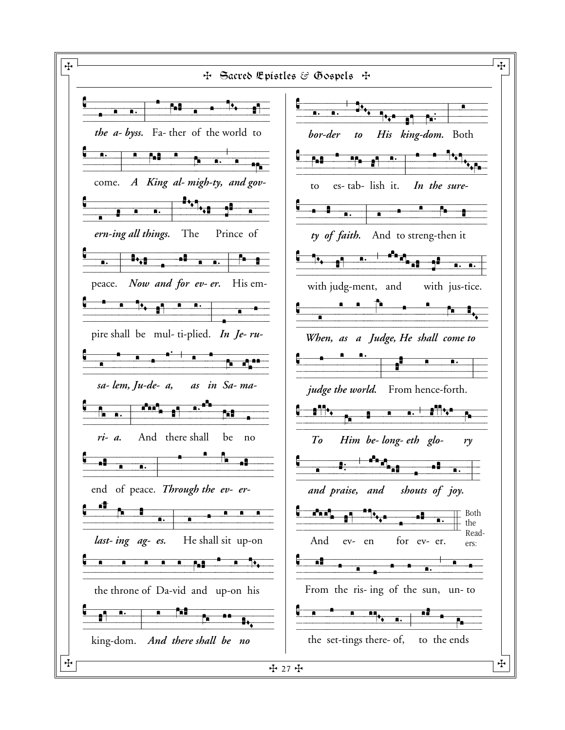*the a- byss.* Fa- ther of the world to

come. *A King al- migh-ty, and gov-*

*ern-ing all things.* The Prince of

peace. *Now and for ev- er.* His em-

pire shall be mul- ti-plied. *In Je- ru-*

*sa- lem, Ju-de- a, as in Sa- ma-*

*ri- a.* And there shall be no

end of peace. *Through the ev- er-*

*last- ing ag- es.* He shall sit up-on

the throne of Da-vid and up-on his

king-dom. *And there shall be no*

*bor-der to His king-dom.* Both

to es- tab- lish it. *In the sure-*

*ty of faith.* And to streng-then it

with judg-ment, and with jus-tice.

*When, as a Judge, He shall come to*

*judge the world.* From hence-forth.

*To Him be- long- eth glo- ry*

*and praise, and shouts of joy.*

And ev- en for ev- er. Both the Read- ers:

From the ris- ing of the sun, un- to

the set-tings there- of, to the ends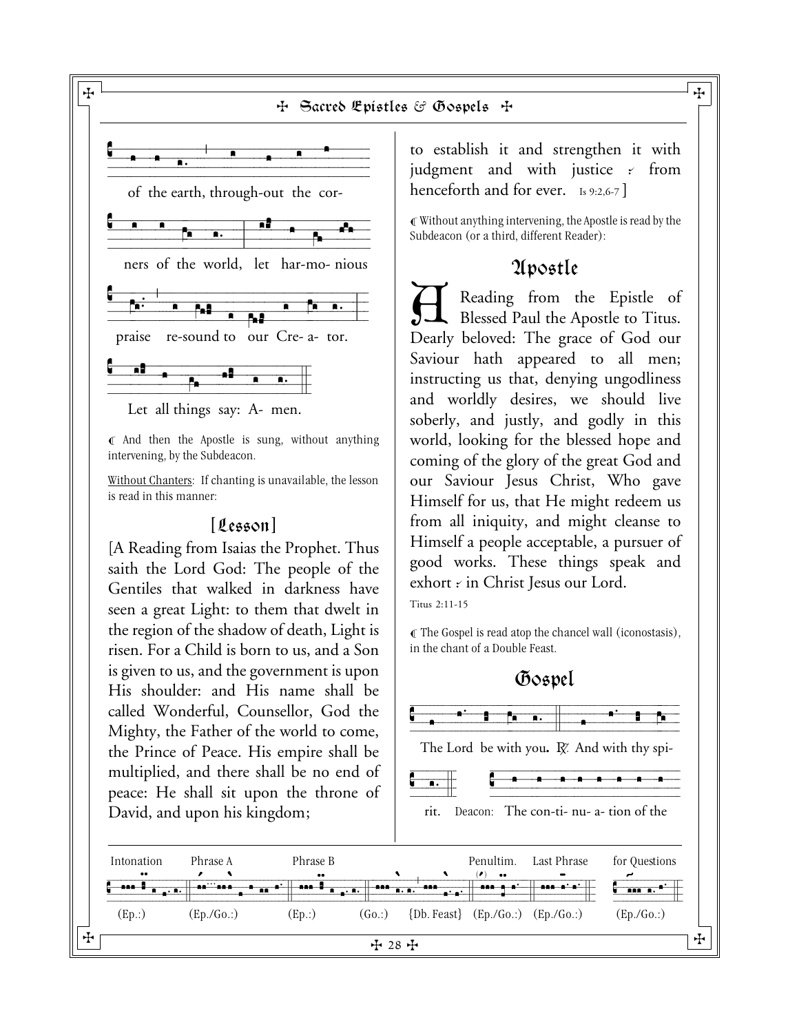of the earth, through-out the cor-

ners of the world, let har-mo- nious

praise re-sound to our Cre- a- tor.

Let all things say: A- men.

℄ And then the Apostle is sung, without anything intervening, by the Subdeacon.

Without Chanters: If chanting is unavailable, the lesson is read in this manner:

## [Lesson]

[A Reading from Isaias the Prophet. Thus saith the Lord God: The people of the Gentiles that walked in darkness have seen a great Light: to them that dwelt in the region of the shadow of death, Light is risen. For a Child is born to us, and a Son is given to us, and the government is upon His shoulder: and His name shall be called Wonderful, Counsellor, God the Mighty, the Father of the world to come, the Prince of Peace. His empire shall be multiplied, and there shall be no end of peace: He shall sit upon the throne of David, and upon his kingdom; to establish it and strengthen it with judgment and with justice ⸖ from henceforth and for ever. Is 9:2,6-7 ]

℄ Without anything intervening, the Apostle is read by the Subdeacon (or a third, different Reader):

## Apostle

A Reading from the Epistle of Blessed Paul the Apostle to Titus. Dearly beloved: The grace of God our Saviour hath appeared to all men; instructing us that, denying ungodliness and worldly desires, we should live soberly, and justly, and godly in this world, looking for the blessed hope and coming of the glory of the great God and our Saviour Jesus Christ, Who gave Himself for us, that He might redeem us from all iniquity, and might cleanse to Himself a people acceptable, a pursuer of good works. These things speak and exhort ⸖ in Christ Jesus our Lord.

Titus 2:11-15

℄ The Gospel is read atop the chancel wall (iconostasis), in the chant of a Double Feast.

## Gospel

The Lord be with you. ℟. And with thy spi- rit.

Deacon: The con-ti- nu- a- tion of the

Intonation (Ep.:) | Phrase A (Ep./Go.:) | Phrase B (Ep.:) (Go.:) {Db. Feast} | Penultim. (Ep./Go.:) | Last Phrase (Ep./Go.:) | for Questions (Ep./Go.:)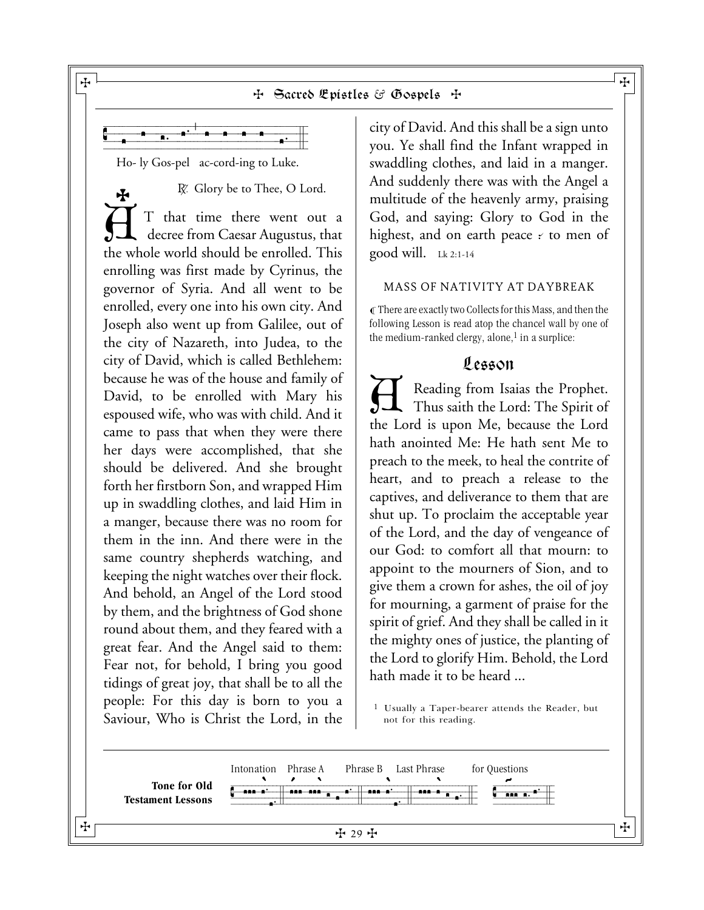Ho- ly Gos-pel ac-cord-ing to Luke.

℟. Glory be to Thee, O Lord.

AT that time there went out a decree from Caesar Augustus, that the whole world should be enrolled. This enrolling was first made by Cyrinus, the governor of Syria. And all went to be enrolled, every one into his own city. And Joseph also went up from Galilee, out of the city of Nazareth, into Judea, to the city of David, which is called Bethlehem: because he was of the house and family of David, to be enrolled with Mary his espoused wife, who was with child. And it came to pass that when they were there her days were accomplished, that she should be delivered. And she brought forth her firstborn Son, and wrapped Him up in swaddling clothes, and laid Him in a manger, because there was no room for them in the inn. And there were in the same country shepherds watching, and keeping the night watches over their flock. And behold, an Angel of the Lord stood by them, and the brightness of God shone round about them, and they feared with a great fear. And the Angel said to them: Fear not, for behold, I bring you good tidings of great joy, that shall be to all the people: For this day is born to you a Saviour, Who is Christ the Lord, in the city of David. And this shall be a sign unto you. Ye shall find the Infant wrapped in swaddling clothes, and laid in a manger. And suddenly there was with the Angel a multitude of the heavenly army, praising God, and saying: Glory to God in the highest, and on earth peace ⸗ to men of good will. Lk 2:1-14

### MASS OF NATIVITY AT DAYBREAK

¶ There are exactly two Collects for this Mass, and then the following Lesson is read atop the chancel wall by one of the medium-ranked clergy, alone,[1] in a surplice:

## Lesson

A Reading from Isaias the Prophet. Thus saith the Lord: The Spirit of the Lord is upon Me, because the Lord hath anointed Me: He hath sent Me to preach to the meek, to heal the contrite of heart, and to preach a release to the captives, and deliverance to them that are shut up. To proclaim the acceptable year of the Lord, and the day of vengeance of our God: to comfort all that mourn: to appoint to the mourners of Sion, and to give them a crown for ashes, the oil of joy for mourning, a garment of praise for the spirit of grief. And they shall be called in it the mighty ones of justice, the planting of the Lord to glorify Him. Behold, the Lord hath made it to be heard ...

[1] Usually a Taper-bearer attends the Reader, but not for this reading.

**Tone for Old Testament Lessons**

Intonation | Phrase A | Phrase B | Last Phrase | for Questions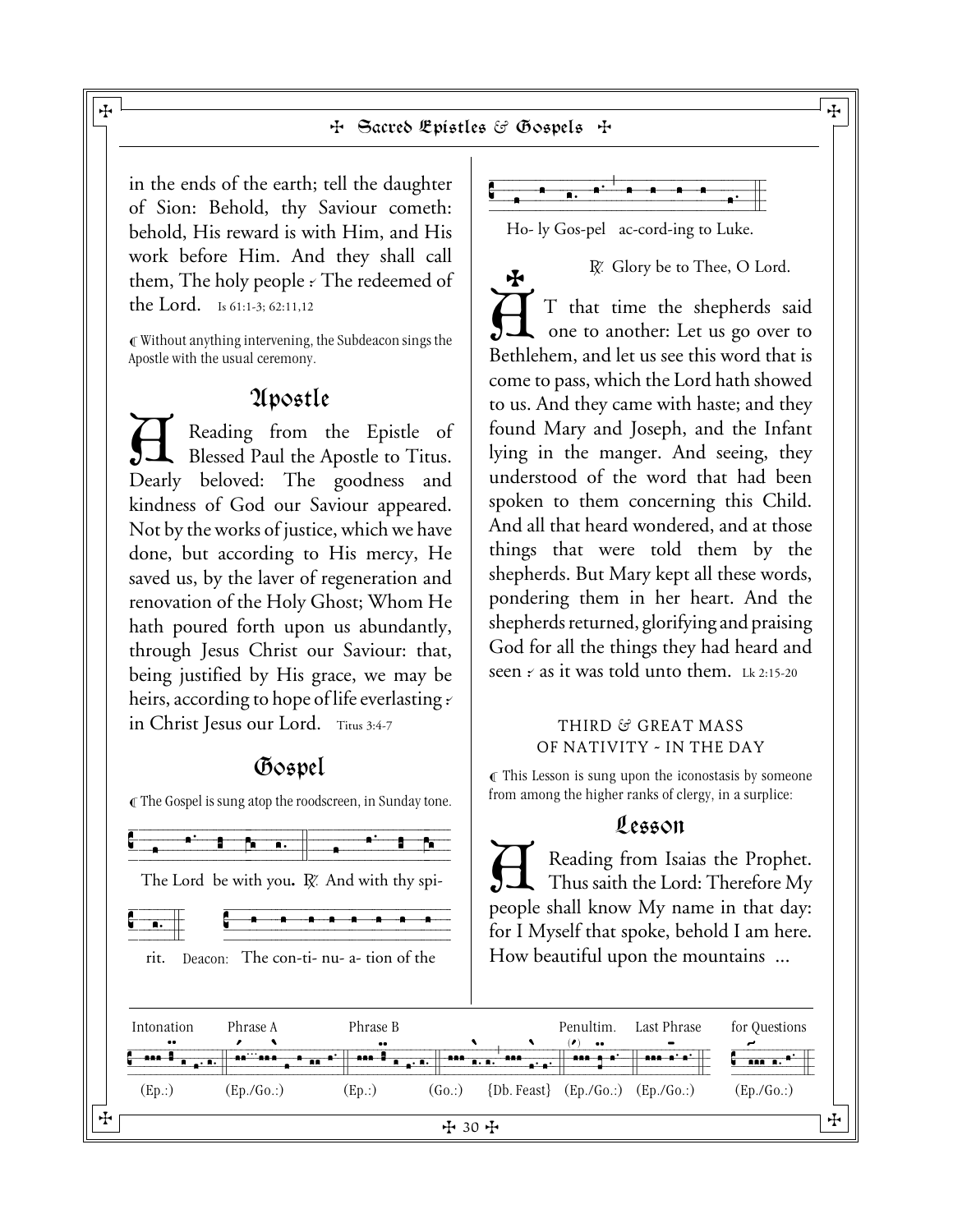in the ends of the earth; tell the daughter of Sion: Behold, thy Saviour cometh: behold, His reward is with Him, and His work before Him. And they shall call them, The holy people ∻ The redeemed of the Lord. Is 61:1-3; 62:11,12

℄ Without anything intervening, the Subdeacon sings the Apostle with the usual ceremony.

## Apostle

A Reading from the Epistle of Blessed Paul the Apostle to Titus. Dearly beloved: The goodness and kindness of God our Saviour appeared. Not by the works of justice, which we have done, but according to His mercy, He saved us, by the laver of regeneration and renovation of the Holy Ghost; Whom He hath poured forth upon us abundantly, through Jesus Christ our Saviour: that, being justified by His grace, we may be heirs, according to hope of life everlasting ∻ in Christ Jesus our Lord. Titus 3:4-7

## Gospel

℄ The Gospel is sung atop the roodscreen, in Sunday tone.

The Lord be with you. ℟. And with thy spirit. Deacon: The con-ti- nu- a- tion of the Ho- ly Gos-pel ac-cord-ing to Luke.

℟. Glory be to Thee, O Lord.

✠ AT that time the shepherds said one to another: Let us go over to Bethlehem, and let us see this word that is come to pass, which the Lord hath showed to us. And they came with haste; and they found Mary and Joseph, and the Infant lying in the manger. And seeing, they understood of the word that had been spoken to them concerning this Child. And all that heard wondered, and at those things that were told them by the shepherds. But Mary kept all these words, pondering them in her heart. And the shepherds returned, glorifying and praising God for all the things they had heard and seen ∻ as it was told unto them. Lk 2:15-20

THIRD & GREAT MASS OF NATIVITY ~ IN THE DAY

℄ This Lesson is sung upon the iconostasis by someone from among the higher ranks of clergy, in a surplice:

## Lesson

A Reading from Isaias the Prophet. Thus saith the Lord: Therefore My people shall know My name in that day: for I Myself that spoke, behold I am here. How beautiful upon the mountains ...

| Intonation | Phrase A | Phrase B | | | Penultim. | Last Phrase | for Questions |
|---|---|---|---|---|---|---|---|
| (Ep.:) | (Ep./Go.:) | (Ep.:) | (Go.:) | {Db. Feast} | (Ep./Go.:) | (Ep./Go.:) | (Ep./Go.:) |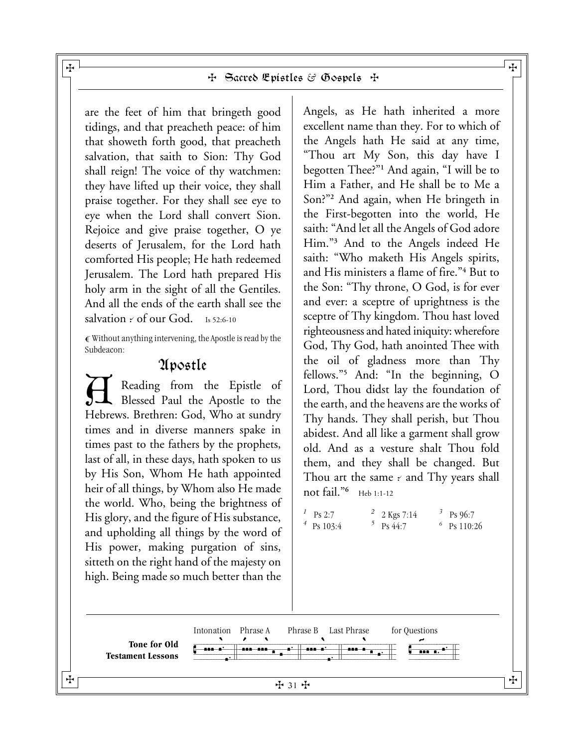are the feet of him that bringeth good tidings, and that preacheth peace: of him that showeth forth good, that preacheth salvation, that saith to Sion: Thy God shall reign! The voice of thy watchmen: they have lifted up their voice, they shall praise together. For they shall see eye to eye when the Lord shall convert Sion. Rejoice and give praise together, O ye deserts of Jerusalem, for the Lord hath comforted His people; He hath redeemed Jerusalem. The Lord hath prepared His holy arm in the sight of all the Gentiles. And all the ends of the earth shall see the salvation ⸗ of our God. Is 52:6-10

¶ Without anything intervening, the Apostle is read by the Subdeacon:

## Apostle

A Reading from the Epistle of Blessed Paul the Apostle to the Hebrews. Brethren: God, Who at sundry times and in diverse manners spake in times past to the fathers by the prophets, last of all, in these days, hath spoken to us by His Son, Whom He hath appointed heir of all things, by Whom also He made the world. Who, being the brightness of His glory, and the figure of His substance, and upholding all things by the word of His power, making purgation of sins, sitteth on the right hand of the majesty on high. Being made so much better than the Angels, as He hath inherited a more excellent name than they. For to which of the Angels hath He said at any time, "Thou art My Son, this day have I begotten Thee?"[1] And again, "I will be to Him a Father, and He shall be to Me a Son?"[2] And again, when He bringeth in the First-begotten into the world, He saith: "And let all the Angels of God adore Him."[3] And to the Angels indeed He saith: "Who maketh His Angels spirits, and His ministers a flame of fire."[4] But to the Son: "Thy throne, O God, is for ever and ever: a sceptre of uprightness is the sceptre of Thy kingdom. Thou hast loved righteousness and hated iniquity: wherefore God, Thy God, hath anointed Thee with the oil of gladness more than Thy fellows."[5] And: "In the beginning, O Lord, Thou didst lay the foundation of the earth, and the heavens are the works of Thy hands. They shall perish, but Thou abidest. And all like a garment shall grow old. And as a vesture shalt Thou fold them, and they shall be changed. But Thou art the same ⸗ and Thy years shall not fail."[6] Heb 1:1-12

[1] Ps 2:7 [2] 2 Kgs 7:14 [3] Ps 96:7
[4] Ps 103:4 [5] Ps 44:7 [6] Ps 110:26

**Tone for Old Testament Lessons** — Intonation, Phrase A, Phrase B, Last Phrase, for Questions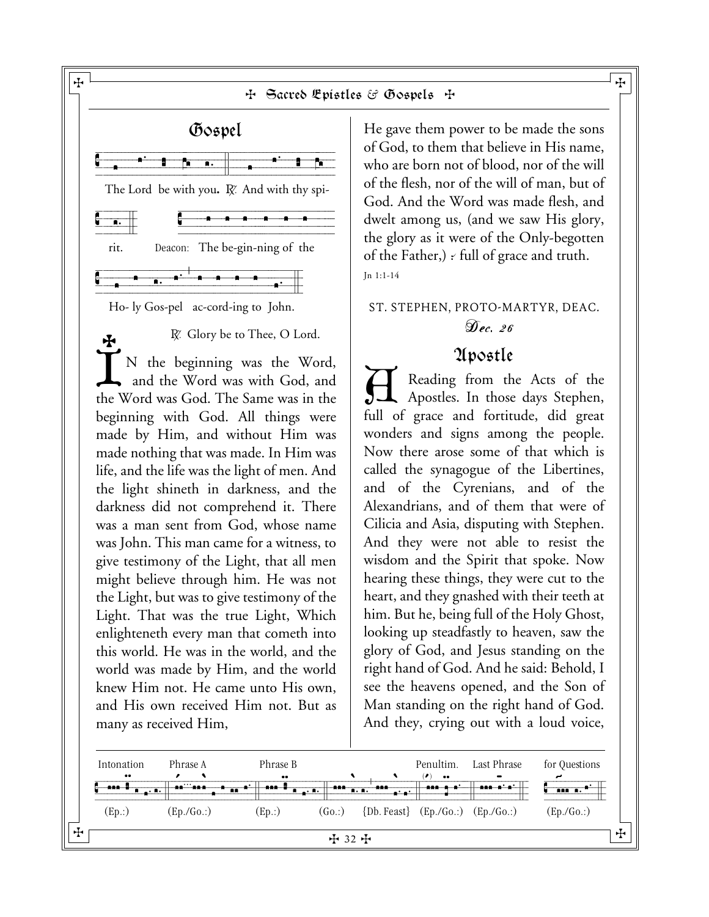## Gospel

The Lord be with you. ℟. And with thy spirit.

Deacon: The be-gin-ning of the Ho- ly Gos-pel ac-cord-ing to John.

℟. Glory be to Thee, O Lord.

IN the beginning was the Word, and the Word was with God, and the Word was God. The Same was in the beginning with God. All things were made by Him, and without Him was made nothing that was made. In Him was life, and the life was the light of men. And the light shineth in darkness, and the darkness did not comprehend it. There was a man sent from God, whose name was John. This man came for a witness, to give testimony of the Light, that all men might believe through him. He was not the Light, but was to give testimony of the Light. That was the true Light, Which enlighteneth every man that cometh into this world. He was in the world, and the world was made by Him, and the world knew Him not. He came unto His own, and His own received Him not. But as many as received Him, He gave them power to be made the sons of God, to them that believe in His name, who are born not of blood, nor of the will of the flesh, nor of the will of man, but of God. And the Word was made flesh, and dwelt among us, (and we saw His glory, the glory as it were of the Only-begotten of the Father,) ⁖ full of grace and truth.

Jn 1:1-14

ST. STEPHEN, PROTO-MARTYR, DEAC.

*Dec. 26*

## Apostle

A Reading from the Acts of the Apostles. In those days Stephen, full of grace and fortitude, did great wonders and signs among the people. Now there arose some of that which is called the synagogue of the Libertines, and of the Cyrenians, and of the Alexandrians, and of them that were of Cilicia and Asia, disputing with Stephen. And they were not able to resist the wisdom and the Spirit that spoke. Now hearing these things, they were cut to the heart, and they gnashed with their teeth at him. But he, being full of the Holy Ghost, looking up steadfastly to heaven, saw the glory of God, and Jesus standing on the right hand of God. And he said: Behold, I see the heavens opened, and the Son of Man standing on the right hand of God. And they, crying out with a loud voice,

Intonation (Ep.:) | Phrase A (Ep./Go.:) | Phrase B (Ep.:) | (Go.:) | {Db. Feast} | Penultim. (Ep./Go.:) | Last Phrase (Ep./Go.:) | for Questions (Ep./Go.:)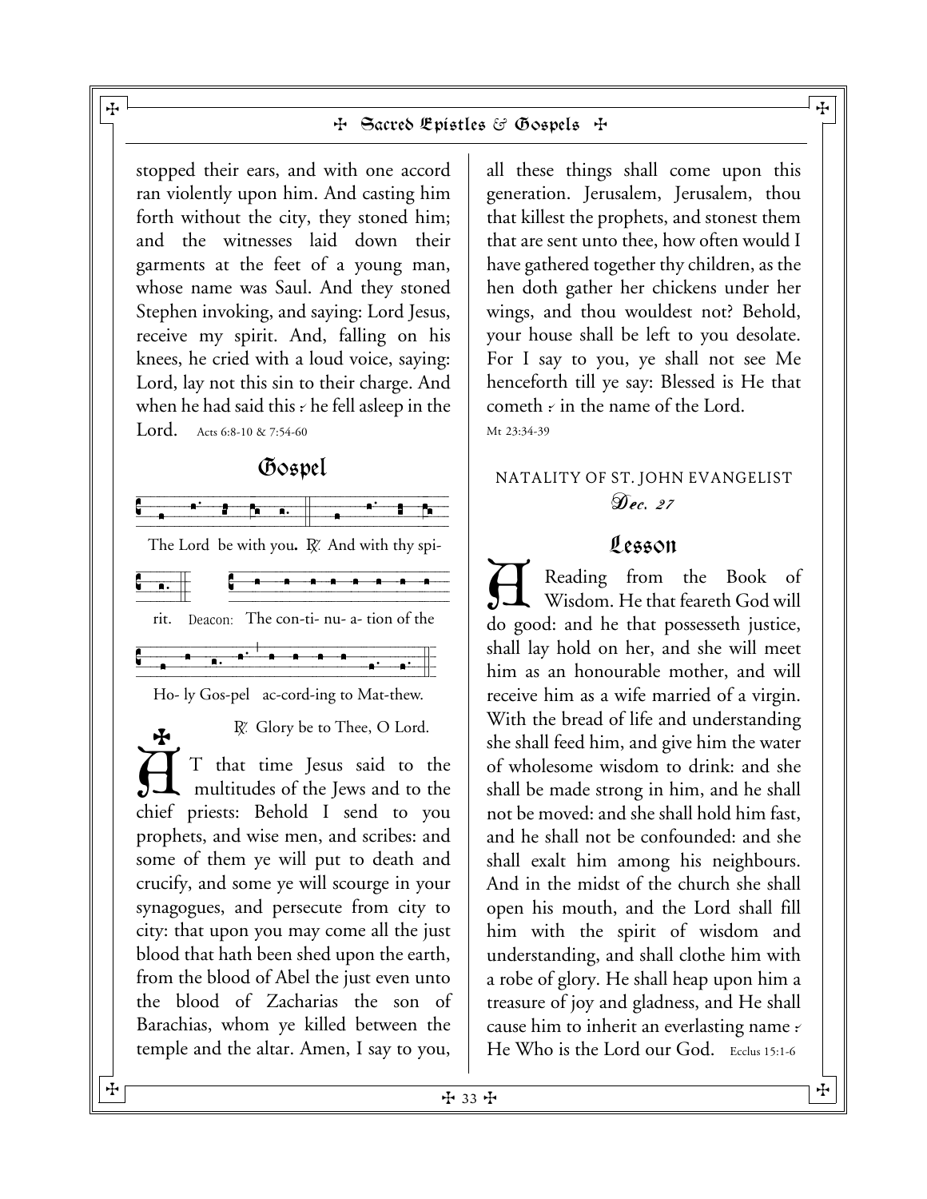stopped their ears, and with one accord ran violently upon him. And casting him forth without the city, they stoned him; and the witnesses laid down their garments at the feet of a young man, whose name was Saul. And they stoned Stephen invoking, and saying: Lord Jesus, receive my spirit. And, falling on his knees, he cried with a loud voice, saying: Lord, lay not this sin to their charge. And when he had said this ⸗ he fell asleep in the Lord. Acts 6:8-10 & 7:54-60

## Gospel

The Lord be with you. ℟. And with thy spirit. Deacon: The con-ti- nu- a- tion of the Ho- ly Gos-pel ac-cord-ing to Mat-thew.

℟. Glory be to Thee, O Lord.

✠ AT that time Jesus said to the multitudes of the Jews and to the chief priests: Behold I send to you prophets, and wise men, and scribes: and some of them ye will put to death and crucify, and some ye will scourge in your synagogues, and persecute from city to city: that upon you may come all the just blood that hath been shed upon the earth, from the blood of Abel the just even unto the blood of Zacharias the son of Barachias, whom ye killed between the temple and the altar. Amen, I say to you, all these things shall come upon this generation. Jerusalem, Jerusalem, thou that killest the prophets, and stonest them that are sent unto thee, how often would I have gathered together thy children, as the hen doth gather her chickens under her wings, and thou wouldest not? Behold, your house shall be left to you desolate. For I say to you, ye shall not see Me henceforth till ye say: Blessed is He that cometh ⸗ in the name of the Lord.

Mt 23:34-39

# NATALITY OF ST. JOHN EVANGELIST

*Dec. 27*

## Lesson

A Reading from the Book of Wisdom. He that feareth God will do good: and he that possesseth justice, shall lay hold on her, and she will meet him as an honourable mother, and will receive him as a wife married of a virgin. With the bread of life and understanding she shall feed him, and give him the water of wholesome wisdom to drink: and she shall be made strong in him, and he shall not be moved: and she shall hold him fast, and he shall not be confounded: and she shall exalt him among his neighbours. And in the midst of the church she shall open his mouth, and the Lord shall fill him with the spirit of wisdom and understanding, and shall clothe him with a robe of glory. He shall heap upon him a treasure of joy and gladness, and He shall cause him to inherit an everlasting name ⸗ He Who is the Lord our God. Ecclus 15:1-6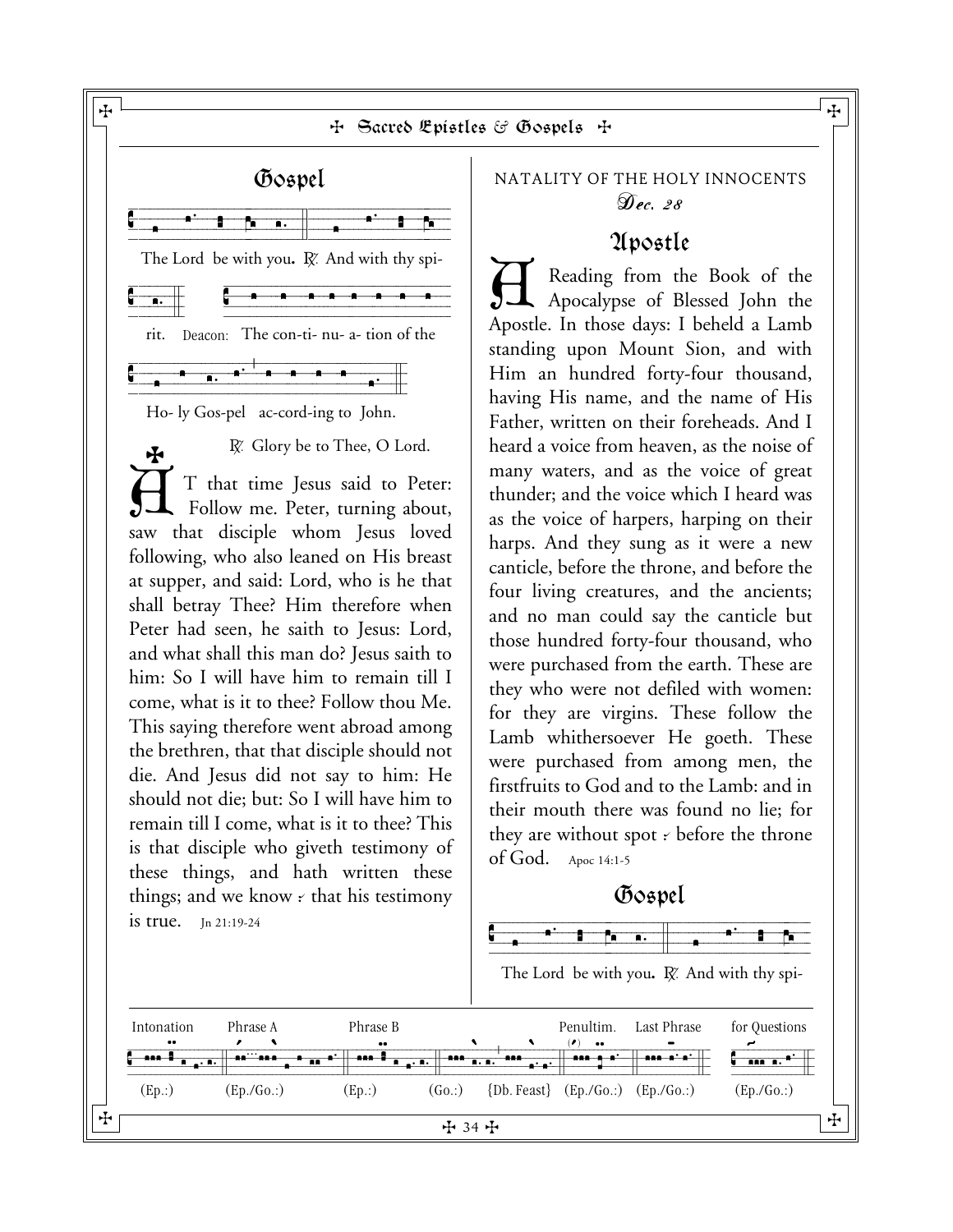## Gospel

The Lord be with you. ℟. And with thy spi- rit. Deacon: The con-ti- nu- a- tion of the Ho- ly Gos-pel ac-cord-ing to John.

℟. Glory be to Thee, O Lord.

✠ AT that time Jesus said to Peter: Follow me. Peter, turning about, saw that disciple whom Jesus loved following, who also leaned on His breast at supper, and said: Lord, who is he that shall betray Thee? Him therefore when Peter had seen, he saith to Jesus: Lord, and what shall this man do? Jesus saith to him: So I will have him to remain till I come, what is it to thee? Follow thou Me. This saying therefore went abroad among the brethren, that that disciple should not die. And Jesus did not say to him: He should not die; but: So I will have him to remain till I come, what is it to thee? This is that disciple who giveth testimony of these things, and hath written these things; and we know ⸫ that his testimony is true. Jn 21:19-24

NATALITY OF THE HOLY INNOCENTS

*Dec. 28*

## Apostle

A Reading from the Book of the Apocalypse of Blessed John the Apostle. In those days: I beheld a Lamb standing upon Mount Sion, and with Him an hundred forty-four thousand, having His name, and the name of His Father, written on their foreheads. And I heard a voice from heaven, as the noise of many waters, and as the voice of great thunder; and the voice which I heard was as the voice of harpers, harping on their harps. And they sung as it were a new canticle, before the throne, and before the four living creatures, and the ancients; and no man could say the canticle but those hundred forty-four thousand, who were purchased from the earth. These are they who were not defiled with women: for they are virgins. These follow the Lamb whithersoever He goeth. These were purchased from among men, the firstfruits to God and to the Lamb: and in their mouth there was found no lie; for they are without spot ⸫ before the throne of God. Apoc 14:1-5

## Gospel

The Lord be with you. ℟. And with thy spi-

| Intonation | Phrase A | Phrase B | | | Penultim. | Last Phrase | for Questions |
|---|---|---|---|---|---|---|---|
| (Ep.:) | (Ep./Go.:) | (Ep.:) | (Go.:) | {Db. Feast} | (Ep./Go.:) | (Ep./Go.:) | (Ep./Go.:) |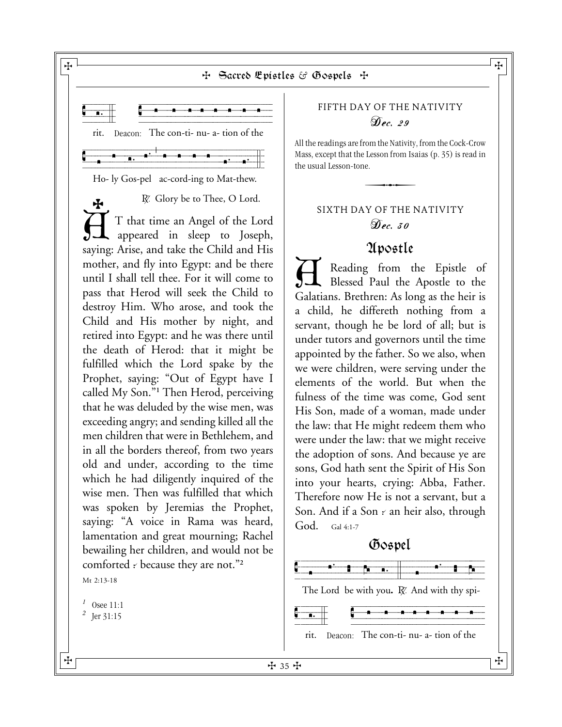rit. Deacon: The con-ti- nu- a- tion of the

Ho- ly Gos-pel ac-cord-ing to Mat-thew.

℟. Glory be to Thee, O Lord.

✠ AT that time an Angel of the Lord appeared in sleep to Joseph, saying: Arise, and take the Child and His mother, and fly into Egypt: and be there until I shall tell thee. For it will come to pass that Herod will seek the Child to destroy Him. Who arose, and took the Child and His mother by night, and retired into Egypt: and he was there until the death of Herod: that it might be fulfilled which the Lord spake by the Prophet, saying: "Out of Egypt have I called My Son."[1] Then Herod, perceiving that he was deluded by the wise men, was exceeding angry; and sending killed all the men children that were in Bethlehem, and in all the borders thereof, from two years old and under, according to the time which he had diligently inquired of the wise men. Then was fulfilled that which was spoken by Jeremias the Prophet, saying: "A voice in Rama was heard, lamentation and great mourning; Rachel bewailing her children, and would not be comforted ⁘ because they are not."[2]

Mt 2:13-18

[1] Osee 11:1
[2] Jer 31:15

## FIFTH DAY OF THE NATIVITY

*Dec. 29*

All the readings are from the Nativity, from the Cock-Crow Mass, except that the Lesson from Isaias (p. 35) is read in the usual Lesson-tone.

## SIXTH DAY OF THE NATIVITY

*Dec. 30*

### Apostle

A Reading from the Epistle of Blessed Paul the Apostle to the Galatians. Brethren: As long as the heir is a child, he differeth nothing from a servant, though he be lord of all; but is under tutors and governors until the time appointed by the father. So we also, when we were children, were serving under the elements of the world. But when the fulness of the time was come, God sent His Son, made of a woman, made under the law: that He might redeem them who were under the law: that we might receive the adoption of sons. And because ye are sons, God hath sent the Spirit of His Son into your hearts, crying: Abba, Father. Therefore now He is not a servant, but a Son. And if a Son ⁘ an heir also, through God. Gal 4:1-7

### Gospel

The Lord be with you. ℟. And with thy spi-

rit. Deacon: The con-ti- nu- a- tion of the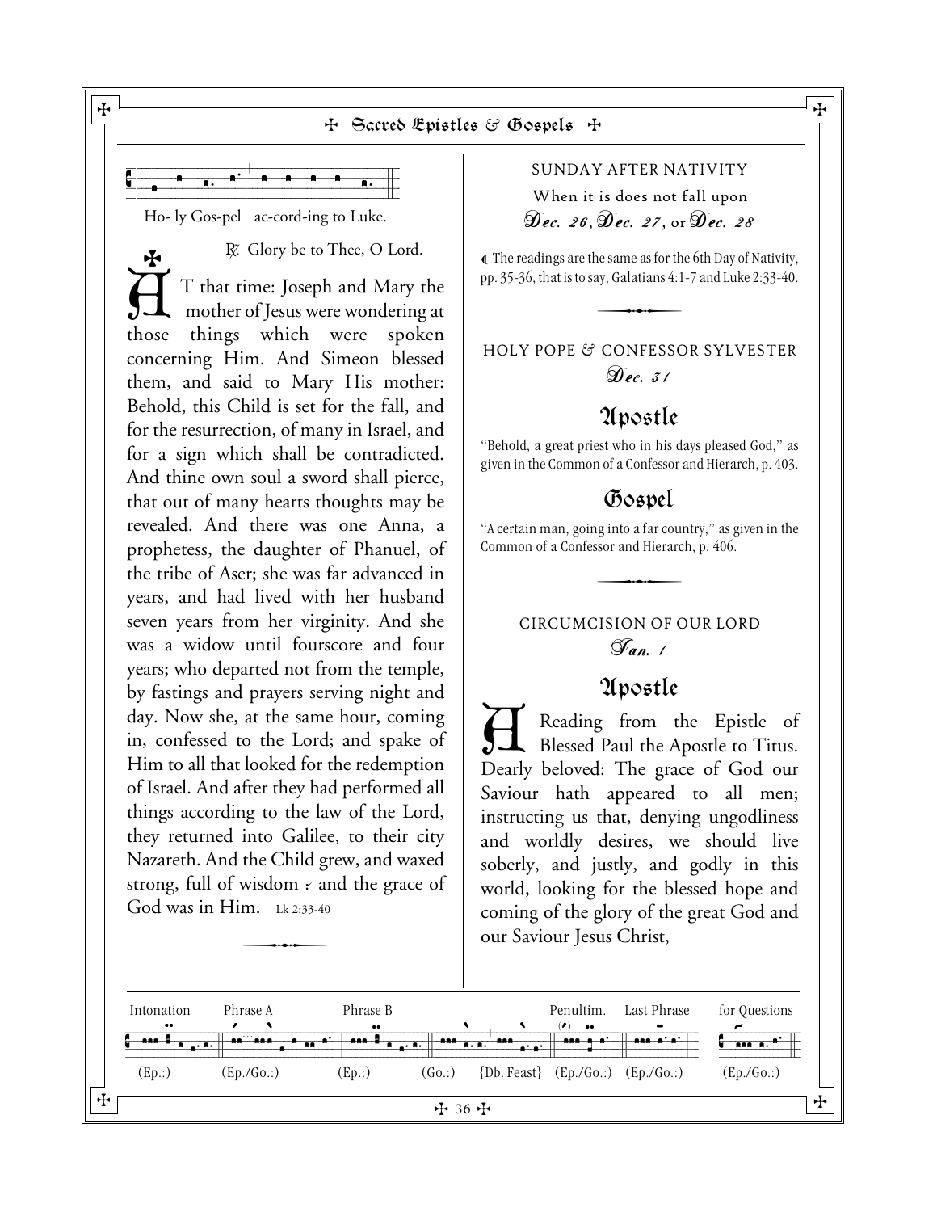Ho- ly Gos-pel ac-cord-ing to Luke.

℟. Glory be to Thee, O Lord.

AT that time: Joseph and Mary the mother of Jesus were wondering at those things which were spoken concerning Him. And Simeon blessed them, and said to Mary His mother: Behold, this Child is set for the fall, and for the resurrection, of many in Israel, and for a sign which shall be contradicted. And thine own soul a sword shall pierce, that out of many hearts thoughts may be revealed. And there was one Anna, a prophetess, the daughter of Phanuel, of the tribe of Aser; she was far advanced in years, and had lived with her husband seven years from her virginity. And she was a widow until fourscore and four years; who departed not from the temple, by fastings and prayers serving night and day. Now she, at the same hour, coming in, confessed to the Lord; and spake of Him to all that looked for the redemption of Israel. And after they had performed all things according to the law of the Lord, they returned into Galilee, to their city Nazareth. And the Child grew, and waxed strong, full of wisdom ⸗ and the grace of God was in Him. Lk 2:33-40

---

SUNDAY AFTER NATIVITY

When it is does not fall upon

*Dec. 26, Dec. 27, or Dec. 28*

℄ The readings are the same as for the 6th Day of Nativity, pp. 35-36, that is to say, Galatians 4:1-7 and Luke 2:33-40.

---

HOLY POPE & CONFESSOR SYLVESTER

*Dec. 31*

## Apostle

"Behold, a great priest who in his days pleased God," as given in the Common of a Confessor and Hierarch, p. 403.

## Gospel

"A certain man, going into a far country," as given in the Common of a Confessor and Hierarch, p. 406.

---

CIRCUMCISION OF OUR LORD

*Jan. 1*

## Apostle

A Reading from the Epistle of Blessed Paul the Apostle to Titus. Dearly beloved: The grace of God our Saviour hath appeared to all men; instructing us that, denying ungodliness and worldly desires, we should live soberly, and justly, and godly in this world, looking for the blessed hope and coming of the glory of the great God and our Saviour Jesus Christ,

Intonation (Ep.:) | Phrase A (Ep./Go.:) | Phrase B (Ep.:) (Go.:) {Db. Feast} | Penultim. (Ep./Go.:) | Last Phrase (Ep./Go.:) | for Questions (Ep./Go.:)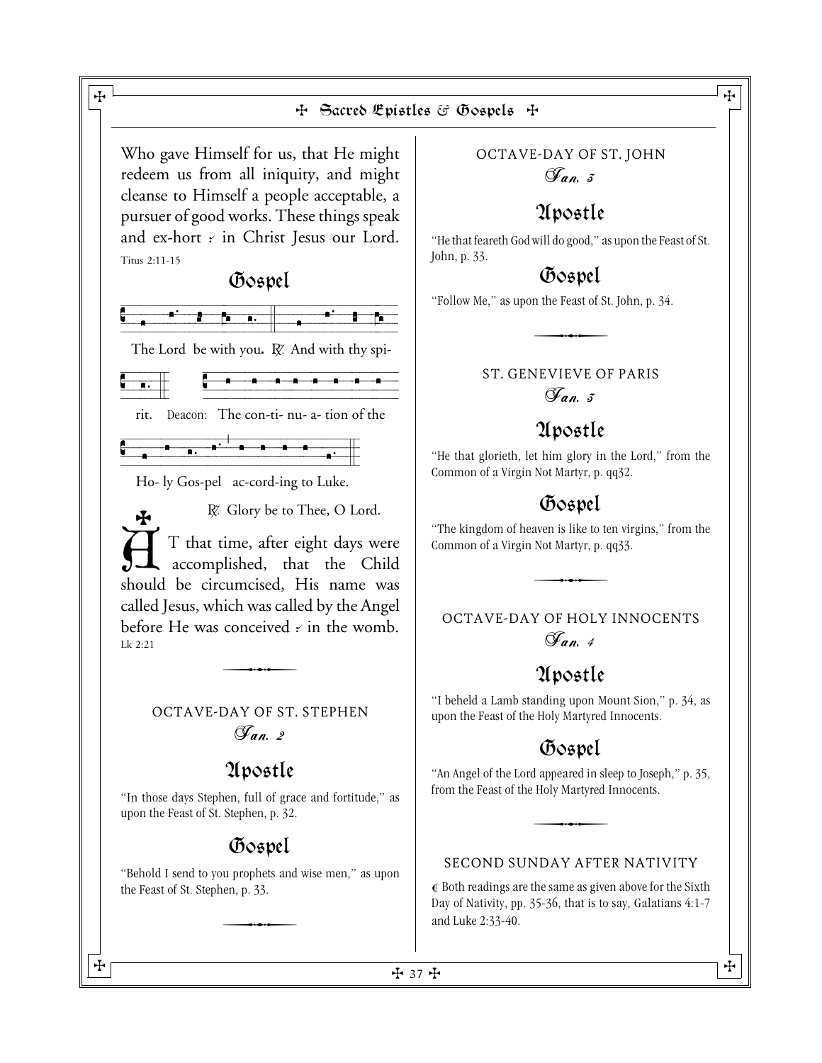Who gave Himself for us, that He might redeem us from all iniquity, and might cleanse to Himself a people acceptable, a pursuer of good works. These things speak and ex-hort ⸗ in Christ Jesus our Lord. Titus 2:11-15

## Gospel

The Lord be with you. ℟. And with thy spi-rit. Deacon: The con-ti- nu- a- tion of the Ho- ly Gos-pel ac-cord-ing to Luke.

℟. Glory be to Thee, O Lord.

AT that time, after eight days were accomplished, that the Child should be circumcised, His name was called Jesus, which was called by the Angel before He was conceived ⸗ in the womb. Lk 2:21

---

### OCTAVE-DAY OF ST. STEPHEN

*Jan. 2*

## Apostle

"In those days Stephen, full of grace and fortitude," as upon the Feast of St. Stephen, p. 32.

## Gospel

"Behold I send to you prophets and wise men," as upon the Feast of St. Stephen, p. 33.

---

### OCTAVE-DAY OF ST. JOHN

*Jan. 3*

## Apostle

"He that feareth God will do good," as upon the Feast of St. John, p. 33.

## Gospel

"Follow Me," as upon the Feast of St. John, p. 34.

---

### ST. GENEVIEVE OF PARIS

*Jan. 3*

## Apostle

"He that glorieth, let him glory in the Lord," from the Common of a Virgin Not Martyr, p. qq32.

## Gospel

"The kingdom of heaven is like to ten virgins," from the Common of a Virgin Not Martyr, p. qq33.

---

### OCTAVE-DAY OF HOLY INNOCENTS

*Jan. 4*

## Apostle

"I beheld a Lamb standing upon Mount Sion," p. 34, as upon the Feast of the Holy Martyred Innocents.

## Gospel

"An Angel of the Lord appeared in sleep to Joseph," p. 35, from the Feast of the Holy Martyred Innocents.

---

### SECOND SUNDAY AFTER NATIVITY

☙ Both readings are the same as given above for the Sixth Day of Nativity, pp. 35-36, that is to say, Galatians 4:1-7 and Luke 2:33-40.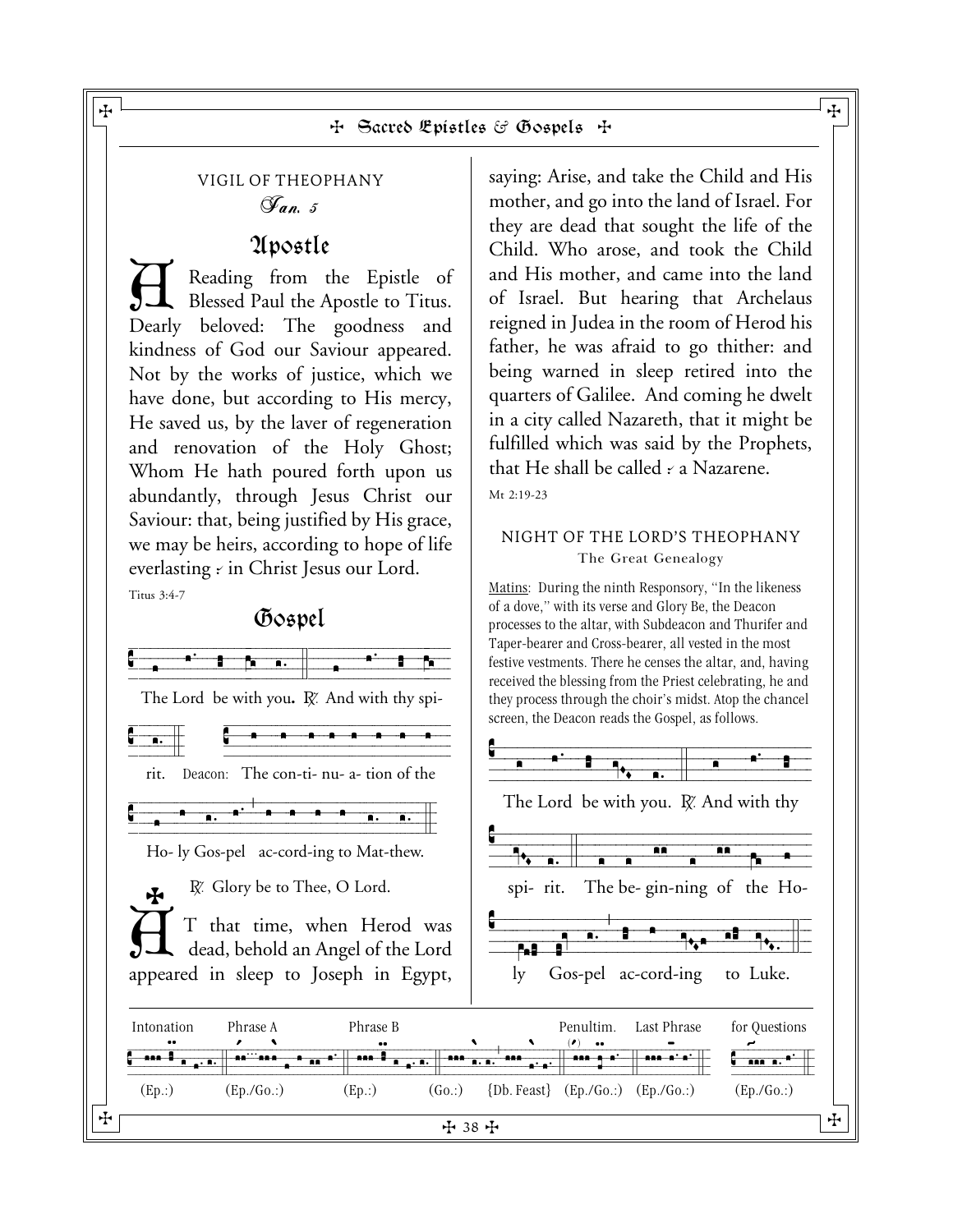## VIGIL OF THEOPHANY

*Jan. 5*

### Apostle

A Reading from the Epistle of Blessed Paul the Apostle to Titus. Dearly beloved: The goodness and kindness of God our Saviour appeared. Not by the works of justice, which we have done, but according to His mercy, He saved us, by the laver of regeneration and renovation of the Holy Ghost; Whom He hath poured forth upon us abundantly, through Jesus Christ our Saviour: that, being justified by His grace, we may be heirs, according to hope of life everlasting ⸗ in Christ Jesus our Lord.

Titus 3:4-7

### Gospel

The Lord be with you. ℟. And with thy spirit. Deacon: The con-ti- nu- a- tion of the Ho- ly Gos-pel ac-cord-ing to Mat-thew.

℟. Glory be to Thee, O Lord.

✠ AT that time, when Herod was dead, behold an Angel of the Lord appeared in sleep to Joseph in Egypt, saying: Arise, and take the Child and His mother, and go into the land of Israel. For they are dead that sought the life of the Child. Who arose, and took the Child and His mother, and came into the land of Israel. But hearing that Archelaus reigned in Judea in the room of Herod his father, he was afraid to go thither: and being warned in sleep retired into the quarters of Galilee. And coming he dwelt in a city called Nazareth, that it might be fulfilled which was said by the Prophets, that He shall be called ⸗ a Nazarene.

Mt 2:19-23

## NIGHT OF THE LORD'S THEOPHANY

The Great Genealogy

Matins: During the ninth Responsory, "In the likeness of a dove," with its verse and Glory Be, the Deacon processes to the altar, with Subdeacon and Thurifer and Taper-bearer and Cross-bearer, all vested in the most festive vestments. There he censes the altar, and, having received the blessing from the Priest celebrating, he and they process through the choir's midst. Atop the chancel screen, the Deacon reads the Gospel, as follows.

The Lord be with you. ℟. And with thy spi- rit. The be- gin-ning of the Ho- ly Gos-pel ac-cord-ing to Luke.

Intonation (Ep.:) | Phrase A (Ep./Go.:) | Phrase B (Ep.:) | (Go.:) | {Db. Feast} | Penultim. (Ep./Go.:) | Last Phrase (Ep./Go.:) | for Questions (Ep./Go.:)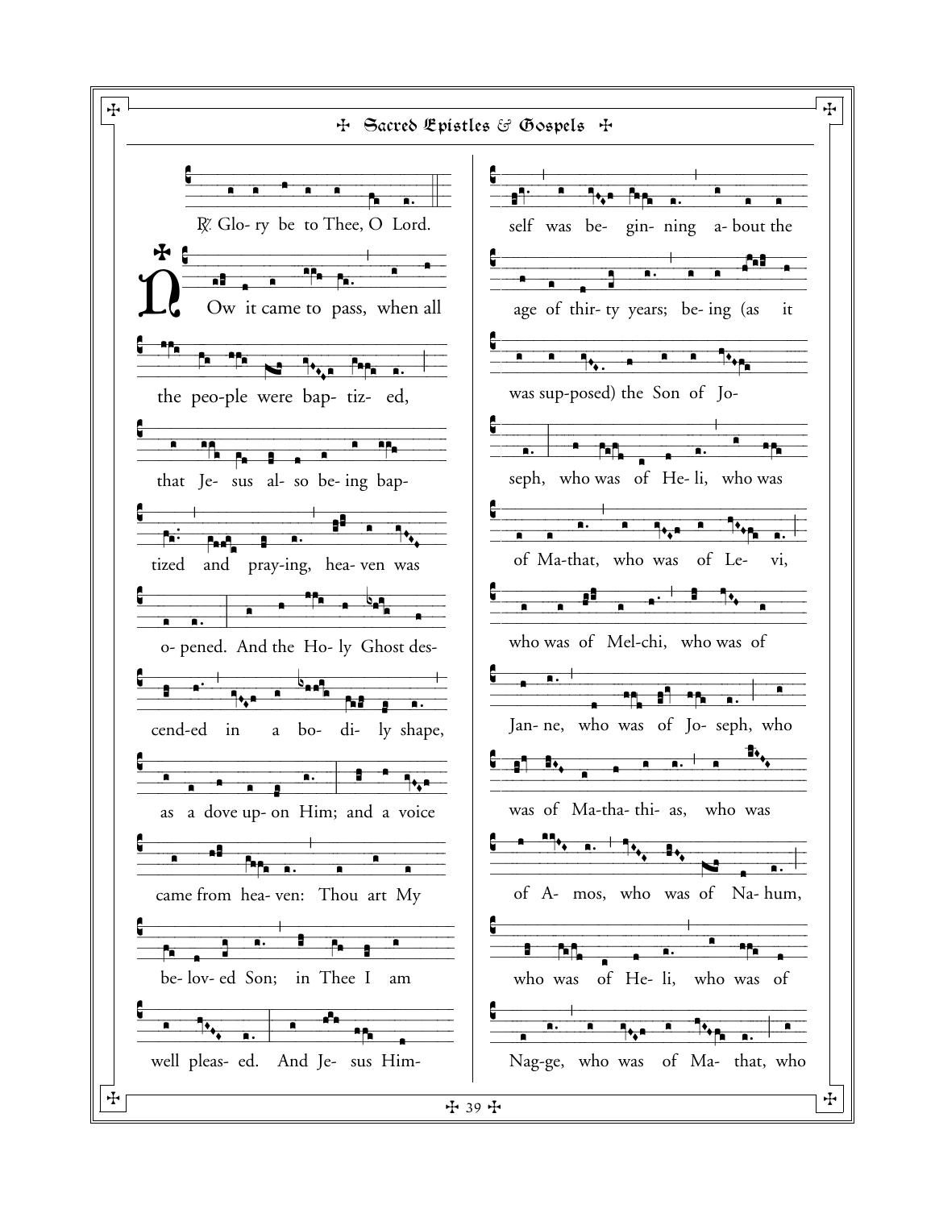℟. Glo- ry be to Thee, O Lord.

Now it came to pass, when all the peo-ple were bap- tiz- ed, that Je- sus al- so be- ing bap- tized and pray-ing, hea- ven was o- pened. And the Ho- ly Ghost des- cend-ed in a bo- di- ly shape, as a dove up- on Him; and a voice came from hea- ven: Thou art My be- lov- ed Son; in Thee I am well pleas- ed. And Je- sus Him- self was be- gin- ning a- bout the age of thir- ty years; be- ing (as it was sup-posed) the Son of Jo- seph, who was of He- li, who was of Ma-that, who was of Le- vi, who was of Mel-chi, who was of Jan- ne, who was of Jo- seph, who was of Ma-tha- thi- as, who was of A- mos, who was of Na- hum, who was of He- li, who was of Nag-ge, who was of Ma- that, who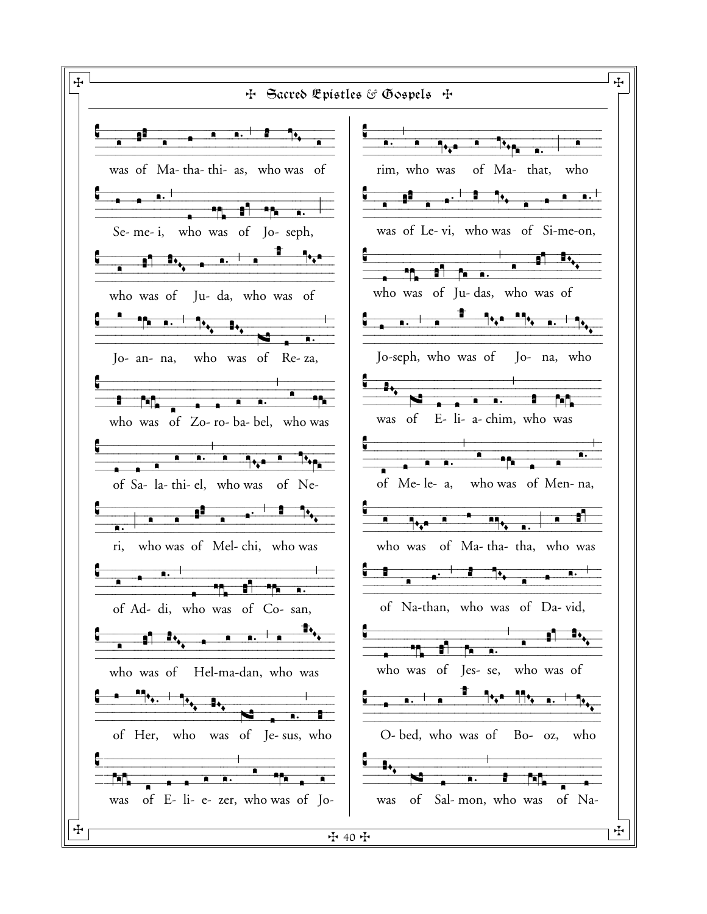was of Ma- tha- thi- as, who was of

Se- me- i, who was of Jo- seph,

who was of Ju- da, who was of

Jo- an- na, who was of Re- za,

who was of Zo- ro- ba- bel, who was

of Sa- la- thi- el, who was of Ne-

ri, who was of Mel- chi, who was

of Ad- di, who was of Co- san,

who was of Hel-ma-dan, who was

of Her, who was of Je- sus, who

was of E- li- e- zer, who was of Jo-

rim, who was of Ma- that, who

was of Le- vi, who was of Si-me-on,

who was of Ju- das, who was of

Jo-seph, who was of Jo- na, who

was of E- li- a- chim, who was

of Me- le- a, who was of Men- na,

who was of Ma- tha- tha, who was

of Na-than, who was of Da- vid,

who was of Jes- se, who was of

O- bed, who was of Bo- oz, who

was of Sal- mon, who was of Na-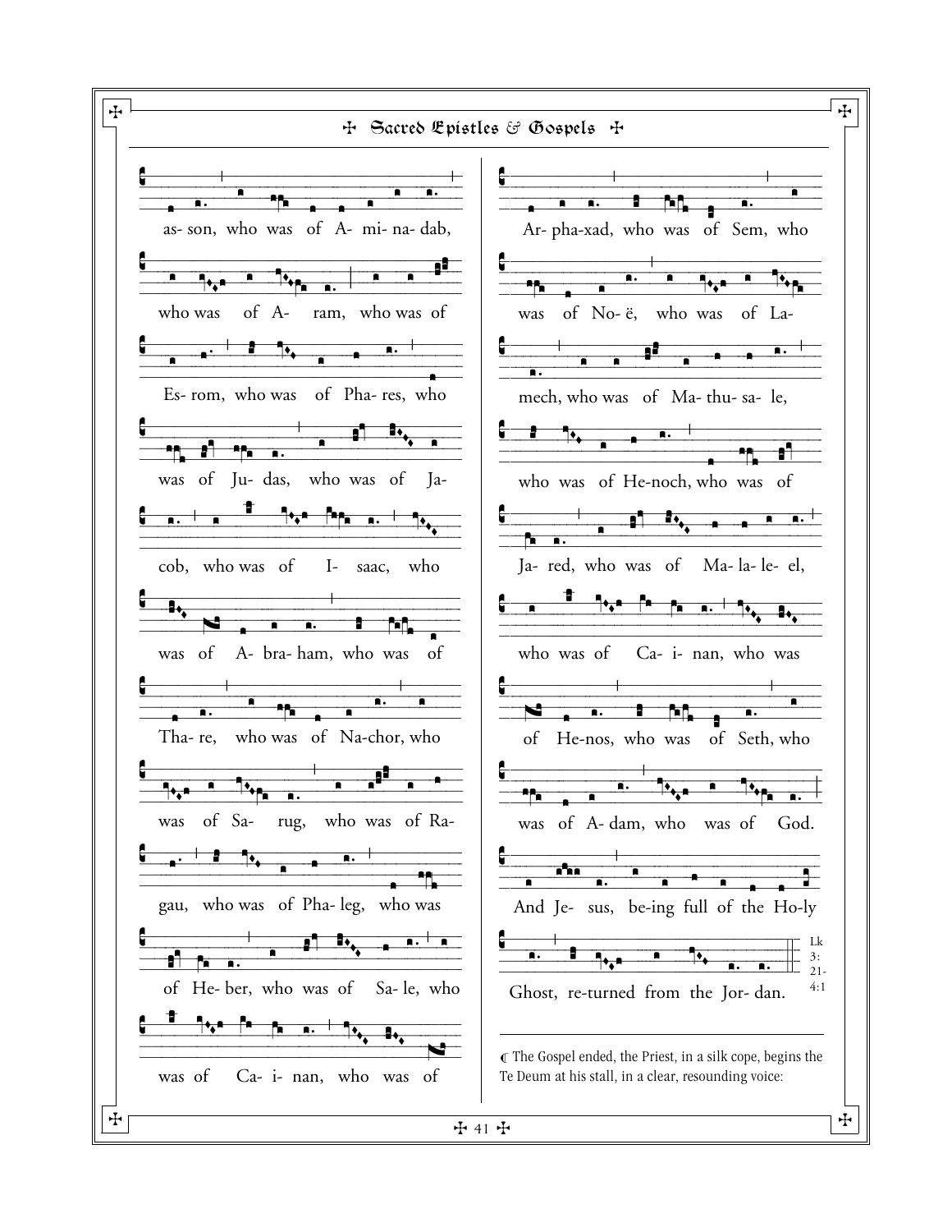as- son, who was of A- mi- na- dab,

who was of A- ram, who was of

Es- rom, who was of Pha- res, who

was of Ju- das, who was of Ja-

cob, who was of I- saac, who

was of A- bra- ham, who was of

Tha- re, who was of Na-chor, who

was of Sa- rug, who was of Ra-

gau, who was of Pha- leg, who was

of He- ber, who was of Sa- le, who

was of Ca- i- nan, who was of

Ar- pha-xad, who was of Sem, who

was of No- ë, who was of La-

mech, who was of Ma- thu- sa- le,

who was of He-noch, who was of

Ja- red, who was of Ma- la- le- el,

who was of Ca- i- nan, who was

of He-nos, who was of Seth, who

was of A- dam, who was of God.

And Je- sus, be-ing full of the Ho-ly

Ghost, re-turned from the Jor- dan. Lk 3: 21- 4:1

---

¶ The Gospel ended, the Priest, in a silk cope, begins the Te Deum at his stall, in a clear, resounding voice: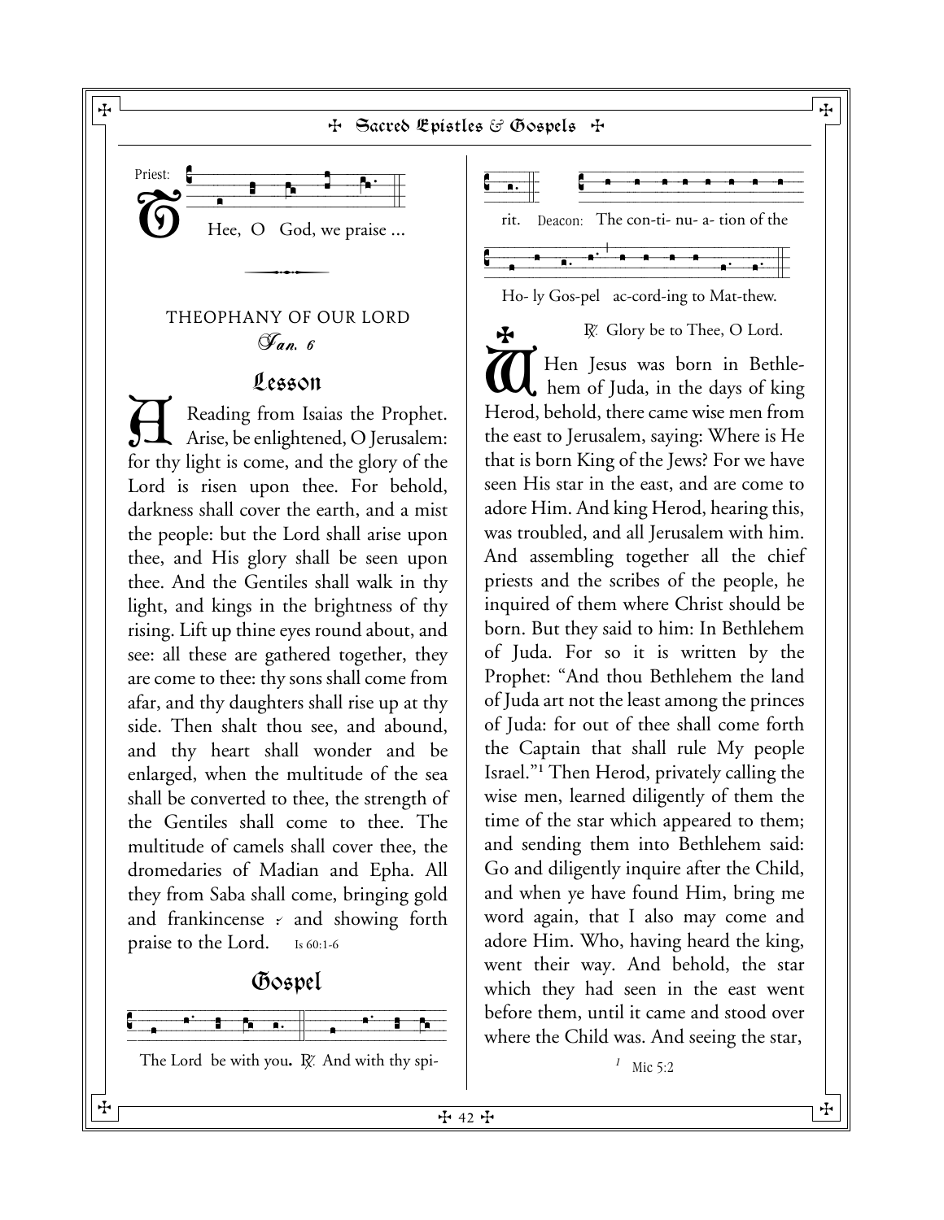Priest: Thee, O God, we praise ...

## THEOPHANY OF OUR LORD

*Jan. 6*

### Lesson

A Reading from Isaias the Prophet. Arise, be enlightened, O Jerusalem: for thy light is come, and the glory of the Lord is risen upon thee. For behold, darkness shall cover the earth, and a mist the people: but the Lord shall arise upon thee, and His glory shall be seen upon thee. And the Gentiles shall walk in thy light, and kings in the brightness of thy rising. Lift up thine eyes round about, and see: all these are gathered together, they are come to thee: thy sons shall come from afar, and thy daughters shall rise up at thy side. Then shalt thou see, and abound, and thy heart shall wonder and be enlarged, when the multitude of the sea shall be converted to thee, the strength of the Gentiles shall come to thee. The multitude of camels shall cover thee, the dromedaries of Madian and Epha. All they from Saba shall come, bringing gold and frankincense ∴ and showing forth praise to the Lord. Is 60:1-6

### Gospel

The Lord be with you. ℟. And with thy spirit. Deacon: The con-ti- nu- a- tion of the Ho- ly Gos-pel ac-cord-ing to Mat-thew.

✠ ℟. Glory be to Thee, O Lord.

When Jesus was born in Bethlehem of Juda, in the days of king Herod, behold, there came wise men from the east to Jerusalem, saying: Where is He that is born King of the Jews? For we have seen His star in the east, and are come to adore Him. And king Herod, hearing this, was troubled, and all Jerusalem with him. And assembling together all the chief priests and the scribes of the people, he inquired of them where Christ should be born. But they said to him: In Bethlehem of Juda. For so it is written by the Prophet: "And thou Bethlehem the land of Juda art not the least among the princes of Juda: for out of thee shall come forth the Captain that shall rule My people Israel."[1] Then Herod, privately calling the wise men, learned diligently of them the time of the star which appeared to them; and sending them into Bethlehem said: Go and diligently inquire after the Child, and when ye have found Him, bring me word again, that I also may come and adore Him. Who, having heard the king, went their way. And behold, the star which they had seen in the east went before them, until it came and stood over where the Child was. And seeing the star,

[1] Mic 5:2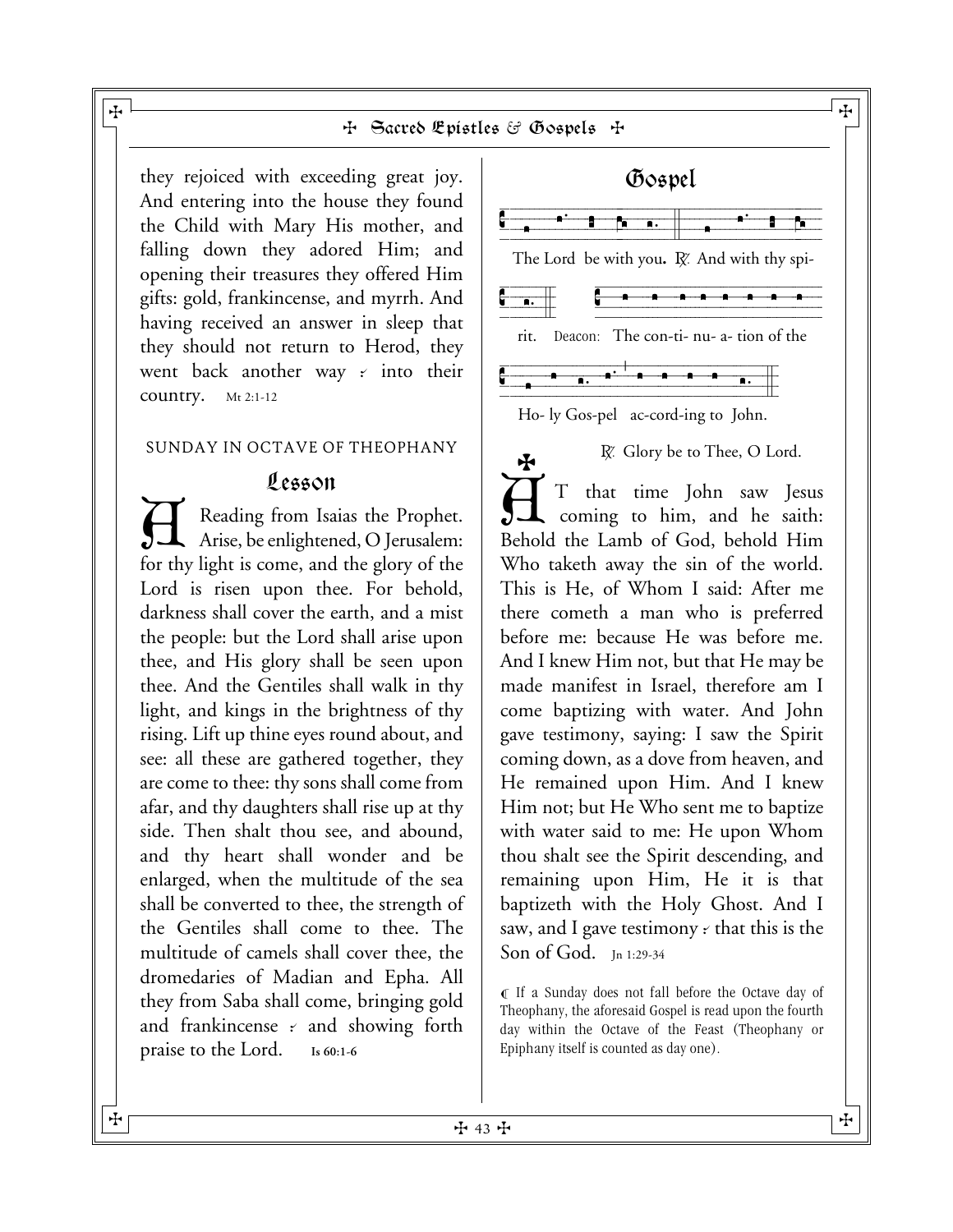they rejoiced with exceeding great joy. And entering into the house they found the Child with Mary His mother, and falling down they adored Him; and opening their treasures they offered Him gifts: gold, frankincense, and myrrh. And having received an answer in sleep that they should not return to Herod, they went back another way ⸓ into their country. Mt 2:1-12

SUNDAY IN OCTAVE OF THEOPHANY

## Lesson

A Reading from Isaias the Prophet. Arise, be enlightened, O Jerusalem: for thy light is come, and the glory of the Lord is risen upon thee. For behold, darkness shall cover the earth, and a mist the people: but the Lord shall arise upon thee, and His glory shall be seen upon thee. And the Gentiles shall walk in thy light, and kings in the brightness of thy rising. Lift up thine eyes round about, and see: all these are gathered together, they are come to thee: thy sons shall come from afar, and thy daughters shall rise up at thy side. Then shalt thou see, and abound, and thy heart shall wonder and be enlarged, when the multitude of the sea shall be converted to thee, the strength of the Gentiles shall come to thee. The multitude of camels shall cover thee, the dromedaries of Madian and Epha. All they from Saba shall come, bringing gold and frankincense ⸓ and showing forth praise to the Lord. **Is 60:1-6**

## Gospel

The Lord be with you. ℟. And with thy spirit. Deacon: The con-ti- nu- a- tion of the Ho- ly Gos-pel ac-cord-ing to John.

℟. Glory be to Thee, O Lord.

✠ AT that time John saw Jesus coming to him, and he saith: Behold the Lamb of God, behold Him Who taketh away the sin of the world. This is He, of Whom I said: After me there cometh a man who is preferred before me: because He was before me. And I knew Him not, but that He may be made manifest in Israel, therefore am I come baptizing with water. And John gave testimony, saying: I saw the Spirit coming down, as a dove from heaven, and He remained upon Him. And I knew Him not; but He Who sent me to baptize with water said to me: He upon Whom thou shalt see the Spirit descending, and remaining upon Him, He it is that baptizeth with the Holy Ghost. And I saw, and I gave testimony ⸓ that this is the Son of God. Jn 1:29-34

℄ If a Sunday does not fall before the Octave day of Theophany, the aforesaid Gospel is read upon the fourth day within the Octave of the Feast (Theophany or Epiphany itself is counted as day one).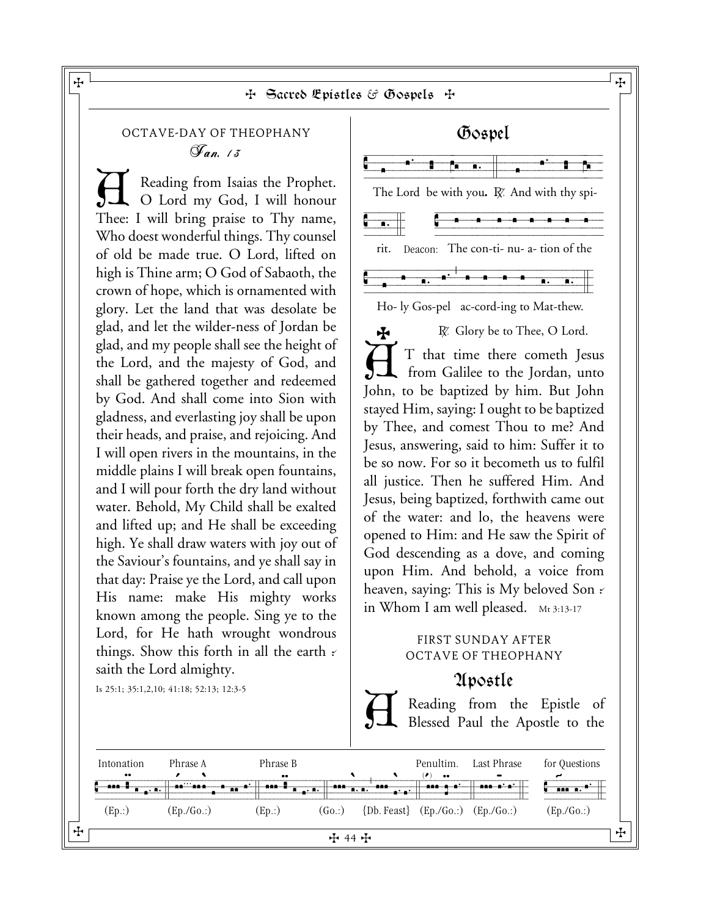## OCTAVE-DAY OF THEOPHANY

*Jan. 13*

A Reading from Isaias the Prophet. O Lord my God, I will honour Thee: I will bring praise to Thy name, Who doest wonderful things. Thy counsel of old be made true. O Lord, lifted on high is Thine arm; O God of Sabaoth, the crown of hope, which is ornamented with glory. Let the land that was desolate be glad, and let the wilder-ness of Jordan be glad, and my people shall see the height of the Lord, and the majesty of God, and shall be gathered together and redeemed by God. And shall come into Sion with gladness, and everlasting joy shall be upon their heads, and praise, and rejoicing. And I will open rivers in the mountains, in the middle plains I will break open fountains, and I will pour forth the dry land without water. Behold, My Child shall be exalted and lifted up; and He shall be exceeding high. Ye shall draw waters with joy out of the Saviour's fountains, and ye shall say in that day: Praise ye the Lord, and call upon His name: make His mighty works known among the people. Sing ye to the Lord, for He hath wrought wondrous things. Show this forth in all the earth ꜙ saith the Lord almighty.

Is 25:1; 35:1,2,10; 41:18; 52:13; 12:3-5

## Gospel

The Lord be with you. ℟. And with thy spi- rit. Deacon: The con-ti- nu- a- tion of the Ho- ly Gos-pel ac-cord-ing to Mat-thew.

℟. Glory be to Thee, O Lord.

✠ AT that time there cometh Jesus from Galilee to the Jordan, unto John, to be baptized by him. But John stayed Him, saying: I ought to be baptized by Thee, and comest Thou to me? And Jesus, answering, said to him: Suffer it to be so now. For so it becometh us to fulfil all justice. Then he suffered Him. And Jesus, being baptized, forthwith came out of the water: and lo, the heavens were opened to Him: and He saw the Spirit of God descending as a dove, and coming upon Him. And behold, a voice from heaven, saying: This is My beloved Son ꜙ in Whom I am well pleased. Mt 3:13-17

## FIRST SUNDAY AFTER OCTAVE OF THEOPHANY

## Apostle

A Reading from the Epistle of Blessed Paul the Apostle to the

Intonation (Ep.:) | Phrase A (Ep./Go.:) | Phrase B (Ep.:) | (Go.:) | {Db. Feast} | Penultim. (Ep./Go.:) | Last Phrase (Ep./Go.:) | for Questions (Ep./Go.:)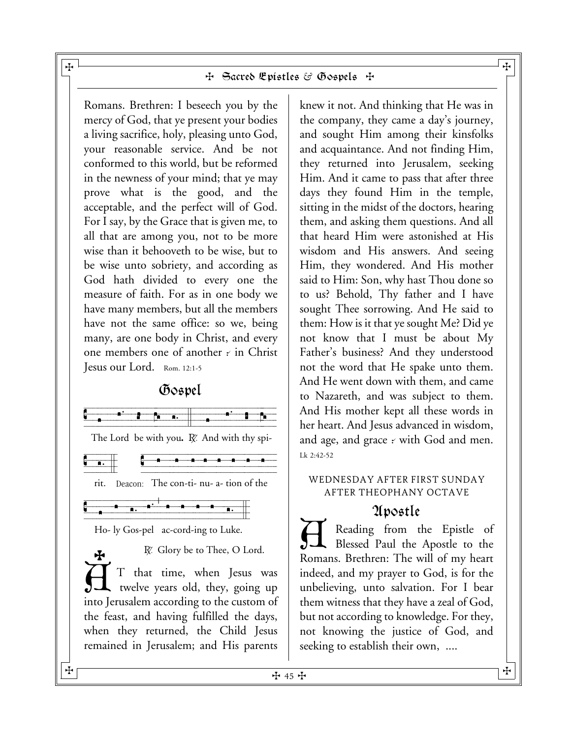Romans. Brethren: I beseech you by the mercy of God, that ye present your bodies a living sacrifice, holy, pleasing unto God, your reasonable service. And be not conformed to this world, but be reformed in the newness of your mind; that ye may prove what is the good, and the acceptable, and the perfect will of God. For I say, by the Grace that is given me, to all that are among you, not to be more wise than it behooveth to be wise, but to be wise unto sobriety, and according as God hath divided to every one the measure of faith. For as in one body we have many members, but all the members have not the same office: so we, being many, are one body in Christ, and every one members one of another ⸗ in Christ Jesus our Lord. Rom. 12:1-5

## Gospel

The Lord be with you. ℟. And with thy spi- rit. Deacon: The con-ti- nu- a- tion of the Ho- ly Gos-pel ac-cord-ing to Luke.

℟. Glory be to Thee, O Lord.

✠ AT that time, when Jesus was twelve years old, they, going up into Jerusalem according to the custom of the feast, and having fulfilled the days, when they returned, the Child Jesus remained in Jerusalem; and His parents knew it not. And thinking that He was in the company, they came a day's journey, and sought Him among their kinsfolks and acquaintance. And not finding Him, they returned into Jerusalem, seeking Him. And it came to pass that after three days they found Him in the temple, sitting in the midst of the doctors, hearing them, and asking them questions. And all that heard Him were astonished at His wisdom and His answers. And seeing Him, they wondered. And His mother said to Him: Son, why hast Thou done so to us? Behold, Thy father and I have sought Thee sorrowing. And He said to them: How is it that ye sought Me? Did ye not know that I must be about My Father's business? And they understood not the word that He spake unto them. And He went down with them, and came to Nazareth, and was subject to them. And His mother kept all these words in her heart. And Jesus advanced in wisdom, and age, and grace ⸗ with God and men. Lk 2:42-52

WEDNESDAY AFTER FIRST SUNDAY AFTER THEOPHANY OCTAVE

## Apostle

A Reading from the Epistle of Blessed Paul the Apostle to the Romans. Brethren: The will of my heart indeed, and my prayer to God, is for the unbelieving, unto salvation. For I bear them witness that they have a zeal of God, but not according to knowledge. For they, not knowing the justice of God, and seeking to establish their own, ....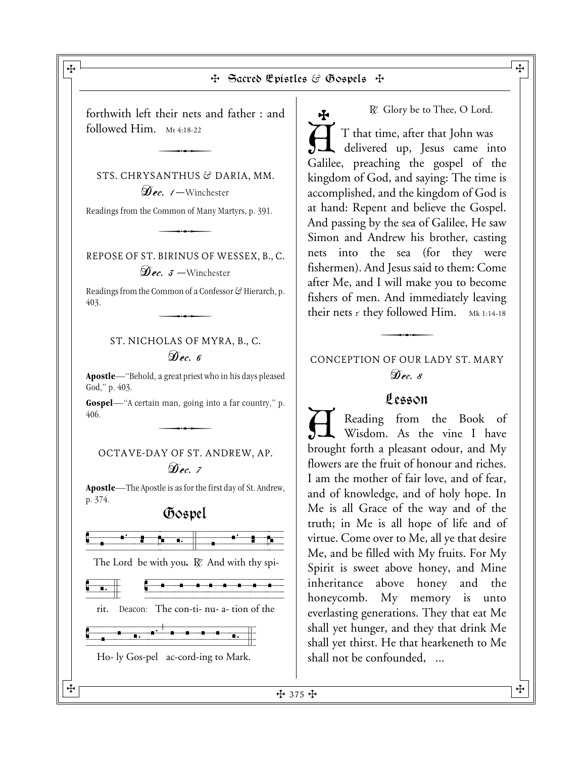forthwith left their nets and father : and followed Him. Mt 4:18-22

STS. CHRYSANTHUS & DARIA, MM.

*Dec. 1*—Winchester

Readings from the Common of Many Martyrs, p. 391.

REPOSE OF ST. BIRINUS OF WESSEX, B., C.

*Dec. 3*—Winchester

Readings from the Common of a Confessor & Hierarch, p. 403.

ST. NICHOLAS OF MYRA, B., C.

*Dec. 6*

**Apostle**—"Behold, a great priest who in his days pleased God," p. 403.

**Gospel**—"A certain man, going into a far country," p. 406.

OCTAVE-DAY OF ST. ANDREW, AP.

*Dec. 7*

**Apostle**—The Apostle is as for the first day of St. Andrew, p. 374.

## Gospel

The Lord be with you. ℟. And with thy spirit. Deacon: The continuation of the Holy Gospel according to Mark.

℟. Glory be to Thee, O Lord.

✠ AT that time, after that John was delivered up, Jesus came into Galilee, preaching the gospel of the kingdom of God, and saying: The time is accomplished, and the kingdom of God is at hand: Repent and believe the Gospel. And passing by the sea of Galilee, He saw Simon and Andrew his brother, casting nets into the sea (for they were fishermen). And Jesus said to them: Come after Me, and I will make you to become fishers of men. And immediately leaving their nets : they followed Him. Mk 1:14-18

CONCEPTION OF OUR LADY ST. MARY

*Dec. 8*

## Lesson

A Reading from the Book of Wisdom. As the vine I have brought forth a pleasant odour, and My flowers are the fruit of honour and riches. I am the mother of fair love, and of fear, and of knowledge, and of holy hope. In Me is all Grace of the way and of the truth; in Me is all hope of life and of virtue. Come over to Me, all ye that desire Me, and be filled with My fruits. For My Spirit is sweet above honey, and Mine inheritance above honey and the honeycomb. My memory is unto everlasting generations. They that eat Me shall yet hunger, and they that drink Me shall yet thirst. He that hearkeneth to Me shall not be confounded, ...